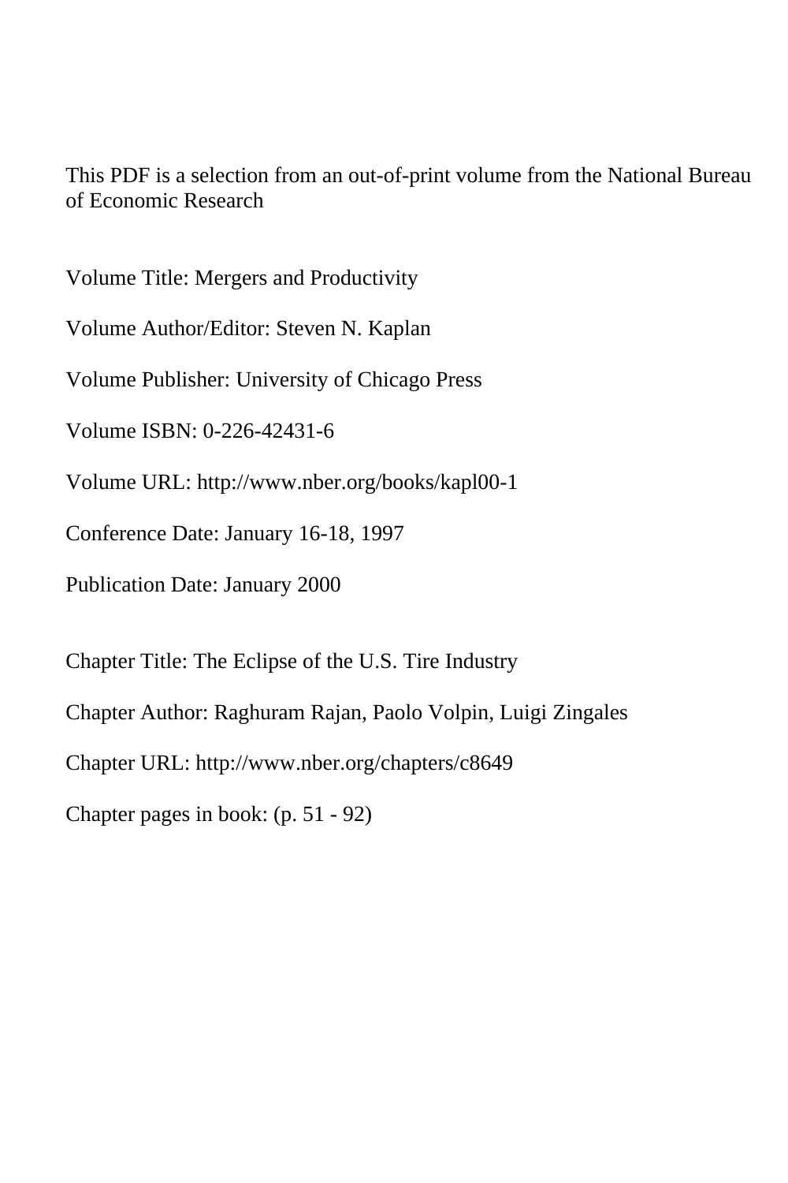This PDF is a selection from an out-of-print volume from the National Bureau of Economic Research

Volume Title: Mergers and Productivity

Volume Author/Editor: Steven N. Kaplan

Volume Publisher: University of Chicago Press

Volume ISBN: 0-226-42431-6

Volume URL: http://www.nber.org/books/kapl00-1

Conference Date: January 16-18, 1997

Publication Date: January 2000

Chapter Title: The Eclipse of the U.S. Tire Industry

Chapter Author: Raghuram Rajan, Paolo Volpin, Luigi Zingales

Chapter URL: http://www.nber.org/chapters/c8649

Chapter pages in book: (p. 51 - 92)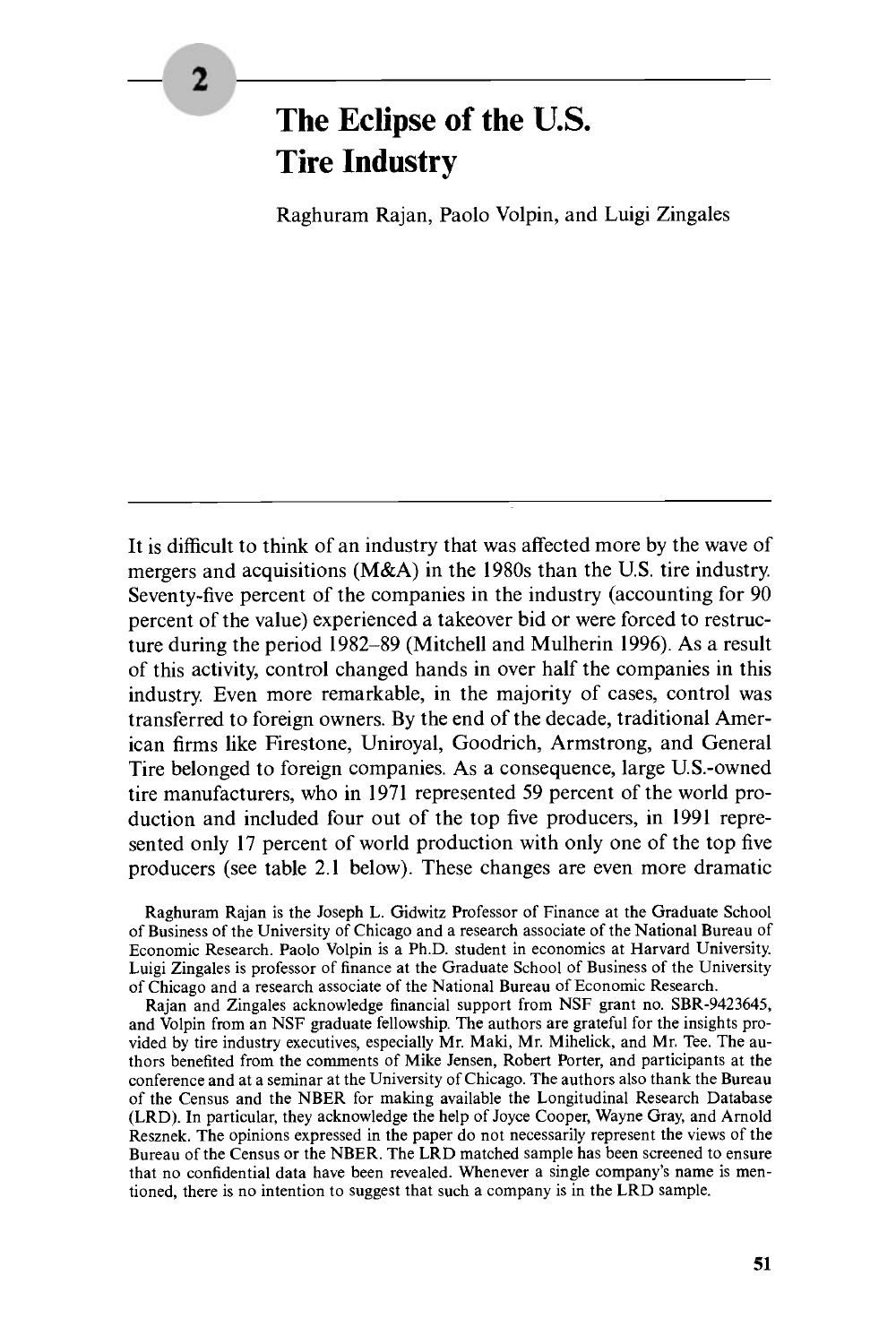# 2

# The Eclipse of the U.S. Tire Industry

Raghuram Rajan, Paolo Volpin, and Luigi Zingales

It is difficult to think of an industry that was affected more by the wave of mergers and acquisitions (M&A) in the 1980s than the U.S. tire industry. Seventy-five percent of the companies in the industry (accounting for 90 percent of the value) experienced a takeover bid or were forced to restructure during the period 1982–89 (Mitchell and Mulherin 1996). As a result of this activity, control changed hands in over half the companies in this industry. Even more remarkable, in the majority of cases, control was transferred to foreign owners. By the end of the decade, traditional American firms like Firestone, Uniroyal, Goodrich, Armstrong, and General Tire belonged to foreign companies. As a consequence, large U.S.-owned tire manufacturers, who in 1971 represented 59 percent of the world production and included four out of the top five producers, in 1991 represented only 17 percent of world production with only one of the top five producers (see table 2.1 below). These changes are even more dramatic

Raghuram Rajan is the Joseph L. Gidwitz Professor of Finance at the Graduate School of Business of the University of Chicago and a research associate of the National Bureau of Economic Research. Paolo Volpin is a Ph.D. student in economics at Harvard University. Luigi Zingales is professor of finance at the Graduate School of Business of the University of Chicago and a research associate of the National Bureau of Economic Research.

Rajan and Zingales acknowledge financial support from NSF grant no. SBR-9423645, and Volpin from an NSF graduate fellowship. The authors are grateful for the insights provided by tire industry executives, especially Mr. Maki, Mr. Mihelick, and Mr. Tee. The authors benefited from the comments of Mike Jensen, Robert Porter, and participants at the conference and at a seminar at the University of Chicago. The authors also thank the Bureau of the Census and the NBER for making available the Longitudinal Research Database (LRD). In particular, they acknowledge the help of Joyce Cooper, Wayne Gray, and Arnold Resznek. The opinions expressed in the paper do not necessarily represent the views of the Bureau of the Census or the NBER. The LRD matched sample has been screened to ensure that no confidential data have been revealed. Whenever a single company's name is mentioned, there is no intention to suggest that such a company is in the LRD sample.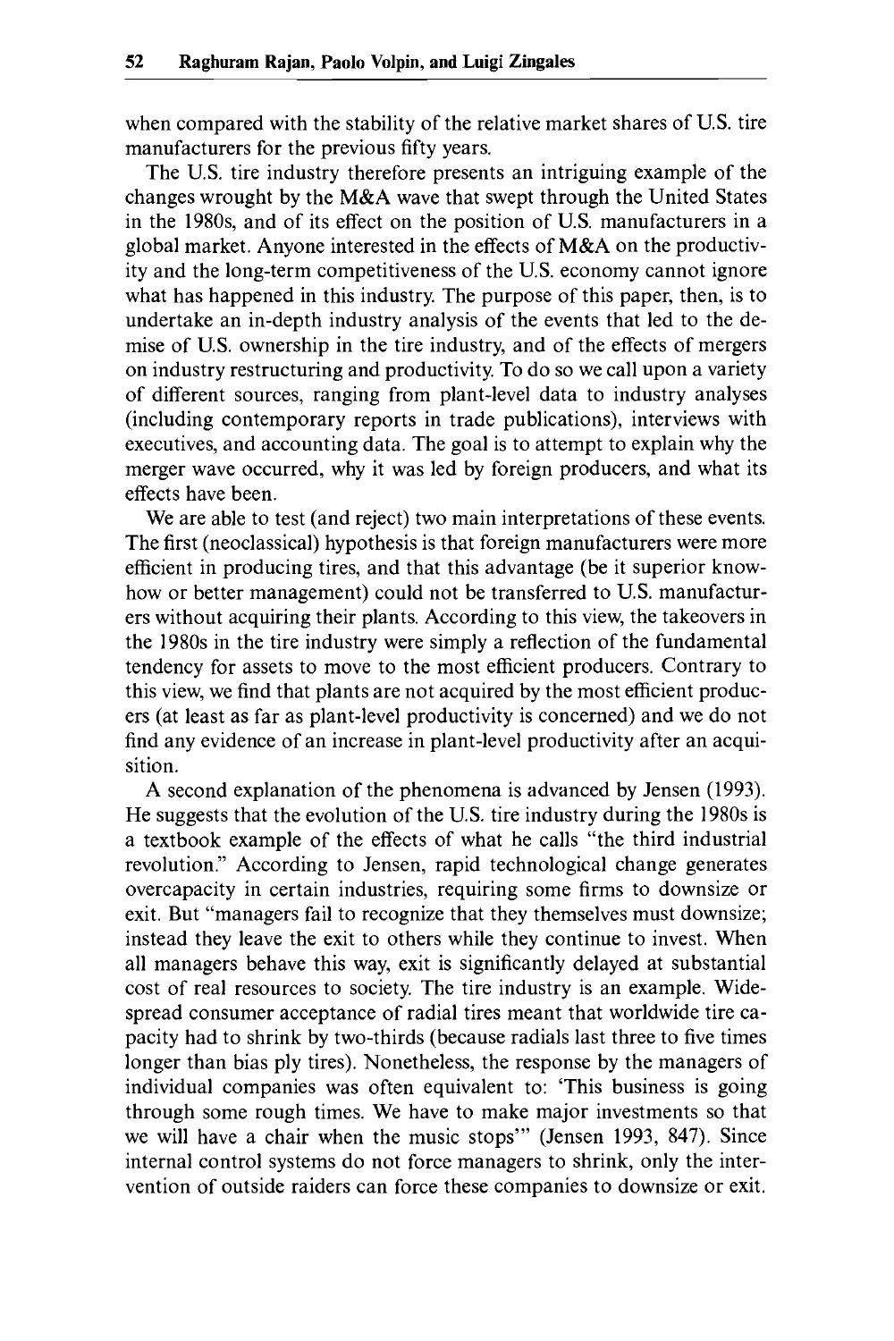when compared with the stability of the relative market shares of U.S. tire manufacturers for the previous fifty years.

The U.S. tire industry therefore presents an intriguing example of the changes wrought by the M&A wave that swept through the United States in the 1980s, and of its effect on the position of U.S. manufacturers in a global market. Anyone interested in the effects of M&A on the productivity and the long-term competitiveness of the U.S. economy cannot ignore what has happened in this industry. The purpose of this paper, then, is to undertake an in-depth industry analysis of the events that led to the demise of U.S. ownership in the tire industry, and of the effects of mergers on industry restructuring and productivity. To do so we call upon a variety of different sources, ranging from plant-level data to industry analyses (including contemporary reports in trade publications), interviews with executives, and accounting data. The goal is to attempt to explain why the merger wave occurred, why it was led by foreign producers, and what its effects have been.

We are able to test (and reject) two main interpretations of these events. The first (neoclassical) hypothesis is that foreign manufacturers were more efficient in producing tires, and that this advantage (be it superior know-how or better management) could not be transferred to U.S. manufacturers without acquiring their plants. According to this view, the takeovers in the 1980s in the tire industry were simply a reflection of the fundamental tendency for assets to move to the most efficient producers. Contrary to this view, we find that plants are not acquired by the most efficient producers (at least as far as plant-level productivity is concerned) and we do not find any evidence of an increase in plant-level productivity after an acquisition.

A second explanation of the phenomena is advanced by Jensen (1993). He suggests that the evolution of the U.S. tire industry during the 1980s is a textbook example of the effects of what he calls "the third industrial revolution." According to Jensen, rapid technological change generates overcapacity in certain industries, requiring some firms to downsize or exit. But "managers fail to recognize that they themselves must downsize; instead they leave the exit to others while they continue to invest. When all managers behave this way, exit is significantly delayed at substantial cost of real resources to society. The tire industry is an example. Widespread consumer acceptance of radial tires meant that worldwide tire capacity had to shrink by two-thirds (because radials last three to five times longer than bias ply tires). Nonetheless, the response by the managers of individual companies was often equivalent to: 'This business is going through some rough times. We have to make major investments so that we will have a chair when the music stops'" (Jensen 1993, 847). Since internal control systems do not force managers to shrink, only the intervention of outside raiders can force these companies to downsize or exit.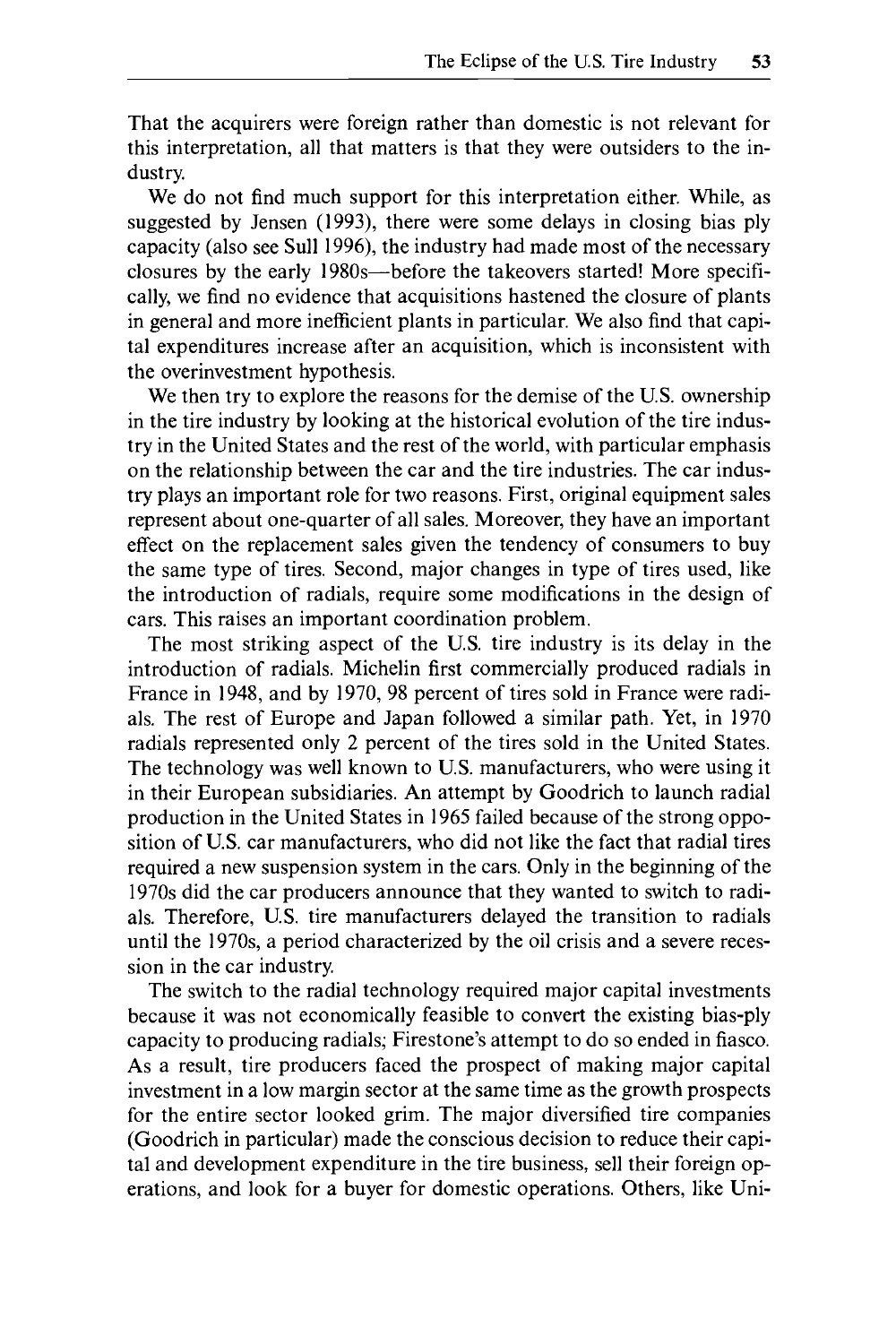That the acquirers were foreign rather than domestic is not relevant for this interpretation, all that matters is that they were outsiders to the industry.

We do not find much support for this interpretation either. While, as suggested by Jensen (1993), there were some delays in closing bias ply capacity (also see Sull 1996), the industry had made most of the necessary closures by the early 1980s—before the takeovers started! More specifically, we find no evidence that acquisitions hastened the closure of plants in general and more inefficient plants in particular. We also find that capital expenditures increase after an acquisition, which is inconsistent with the overinvestment hypothesis.

We then try to explore the reasons for the demise of the U.S. ownership in the tire industry by looking at the historical evolution of the tire industry in the United States and the rest of the world, with particular emphasis on the relationship between the car and the tire industries. The car industry plays an important role for two reasons. First, original equipment sales represent about one-quarter of all sales. Moreover, they have an important effect on the replacement sales given the tendency of consumers to buy the same type of tires. Second, major changes in type of tires used, like the introduction of radials, require some modifications in the design of cars. This raises an important coordination problem.

The most striking aspect of the U.S. tire industry is its delay in the introduction of radials. Michelin first commercially produced radials in France in 1948, and by 1970, 98 percent of tires sold in France were radials. The rest of Europe and Japan followed a similar path. Yet, in 1970 radials represented only 2 percent of the tires sold in the United States. The technology was well known to U.S. manufacturers, who were using it in their European subsidiaries. An attempt by Goodrich to launch radial production in the United States in 1965 failed because of the strong opposition of U.S. car manufacturers, who did not like the fact that radial tires required a new suspension system in the cars. Only in the beginning of the 1970s did the car producers announce that they wanted to switch to radials. Therefore, U.S. tire manufacturers delayed the transition to radials until the 1970s, a period characterized by the oil crisis and a severe recession in the car industry.

The switch to the radial technology required major capital investments because it was not economically feasible to convert the existing bias-ply capacity to producing radials; Firestone's attempt to do so ended in fiasco. As a result, tire producers faced the prospect of making major capital investment in a low margin sector at the same time as the growth prospects for the entire sector looked grim. The major diversified tire companies (Goodrich in particular) made the conscious decision to reduce their capital and development expenditure in the tire business, sell their foreign operations, and look for a buyer for domestic operations. Others, like Uni-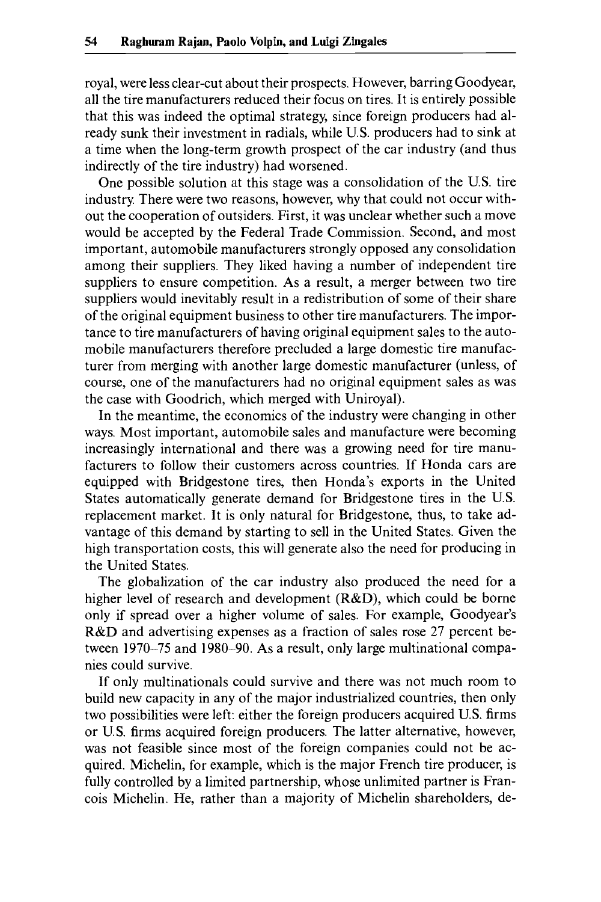royal, were less clear-cut about their prospects. However, barring Goodyear, all the tire manufacturers reduced their focus on tires. It is entirely possible that this was indeed the optimal strategy, since foreign producers had already sunk their investment in radials, while U.S. producers had to sink at a time when the long-term growth prospect of the car industry (and thus indirectly of the tire industry) had worsened.

One possible solution at this stage was a consolidation of the U.S. tire industry. There were two reasons, however, why that could not occur without the cooperation of outsiders. First, it was unclear whether such a move would be accepted by the Federal Trade Commission. Second, and most important, automobile manufacturers strongly opposed any consolidation among their suppliers. They liked having a number of independent tire suppliers to ensure competition. As a result, a merger between two tire suppliers would inevitably result in a redistribution of some of their share of the original equipment business to other tire manufacturers. The importance to tire manufacturers of having original equipment sales to the automobile manufacturers therefore precluded a large domestic tire manufacturer from merging with another large domestic manufacturer (unless, of course, one of the manufacturers had no original equipment sales as was the case with Goodrich, which merged with Uniroyal).

In the meantime, the economics of the industry were changing in other ways. Most important, automobile sales and manufacture were becoming increasingly international and there was a growing need for tire manufacturers to follow their customers across countries. If Honda cars are equipped with Bridgestone tires, then Honda's exports in the United States automatically generate demand for Bridgestone tires in the U.S. replacement market. It is only natural for Bridgestone, thus, to take advantage of this demand by starting to sell in the United States. Given the high transportation costs, this will generate also the need for producing in the United States.

The globalization of the car industry also produced the need for a higher level of research and development (R&D), which could be borne only if spread over a higher volume of sales. For example, Goodyear's R&D and advertising expenses as a fraction of sales rose 27 percent between 1970–75 and 1980–90. As a result, only large multinational companies could survive.

If only multinationals could survive and there was not much room to build new capacity in any of the major industrialized countries, then only two possibilities were left: either the foreign producers acquired U.S. firms or U.S. firms acquired foreign producers. The latter alternative, however, was not feasible since most of the foreign companies could not be acquired. Michelin, for example, which is the major French tire producer, is fully controlled by a limited partnership, whose unlimited partner is Francois Michelin. He, rather than a majority of Michelin shareholders, de-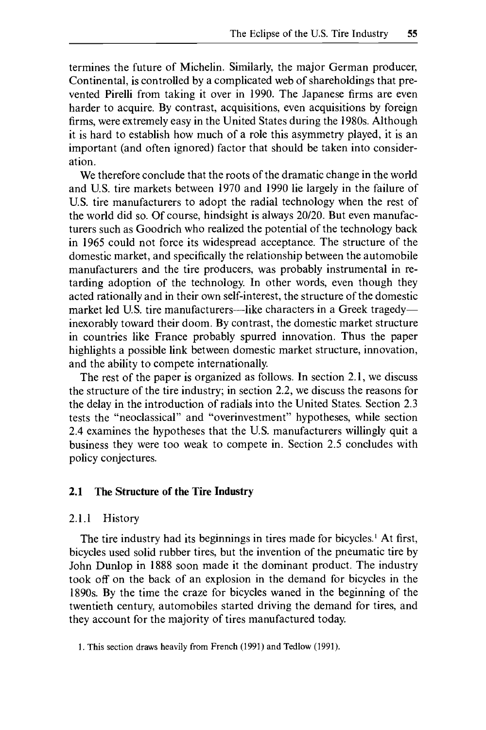termines the future of Michelin. Similarly, the major German producer, Continental, is controlled by a complicated web of shareholdings that prevented Pirelli from taking it over in 1990. The Japanese firms are even harder to acquire. By contrast, acquisitions, even acquisitions by foreign firms, were extremely easy in the United States during the 1980s. Although it is hard to establish how much of a role this asymmetry played, it is an important (and often ignored) factor that should be taken into consideration.

We therefore conclude that the roots of the dramatic change in the world and U.S. tire markets between 1970 and 1990 lie largely in the failure of U.S. tire manufacturers to adopt the radial technology when the rest of the world did so. Of course, hindsight is always 20/20. But even manufacturers such as Goodrich who realized the potential of the technology back in 1965 could not force its widespread acceptance. The structure of the domestic market, and specifically the relationship between the automobile manufacturers and the tire producers, was probably instrumental in retarding adoption of the technology. In other words, even though they acted rationally and in their own self-interest, the structure of the domestic market led U.S. tire manufacturers—like characters in a Greek tragedy—inexorably toward their doom. By contrast, the domestic market structure in countries like France probably spurred innovation. Thus the paper highlights a possible link between domestic market structure, innovation, and the ability to compete internationally.

The rest of the paper is organized as follows. In section 2.1, we discuss the structure of the tire industry; in section 2.2, we discuss the reasons for the delay in the introduction of radials into the United States. Section 2.3 tests the "neoclassical" and "overinvestment" hypotheses, while section 2.4 examines the hypotheses that the U.S. manufacturers willingly quit a business they were too weak to compete in. Section 2.5 concludes with policy conjectures.

## 2.1 The Structure of the Tire Industry

### 2.1.1 History

The tire industry had its beginnings in tires made for bicycles.[1] At first, bicycles used solid rubber tires, but the invention of the pneumatic tire by John Dunlop in 1888 soon made it the dominant product. The industry took off on the back of an explosion in the demand for bicycles in the 1890s. By the time the craze for bicycles waned in the beginning of the twentieth century, automobiles started driving the demand for tires, and they account for the majority of tires manufactured today.

1. This section draws heavily from French (1991) and Tedlow (1991).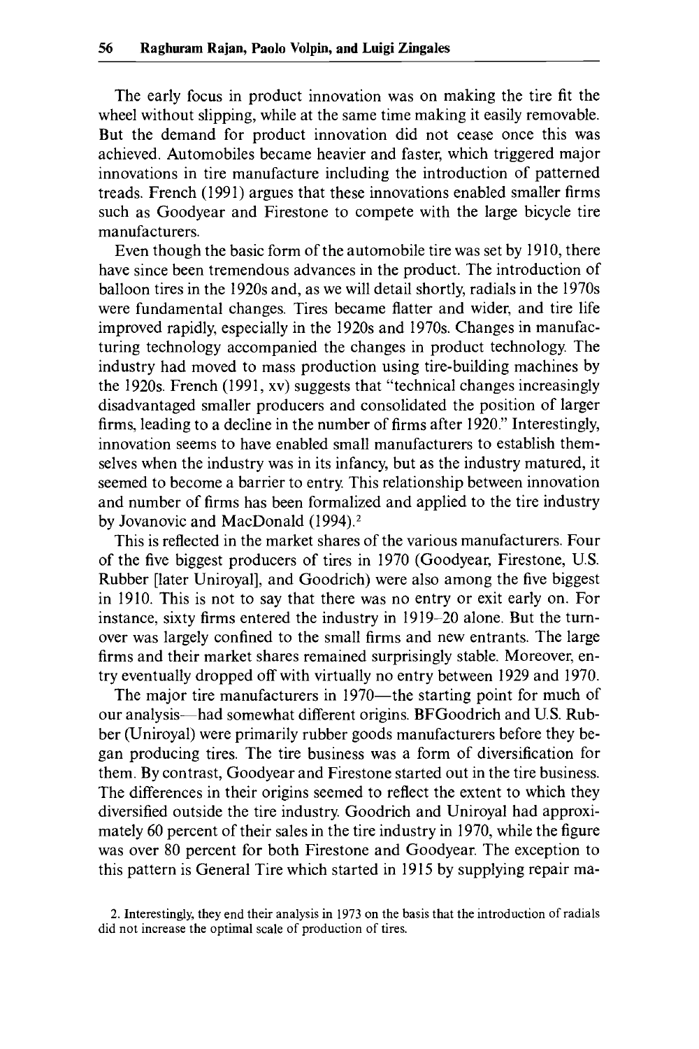The early focus in product innovation was on making the tire fit the wheel without slipping, while at the same time making it easily removable. But the demand for product innovation did not cease once this was achieved. Automobiles became heavier and faster, which triggered major innovations in tire manufacture including the introduction of patterned treads. French (1991) argues that these innovations enabled smaller firms such as Goodyear and Firestone to compete with the large bicycle tire manufacturers.

Even though the basic form of the automobile tire was set by 1910, there have since been tremendous advances in the product. The introduction of balloon tires in the 1920s and, as we will detail shortly, radials in the 1970s were fundamental changes. Tires became flatter and wider, and tire life improved rapidly, especially in the 1920s and 1970s. Changes in manufacturing technology accompanied the changes in product technology. The industry had moved to mass production using tire-building machines by the 1920s. French (1991, xv) suggests that "technical changes increasingly disadvantaged smaller producers and consolidated the position of larger firms, leading to a decline in the number of firms after 1920." Interestingly, innovation seems to have enabled small manufacturers to establish themselves when the industry was in its infancy, but as the industry matured, it seemed to become a barrier to entry. This relationship between innovation and number of firms has been formalized and applied to the tire industry by Jovanovic and MacDonald (1994).[2]

This is reflected in the market shares of the various manufacturers. Four of the five biggest producers of tires in 1970 (Goodyear, Firestone, U.S. Rubber [later Uniroyal], and Goodrich) were also among the five biggest in 1910. This is not to say that there was no entry or exit early on. For instance, sixty firms entered the industry in 1919–20 alone. But the turnover was largely confined to the small firms and new entrants. The large firms and their market shares remained surprisingly stable. Moreover, entry eventually dropped off with virtually no entry between 1929 and 1970.

The major tire manufacturers in 1970—the starting point for much of our analysis—had somewhat different origins. BFGoodrich and U.S. Rubber (Uniroyal) were primarily rubber goods manufacturers before they began producing tires. The tire business was a form of diversification for them. By contrast, Goodyear and Firestone started out in the tire business. The differences in their origins seemed to reflect the extent to which they diversified outside the tire industry. Goodrich and Uniroyal had approximately 60 percent of their sales in the tire industry in 1970, while the figure was over 80 percent for both Firestone and Goodyear. The exception to this pattern is General Tire which started in 1915 by supplying repair ma-

2. Interestingly, they end their analysis in 1973 on the basis that the introduction of radials did not increase the optimal scale of production of tires.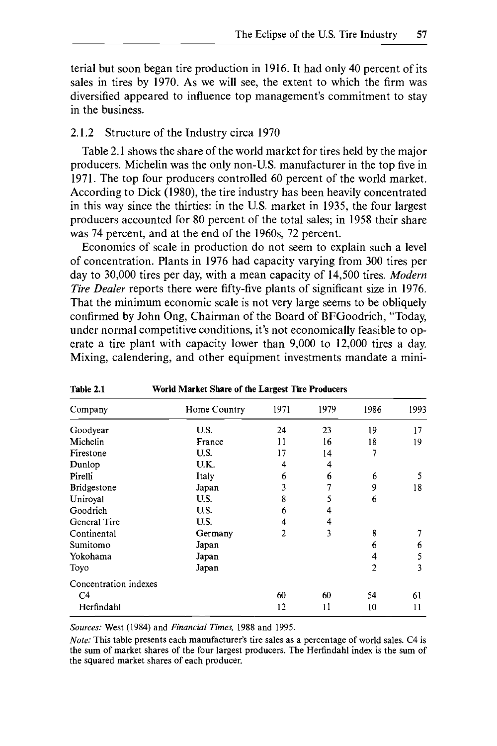terial but soon began tire production in 1916. It had only 40 percent of its sales in tires by 1970. As we will see, the extent to which the firm was diversified appeared to influence top management's commitment to stay in the business.

### 2.1.2 Structure of the Industry circa 1970

Table 2.1 shows the share of the world market for tires held by the major producers. Michelin was the only non-U.S. manufacturer in the top five in 1971. The top four producers controlled 60 percent of the world market. According to Dick (1980), the tire industry has been heavily concentrated in this way since the thirties: in the U.S. market in 1935, the four largest producers accounted for 80 percent of the total sales; in 1958 their share was 74 percent, and at the end of the 1960s, 72 percent.

Economies of scale in production do not seem to explain such a level of concentration. Plants in 1976 had capacity varying from 300 tires per day to 30,000 tires per day, with a mean capacity of 14,500 tires. *Modern Tire Dealer* reports there were fifty-five plants of significant size in 1976. That the minimum economic scale is not very large seems to be obliquely confirmed by John Ong, Chairman of the Board of BFGoodrich, "Today, under normal competitive conditions, it's not economically feasible to operate a tire plant with capacity lower than 9,000 to 12,000 tires a day. Mixing, calendering, and other equipment investments mandate a mini-

**Table 2.1** World Market Share of the Largest Tire Producers

| Company | Home Country | 1971 | 1979 | 1986 | 1993 |
|---|---|---|---|---|---|
| Goodyear | U.S. | 24 | 23 | 19 | 17 |
| Michelin | France | 11 | 16 | 18 | 19 |
| Firestone | U.S. | 17 | 14 | 7 | |
| Dunlop | U.K. | 4 | 4 | | |
| Pirelli | Italy | 6 | 6 | 6 | 5 |
| Bridgestone | Japan | 3 | 7 | 9 | 18 |
| Uniroyal | U.S. | 8 | 5 | 6 | |
| Goodrich | U.S. | 6 | 4 | | |
| General Tire | U.S. | 4 | 4 | | |
| Continental | Germany | 2 | 3 | 8 | 7 |
| Sumitomo | Japan | | | 6 | 6 |
| Yokohama | Japan | | | 4 | 5 |
| Toyo | Japan | | | 2 | 3 |
| Concentration indexes | | | | | |
| C4 | | 60 | 60 | 54 | 61 |
| Herfindahl | | 12 | 11 | 10 | 11 |

*Sources:* West (1984) and *Financial Times*, 1988 and 1995.

*Note:* This table presents each manufacturer's tire sales as a percentage of world sales. C4 is the sum of market shares of the four largest producers. The Herfindahl index is the sum of the squared market shares of each producer.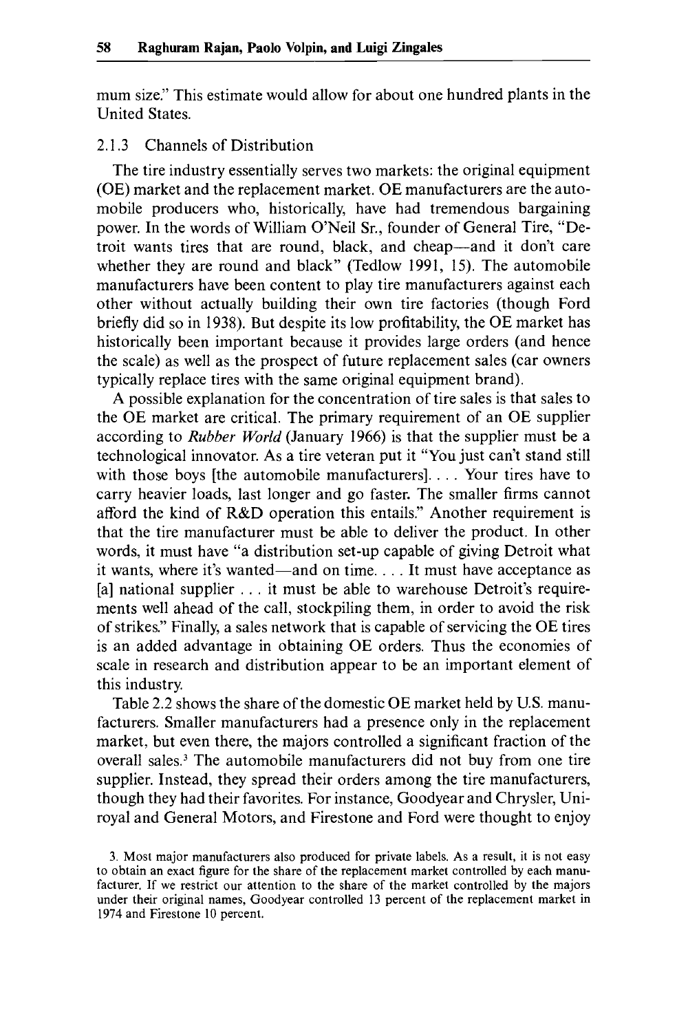mum size." This estimate would allow for about one hundred plants in the United States.

### 2.1.3 Channels of Distribution

The tire industry essentially serves two markets: the original equipment (OE) market and the replacement market. OE manufacturers are the automobile producers who, historically, have had tremendous bargaining power. In the words of William O'Neil Sr., founder of General Tire, "Detroit wants tires that are round, black, and cheap—and it don't care whether they are round and black" (Tedlow 1991, 15). The automobile manufacturers have been content to play tire manufacturers against each other without actually building their own tire factories (though Ford briefly did so in 1938). But despite its low profitability, the OE market has historically been important because it provides large orders (and hence the scale) as well as the prospect of future replacement sales (car owners typically replace tires with the same original equipment brand).

A possible explanation for the concentration of tire sales is that sales to the OE market are critical. The primary requirement of an OE supplier according to *Rubber World* (January 1966) is that the supplier must be a technological innovator. As a tire veteran put it "You just can't stand still with those boys [the automobile manufacturers]. . . . Your tires have to carry heavier loads, last longer and go faster. The smaller firms cannot afford the kind of R&D operation this entails." Another requirement is that the tire manufacturer must be able to deliver the product. In other words, it must have "a distribution set-up capable of giving Detroit what it wants, where it's wanted—and on time. . . . It must have acceptance as [a] national supplier . . . it must be able to warehouse Detroit's requirements well ahead of the call, stockpiling them, in order to avoid the risk of strikes." Finally, a sales network that is capable of servicing the OE tires is an added advantage in obtaining OE orders. Thus the economies of scale in research and distribution appear to be an important element of this industry.

Table 2.2 shows the share of the domestic OE market held by U.S. manufacturers. Smaller manufacturers had a presence only in the replacement market, but even there, the majors controlled a significant fraction of the overall sales.[3] The automobile manufacturers did not buy from one tire supplier. Instead, they spread their orders among the tire manufacturers, though they had their favorites. For instance, Goodyear and Chrysler, Uniroyal and General Motors, and Firestone and Ford were thought to enjoy

3. Most major manufacturers also produced for private labels. As a result, it is not easy to obtain an exact figure for the share of the replacement market controlled by each manufacturer. If we restrict our attention to the share of the market controlled by the majors under their original names, Goodyear controlled 13 percent of the replacement market in 1974 and Firestone 10 percent.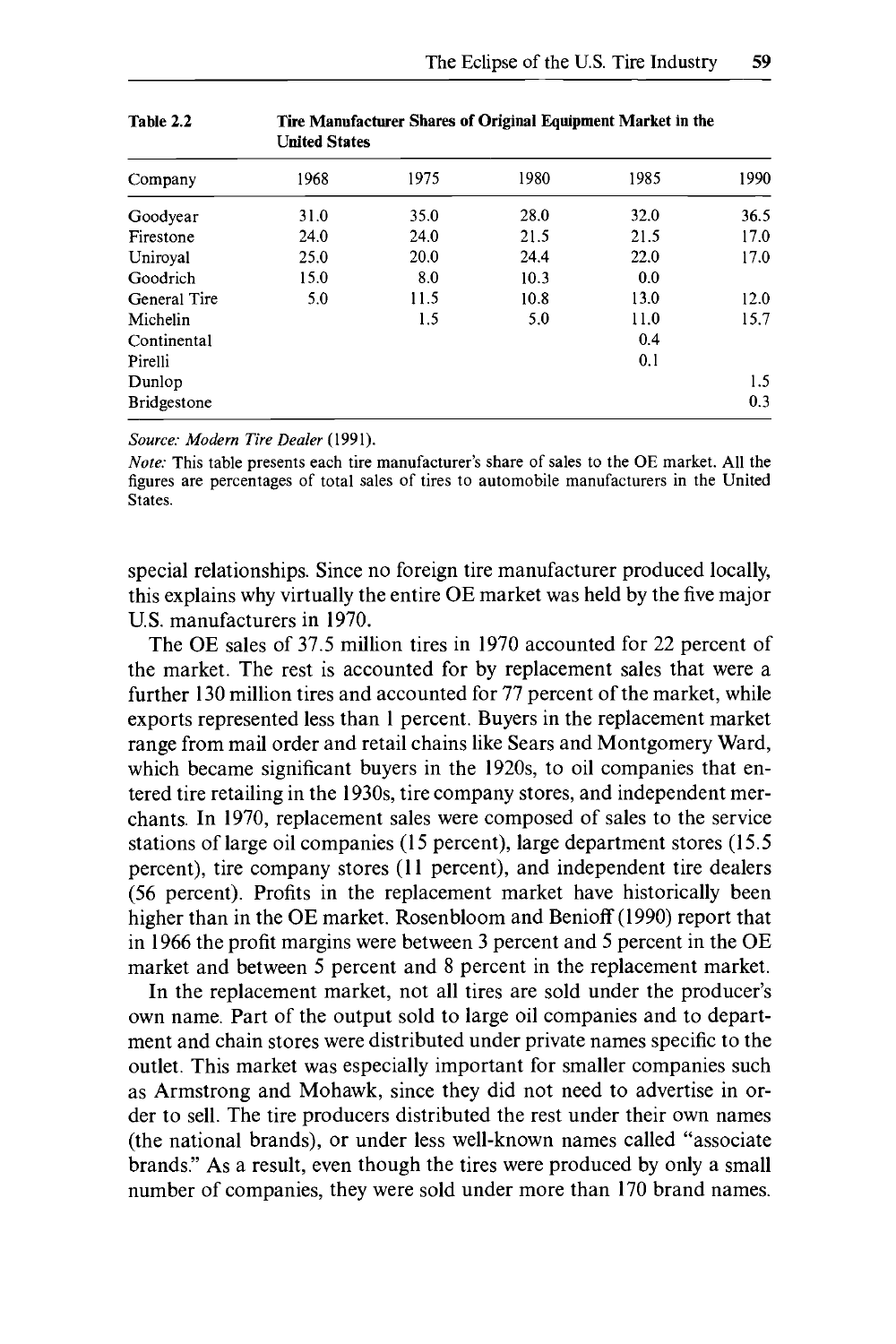**Table 2.2 Tire Manufacturer Shares of Original Equipment Market in the United States**

| Company | 1968 | 1975 | 1980 | 1985 | 1990 |
|---|---|---|---|---|---|
| Goodyear | 31.0 | 35.0 | 28.0 | 32.0 | 36.5 |
| Firestone | 24.0 | 24.0 | 21.5 | 21.5 | 17.0 |
| Uniroyal | 25.0 | 20.0 | 24.4 | 22.0 | 17.0 |
| Goodrich | 15.0 | 8.0 | 10.3 | 0.0 | |
| General Tire | 5.0 | 11.5 | 10.8 | 13.0 | 12.0 |
| Michelin | | 1.5 | 5.0 | 11.0 | 15.7 |
| Continental | | | | 0.4 | |
| Pirelli | | | | 0.1 | |
| Dunlop | | | | | 1.5 |
| Bridgestone | | | | | 0.3 |

*Source: Modern Tire Dealer* (1991).

*Note:* This table presents each tire manufacturer's share of sales to the OE market. All the figures are percentages of total sales of tires to automobile manufacturers in the United States.

special relationships. Since no foreign tire manufacturer produced locally, this explains why virtually the entire OE market was held by the five major U.S. manufacturers in 1970.

The OE sales of 37.5 million tires in 1970 accounted for 22 percent of the market. The rest is accounted for by replacement sales that were a further 130 million tires and accounted for 77 percent of the market, while exports represented less than 1 percent. Buyers in the replacement market range from mail order and retail chains like Sears and Montgomery Ward, which became significant buyers in the 1920s, to oil companies that entered tire retailing in the 1930s, tire company stores, and independent merchants. In 1970, replacement sales were composed of sales to the service stations of large oil companies (15 percent), large department stores (15.5 percent), tire company stores (11 percent), and independent tire dealers (56 percent). Profits in the replacement market have historically been higher than in the OE market. Rosenbloom and Benioff (1990) report that in 1966 the profit margins were between 3 percent and 5 percent in the OE market and between 5 percent and 8 percent in the replacement market.

In the replacement market, not all tires are sold under the producer's own name. Part of the output sold to large oil companies and to department and chain stores were distributed under private names specific to the outlet. This market was especially important for smaller companies such as Armstrong and Mohawk, since they did not need to advertise in order to sell. The tire producers distributed the rest under their own names (the national brands), or under less well-known names called "associate brands." As a result, even though the tires were produced by only a small number of companies, they were sold under more than 170 brand names.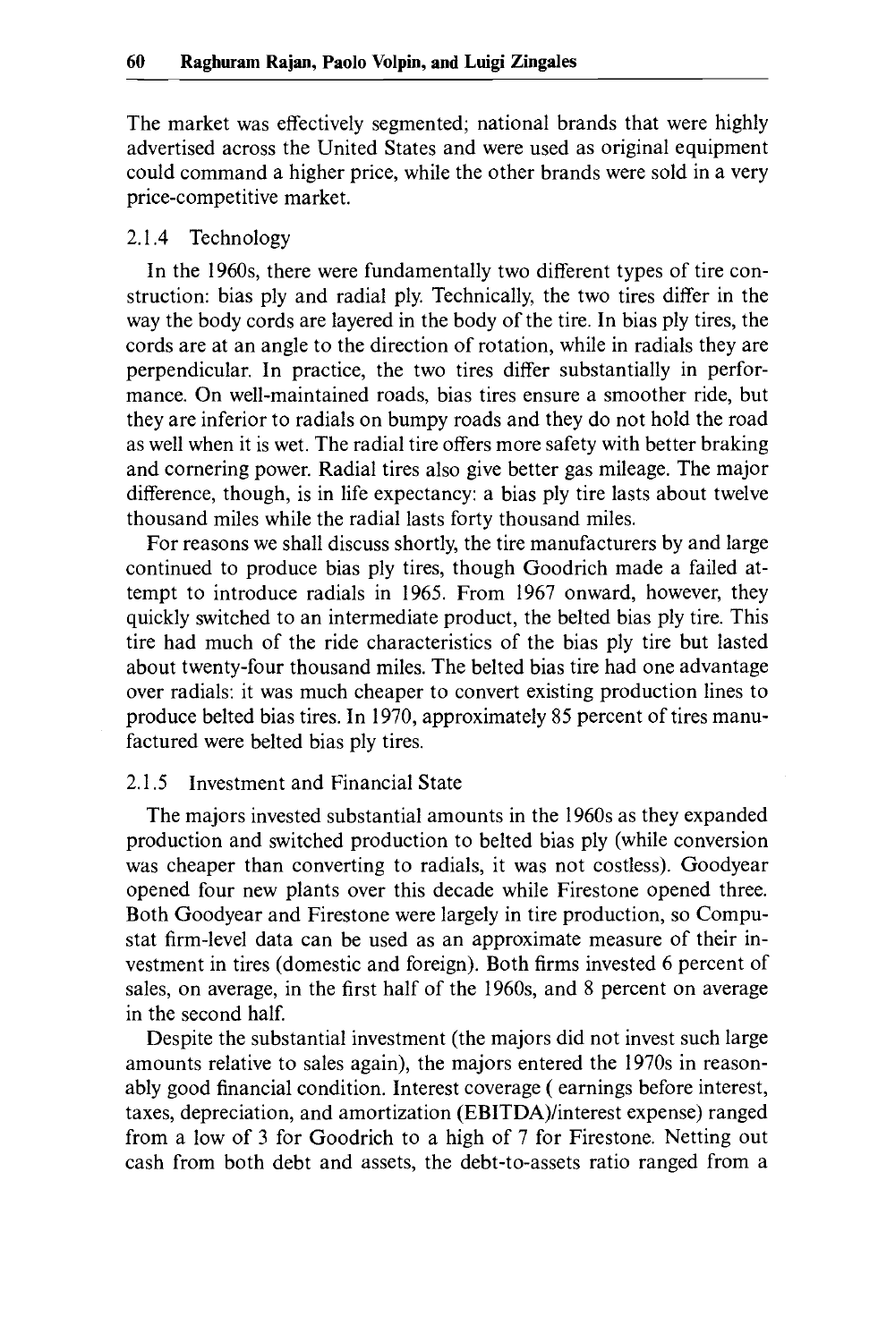The market was effectively segmented; national brands that were highly advertised across the United States and were used as original equipment could command a higher price, while the other brands were sold in a very price-competitive market.

### 2.1.4 Technology

In the 1960s, there were fundamentally two different types of tire construction: bias ply and radial ply. Technically, the two tires differ in the way the body cords are layered in the body of the tire. In bias ply tires, the cords are at an angle to the direction of rotation, while in radials they are perpendicular. In practice, the two tires differ substantially in performance. On well-maintained roads, bias tires ensure a smoother ride, but they are inferior to radials on bumpy roads and they do not hold the road as well when it is wet. The radial tire offers more safety with better braking and cornering power. Radial tires also give better gas mileage. The major difference, though, is in life expectancy: a bias ply tire lasts about twelve thousand miles while the radial lasts forty thousand miles.

For reasons we shall discuss shortly, the tire manufacturers by and large continued to produce bias ply tires, though Goodrich made a failed attempt to introduce radials in 1965. From 1967 onward, however, they quickly switched to an intermediate product, the belted bias ply tire. This tire had much of the ride characteristics of the bias ply tire but lasted about twenty-four thousand miles. The belted bias tire had one advantage over radials: it was much cheaper to convert existing production lines to produce belted bias tires. In 1970, approximately 85 percent of tires manufactured were belted bias ply tires.

### 2.1.5 Investment and Financial State

The majors invested substantial amounts in the 1960s as they expanded production and switched production to belted bias ply (while conversion was cheaper than converting to radials, it was not costless). Goodyear opened four new plants over this decade while Firestone opened three. Both Goodyear and Firestone were largely in tire production, so Compustat firm-level data can be used as an approximate measure of their investment in tires (domestic and foreign). Both firms invested 6 percent of sales, on average, in the first half of the 1960s, and 8 percent on average in the second half.

Despite the substantial investment (the majors did not invest such large amounts relative to sales again), the majors entered the 1970s in reasonably good financial condition. Interest coverage ( earnings before interest, taxes, depreciation, and amortization (EBITDA)/interest expense) ranged from a low of 3 for Goodrich to a high of 7 for Firestone. Netting out cash from both debt and assets, the debt-to-assets ratio ranged from a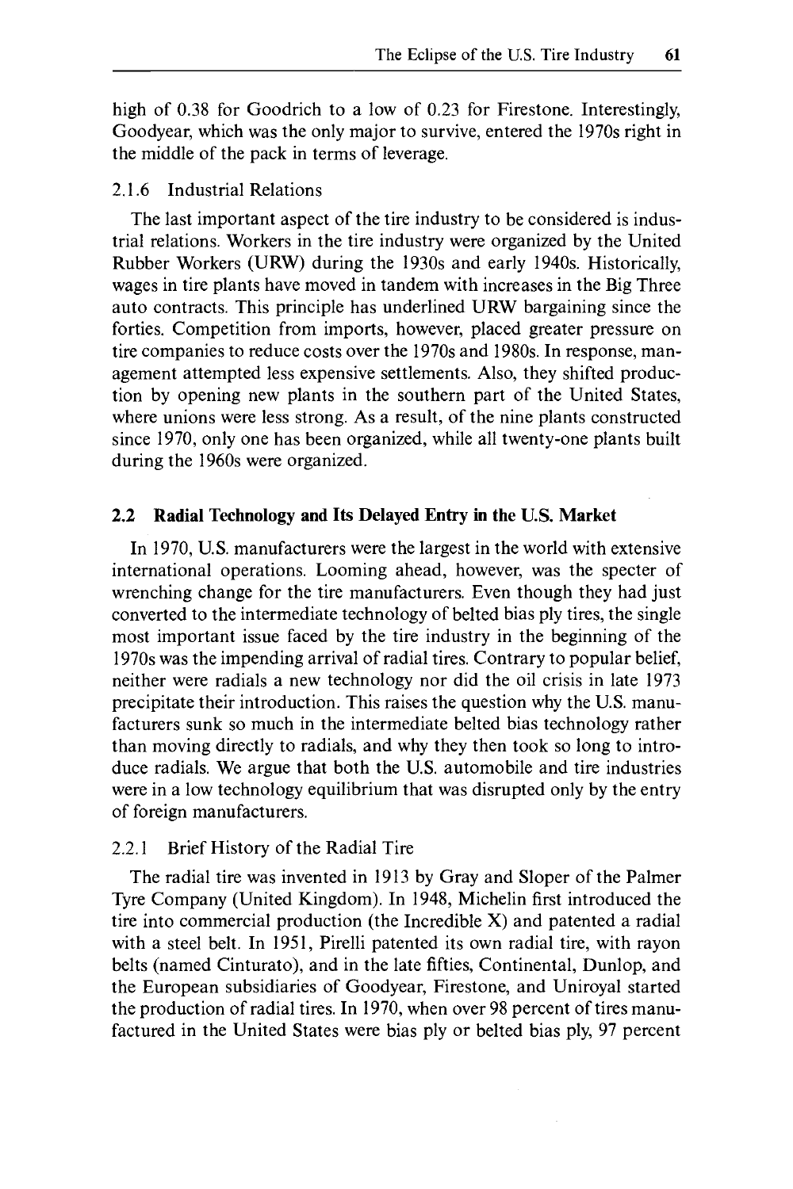high of 0.38 for Goodrich to a low of 0.23 for Firestone. Interestingly, Goodyear, which was the only major to survive, entered the 1970s right in the middle of the pack in terms of leverage.

### 2.1.6 Industrial Relations

The last important aspect of the tire industry to be considered is industrial relations. Workers in the tire industry were organized by the United Rubber Workers (URW) during the 1930s and early 1940s. Historically, wages in tire plants have moved in tandem with increases in the Big Three auto contracts. This principle has underlined URW bargaining since the forties. Competition from imports, however, placed greater pressure on tire companies to reduce costs over the 1970s and 1980s. In response, management attempted less expensive settlements. Also, they shifted production by opening new plants in the southern part of the United States, where unions were less strong. As a result, of the nine plants constructed since 1970, only one has been organized, while all twenty-one plants built during the 1960s were organized.

## 2.2 Radial Technology and Its Delayed Entry in the U.S. Market

In 1970, U.S. manufacturers were the largest in the world with extensive international operations. Looming ahead, however, was the specter of wrenching change for the tire manufacturers. Even though they had just converted to the intermediate technology of belted bias ply tires, the single most important issue faced by the tire industry in the beginning of the 1970s was the impending arrival of radial tires. Contrary to popular belief, neither were radials a new technology nor did the oil crisis in late 1973 precipitate their introduction. This raises the question why the U.S. manufacturers sunk so much in the intermediate belted bias technology rather than moving directly to radials, and why they then took so long to introduce radials. We argue that both the U.S. automobile and tire industries were in a low technology equilibrium that was disrupted only by the entry of foreign manufacturers.

### 2.2.1 Brief History of the Radial Tire

The radial tire was invented in 1913 by Gray and Sloper of the Palmer Tyre Company (United Kingdom). In 1948, Michelin first introduced the tire into commercial production (the Incredible X) and patented a radial with a steel belt. In 1951, Pirelli patented its own radial tire, with rayon belts (named Cinturato), and in the late fifties, Continental, Dunlop, and the European subsidiaries of Goodyear, Firestone, and Uniroyal started the production of radial tires. In 1970, when over 98 percent of tires manufactured in the United States were bias ply or belted bias ply, 97 percent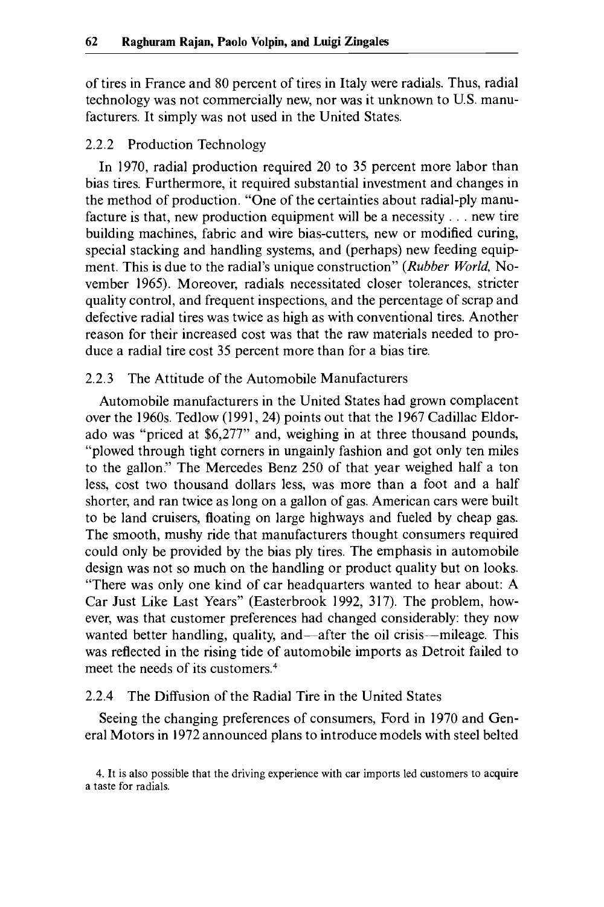of tires in France and 80 percent of tires in Italy were radials. Thus, radial technology was not commercially new, nor was it unknown to U.S. manufacturers. It simply was not used in the United States.

### 2.2.2 Production Technology

In 1970, radial production required 20 to 35 percent more labor than bias tires. Furthermore, it required substantial investment and changes in the method of production. "One of the certainties about radial-ply manufacture is that, new production equipment will be a necessity . . . new tire building machines, fabric and wire bias-cutters, new or modified curing, special stacking and handling systems, and (perhaps) new feeding equipment. This is due to the radial's unique construction" (*Rubber World*, November 1965). Moreover, radials necessitated closer tolerances, stricter quality control, and frequent inspections, and the percentage of scrap and defective radial tires was twice as high as with conventional tires. Another reason for their increased cost was that the raw materials needed to produce a radial tire cost 35 percent more than for a bias tire.

### 2.2.3 The Attitude of the Automobile Manufacturers

Automobile manufacturers in the United States had grown complacent over the 1960s. Tedlow (1991, 24) points out that the 1967 Cadillac Eldorado was "priced at $6,277" and, weighing in at three thousand pounds, "plowed through tight corners in ungainly fashion and got only ten miles to the gallon." The Mercedes Benz 250 of that year weighed half a ton less, cost two thousand dollars less, was more than a foot and a half shorter, and ran twice as long on a gallon of gas. American cars were built to be land cruisers, floating on large highways and fueled by cheap gas. The smooth, mushy ride that manufacturers thought consumers required could only be provided by the bias ply tires. The emphasis in automobile design was not so much on the handling or product quality but on looks. "There was only one kind of car headquarters wanted to hear about: A Car Just Like Last Years" (Easterbrook 1992, 317). The problem, however, was that customer preferences had changed considerably: they now wanted better handling, quality, and—after the oil crisis—mileage. This was reflected in the rising tide of automobile imports as Detroit failed to meet the needs of its customers.[4]

### 2.2.4 The Diffusion of the Radial Tire in the United States

Seeing the changing preferences of consumers, Ford in 1970 and General Motors in 1972 announced plans to introduce models with steel belted

4. It is also possible that the driving experience with car imports led customers to acquire a taste for radials.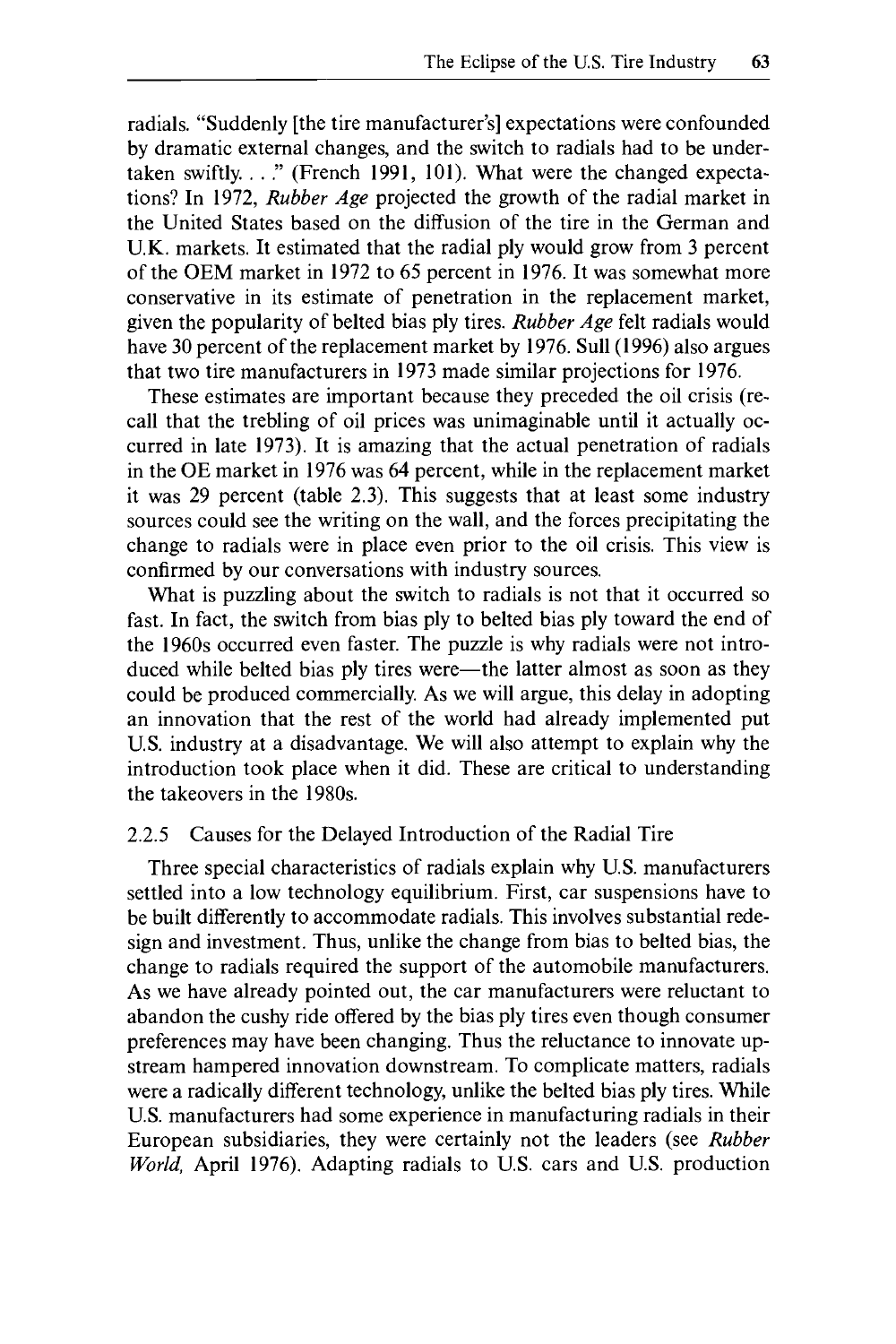radials. "Suddenly [the tire manufacturer's] expectations were confounded by dramatic external changes, and the switch to radials had to be undertaken swiftly. . . ." (French 1991, 101). What were the changed expectations? In 1972, *Rubber Age* projected the growth of the radial market in the United States based on the diffusion of the tire in the German and U.K. markets. It estimated that the radial ply would grow from 3 percent of the OEM market in 1972 to 65 percent in 1976. It was somewhat more conservative in its estimate of penetration in the replacement market, given the popularity of belted bias ply tires. *Rubber Age* felt radials would have 30 percent of the replacement market by 1976. Sull (1996) also argues that two tire manufacturers in 1973 made similar projections for 1976.

These estimates are important because they preceded the oil crisis (recall that the trebling of oil prices was unimaginable until it actually occurred in late 1973). It is amazing that the actual penetration of radials in the OE market in 1976 was 64 percent, while in the replacement market it was 29 percent (table 2.3). This suggests that at least some industry sources could see the writing on the wall, and the forces precipitating the change to radials were in place even prior to the oil crisis. This view is confirmed by our conversations with industry sources.

What is puzzling about the switch to radials is not that it occurred so fast. In fact, the switch from bias ply to belted bias ply toward the end of the 1960s occurred even faster. The puzzle is why radials were not introduced while belted bias ply tires were—the latter almost as soon as they could be produced commercially. As we will argue, this delay in adopting an innovation that the rest of the world had already implemented put U.S. industry at a disadvantage. We will also attempt to explain why the introduction took place when it did. These are critical to understanding the takeovers in the 1980s.

### 2.2.5 Causes for the Delayed Introduction of the Radial Tire

Three special characteristics of radials explain why U.S. manufacturers settled into a low technology equilibrium. First, car suspensions have to be built differently to accommodate radials. This involves substantial redesign and investment. Thus, unlike the change from bias to belted bias, the change to radials required the support of the automobile manufacturers. As we have already pointed out, the car manufacturers were reluctant to abandon the cushy ride offered by the bias ply tires even though consumer preferences may have been changing. Thus the reluctance to innovate upstream hampered innovation downstream. To complicate matters, radials were a radically different technology, unlike the belted bias ply tires. While U.S. manufacturers had some experience in manufacturing radials in their European subsidiaries, they were certainly not the leaders (see *Rubber World*, April 1976). Adapting radials to U.S. cars and U.S. production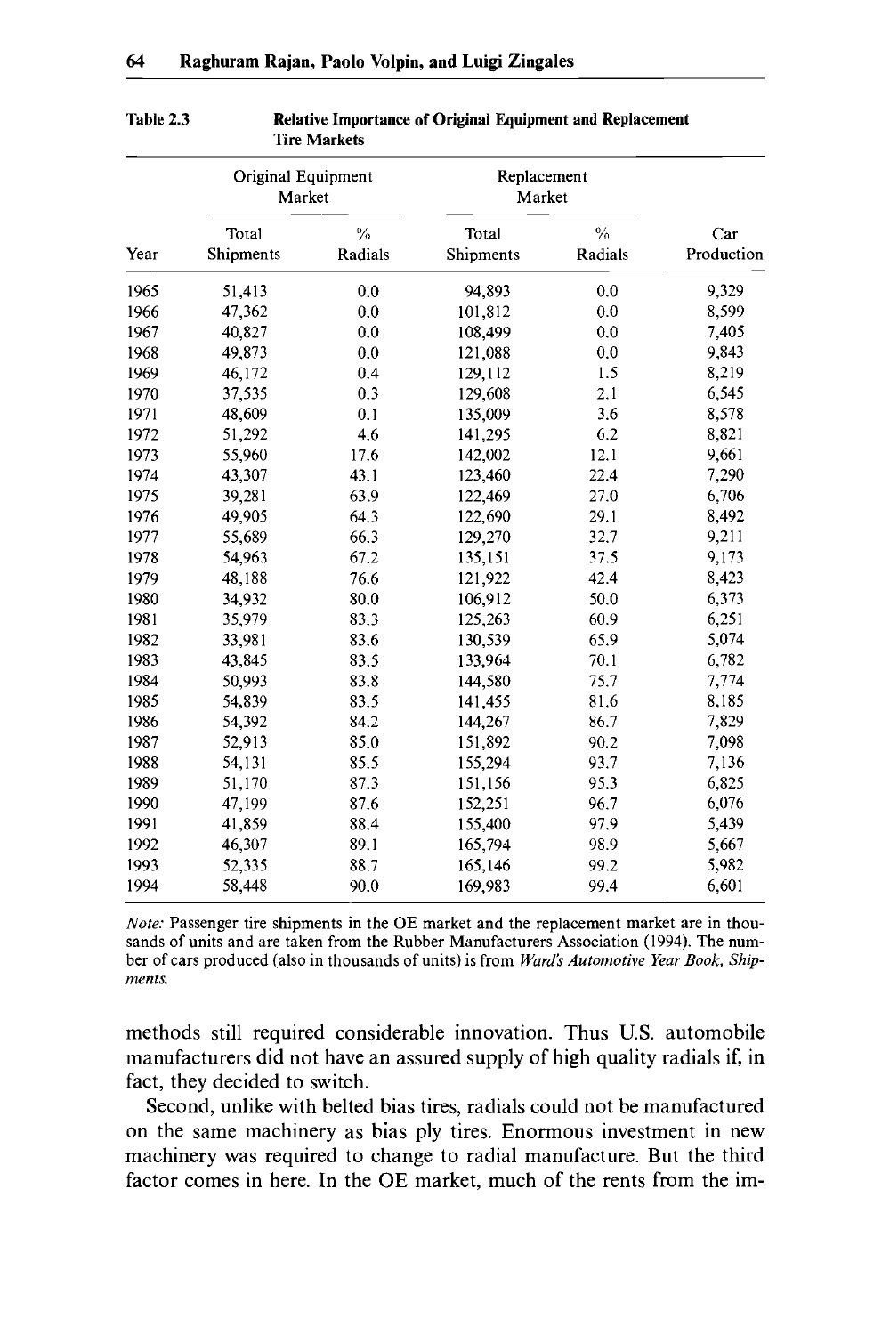Table 2.3 **Relative Importance of Original Equipment and Replacement Tire Markets**

| | Original Equipment Market | | Replacement Market | | |
|---|---|---|---|---|---|
| Year | Total Shipments | % Radials | Total Shipments | % Radials | Car Production |
| 1965 | 51,413 | 0.0 | 94,893 | 0.0 | 9,329 |
| 1966 | 47,362 | 0.0 | 101,812 | 0.0 | 8,599 |
| 1967 | 40,827 | 0.0 | 108,499 | 0.0 | 7,405 |
| 1968 | 49,873 | 0.0 | 121,088 | 0.0 | 9,843 |
| 1969 | 46,172 | 0.4 | 129,112 | 1.5 | 8,219 |
| 1970 | 37,535 | 0.3 | 129,608 | 2.1 | 6,545 |
| 1971 | 48,609 | 0.1 | 135,009 | 3.6 | 8,578 |
| 1972 | 51,292 | 4.6 | 141,295 | 6.2 | 8,821 |
| 1973 | 55,960 | 17.6 | 142,002 | 12.1 | 9,661 |
| 1974 | 43,307 | 43.1 | 123,460 | 22.4 | 7,290 |
| 1975 | 39,281 | 63.9 | 122,469 | 27.0 | 6,706 |
| 1976 | 49,905 | 64.3 | 122,690 | 29.1 | 8,492 |
| 1977 | 55,689 | 66.3 | 129,270 | 32.7 | 9,211 |
| 1978 | 54,963 | 67.2 | 135,151 | 37.5 | 9,173 |
| 1979 | 48,188 | 76.6 | 121,922 | 42.4 | 8,423 |
| 1980 | 34,932 | 80.0 | 106,912 | 50.0 | 6,373 |
| 1981 | 35,979 | 83.3 | 125,263 | 60.9 | 6,251 |
| 1982 | 33,981 | 83.6 | 130,539 | 65.9 | 5,074 |
| 1983 | 43,845 | 83.5 | 133,964 | 70.1 | 6,782 |
| 1984 | 50,993 | 83.8 | 144,580 | 75.7 | 7,774 |
| 1985 | 54,839 | 83.5 | 141,455 | 81.6 | 8,185 |
| 1986 | 54,392 | 84.2 | 144,267 | 86.7 | 7,829 |
| 1987 | 52,913 | 85.0 | 151,892 | 90.2 | 7,098 |
| 1988 | 54,131 | 85.5 | 155,294 | 93.7 | 7,136 |
| 1989 | 51,170 | 87.3 | 151,156 | 95.3 | 6,825 |
| 1990 | 47,199 | 87.6 | 152,251 | 96.7 | 6,076 |
| 1991 | 41,859 | 88.4 | 155,400 | 97.9 | 5,439 |
| 1992 | 46,307 | 89.1 | 165,794 | 98.9 | 5,667 |
| 1993 | 52,335 | 88.7 | 165,146 | 99.2 | 5,982 |
| 1994 | 58,448 | 90.0 | 169,983 | 99.4 | 6,601 |

*Note:* Passenger tire shipments in the OE market and the replacement market are in thousands of units and are taken from the Rubber Manufacturers Association (1994). The number of cars produced (also in thousands of units) is from *Ward's Automotive Year Book, Shipments.*

methods still required considerable innovation. Thus U.S. automobile manufacturers did not have an assured supply of high quality radials if, in fact, they decided to switch.

Second, unlike with belted bias tires, radials could not be manufactured on the same machinery as bias ply tires. Enormous investment in new machinery was required to change to radial manufacture. But the third factor comes in here. In the OE market, much of the rents from the im-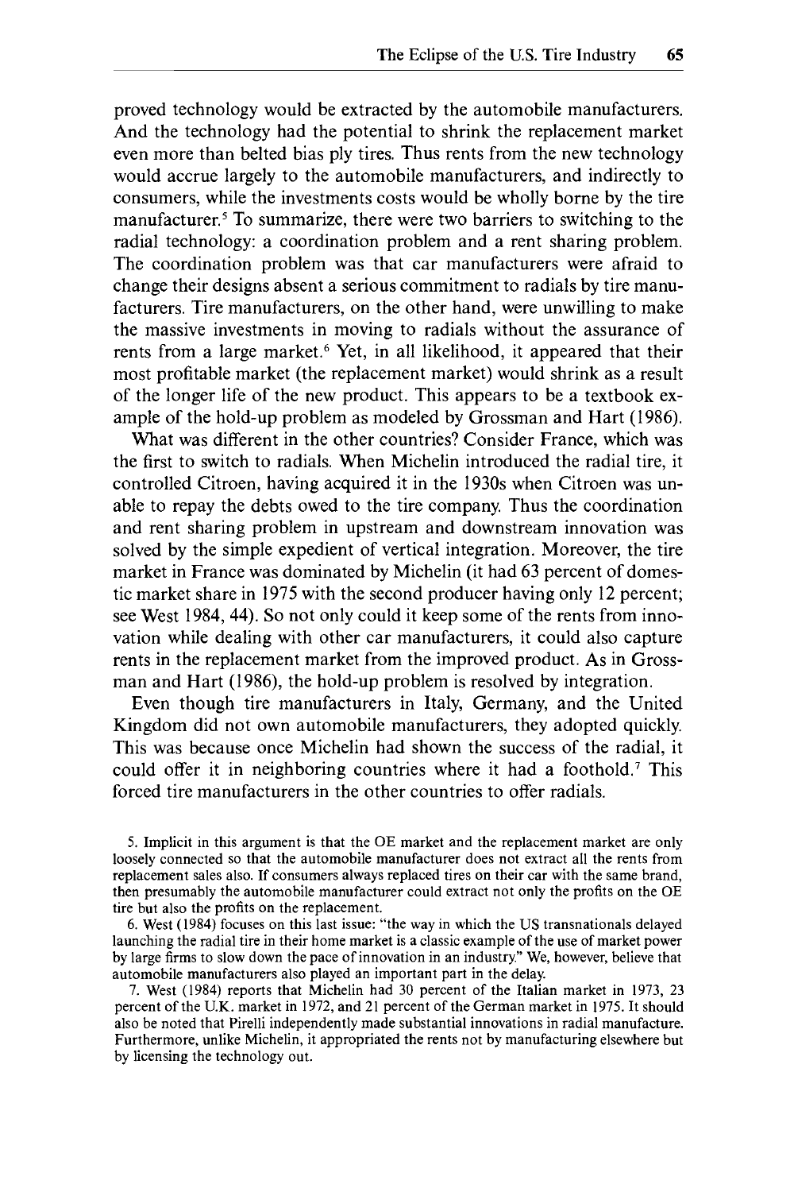proved technology would be extracted by the automobile manufacturers. And the technology had the potential to shrink the replacement market even more than belted bias ply tires. Thus rents from the new technology would accrue largely to the automobile manufacturers, and indirectly to consumers, while the investments costs would be wholly borne by the tire manufacturer.[5] To summarize, there were two barriers to switching to the radial technology: a coordination problem and a rent sharing problem. The coordination problem was that car manufacturers were afraid to change their designs absent a serious commitment to radials by tire manufacturers. Tire manufacturers, on the other hand, were unwilling to make the massive investments in moving to radials without the assurance of rents from a large market.[6] Yet, in all likelihood, it appeared that their most profitable market (the replacement market) would shrink as a result of the longer life of the new product. This appears to be a textbook example of the hold-up problem as modeled by Grossman and Hart (1986).

What was different in the other countries? Consider France, which was the first to switch to radials. When Michelin introduced the radial tire, it controlled Citroen, having acquired it in the 1930s when Citroen was unable to repay the debts owed to the tire company. Thus the coordination and rent sharing problem in upstream and downstream innovation was solved by the simple expedient of vertical integration. Moreover, the tire market in France was dominated by Michelin (it had 63 percent of domestic market share in 1975 with the second producer having only 12 percent; see West 1984, 44). So not only could it keep some of the rents from innovation while dealing with other car manufacturers, it could also capture rents in the replacement market from the improved product. As in Grossman and Hart (1986), the hold-up problem is resolved by integration.

Even though tire manufacturers in Italy, Germany, and the United Kingdom did not own automobile manufacturers, they adopted quickly. This was because once Michelin had shown the success of the radial, it could offer it in neighboring countries where it had a foothold.[7] This forced tire manufacturers in the other countries to offer radials.

5. Implicit in this argument is that the OE market and the replacement market are only loosely connected so that the automobile manufacturer does not extract all the rents from replacement sales also. If consumers always replaced tires on their car with the same brand, then presumably the automobile manufacturer could extract not only the profits on the OE tire but also the profits on the replacement.

6. West (1984) focuses on this last issue: "the way in which the US transnationals delayed launching the radial tire in their home market is a classic example of the use of market power by large firms to slow down the pace of innovation in an industry." We, however, believe that automobile manufacturers also played an important part in the delay.

7. West (1984) reports that Michelin had 30 percent of the Italian market in 1973, 23 percent of the U.K. market in 1972, and 21 percent of the German market in 1975. It should also be noted that Pirelli independently made substantial innovations in radial manufacture. Furthermore, unlike Michelin, it appropriated the rents not by manufacturing elsewhere but by licensing the technology out.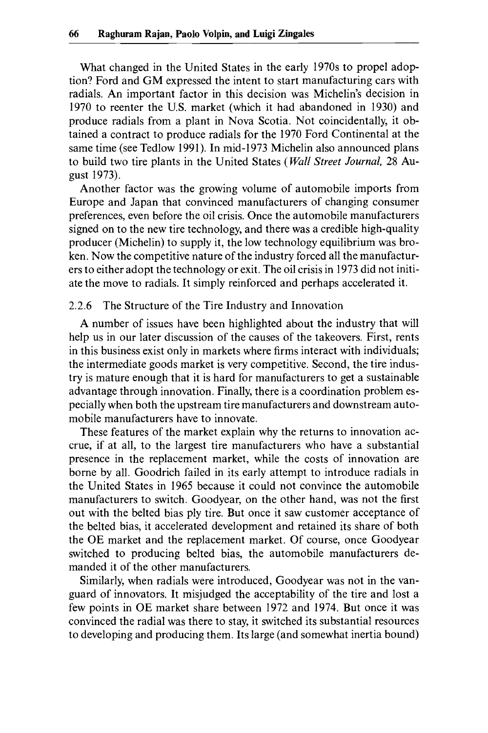What changed in the United States in the early 1970s to propel adoption? Ford and GM expressed the intent to start manufacturing cars with radials. An important factor in this decision was Michelin's decision in 1970 to reenter the U.S. market (which it had abandoned in 1930) and produce radials from a plant in Nova Scotia. Not coincidentally, it obtained a contract to produce radials for the 1970 Ford Continental at the same time (see Tedlow 1991). In mid-1973 Michelin also announced plans to build two tire plants in the United States (*Wall Street Journal*, 28 August 1973).

Another factor was the growing volume of automobile imports from Europe and Japan that convinced manufacturers of changing consumer preferences, even before the oil crisis. Once the automobile manufacturers signed on to the new tire technology, and there was a credible high-quality producer (Michelin) to supply it, the low technology equilibrium was broken. Now the competitive nature of the industry forced all the manufacturers to either adopt the technology or exit. The oil crisis in 1973 did not initiate the move to radials. It simply reinforced and perhaps accelerated it.

### 2.2.6 The Structure of the Tire Industry and Innovation

A number of issues have been highlighted about the industry that will help us in our later discussion of the causes of the takeovers. First, rents in this business exist only in markets where firms interact with individuals; the intermediate goods market is very competitive. Second, the tire industry is mature enough that it is hard for manufacturers to get a sustainable advantage through innovation. Finally, there is a coordination problem especially when both the upstream tire manufacturers and downstream automobile manufacturers have to innovate.

These features of the market explain why the returns to innovation accrue, if at all, to the largest tire manufacturers who have a substantial presence in the replacement market, while the costs of innovation are borne by all. Goodrich failed in its early attempt to introduce radials in the United States in 1965 because it could not convince the automobile manufacturers to switch. Goodyear, on the other hand, was not the first out with the belted bias ply tire. But once it saw customer acceptance of the belted bias, it accelerated development and retained its share of both the OE market and the replacement market. Of course, once Goodyear switched to producing belted bias, the automobile manufacturers demanded it of the other manufacturers.

Similarly, when radials were introduced, Goodyear was not in the vanguard of innovators. It misjudged the acceptability of the tire and lost a few points in OE market share between 1972 and 1974. But once it was convinced the radial was there to stay, it switched its substantial resources to developing and producing them. Its large (and somewhat inertia bound)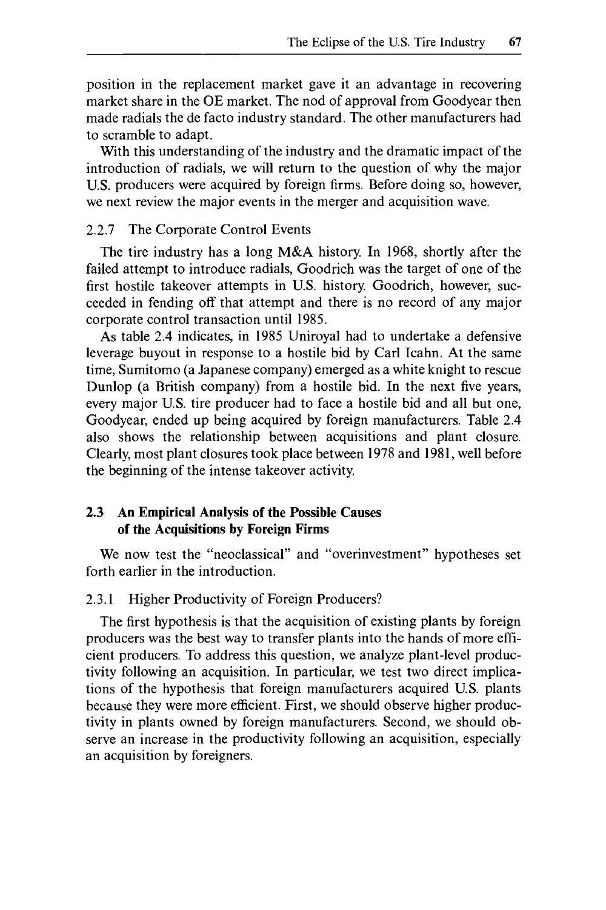position in the replacement market gave it an advantage in recovering market share in the OE market. The nod of approval from Goodyear then made radials the de facto industry standard. The other manufacturers had to scramble to adapt.

With this understanding of the industry and the dramatic impact of the introduction of radials, we will return to the question of why the major U.S. producers were acquired by foreign firms. Before doing so, however, we next review the major events in the merger and acquisition wave.

### 2.2.7 The Corporate Control Events

The tire industry has a long M&A history. In 1968, shortly after the failed attempt to introduce radials, Goodrich was the target of one of the first hostile takeover attempts in U.S. history. Goodrich, however, succeeded in fending off that attempt and there is no record of any major corporate control transaction until 1985.

As table 2.4 indicates, in 1985 Uniroyal had to undertake a defensive leverage buyout in response to a hostile bid by Carl Icahn. At the same time, Sumitomo (a Japanese company) emerged as a white knight to rescue Dunlop (a British company) from a hostile bid. In the next five years, every major U.S. tire producer had to face a hostile bid and all but one, Goodyear, ended up being acquired by foreign manufacturers. Table 2.4 also shows the relationship between acquisitions and plant closure. Clearly, most plant closures took place between 1978 and 1981, well before the beginning of the intense takeover activity.

## 2.3 An Empirical Analysis of the Possible Causes of the Acquisitions by Foreign Firms

We now test the "neoclassical" and "overinvestment" hypotheses set forth earlier in the introduction.

### 2.3.1 Higher Productivity of Foreign Producers?

The first hypothesis is that the acquisition of existing plants by foreign producers was the best way to transfer plants into the hands of more efficient producers. To address this question, we analyze plant-level productivity following an acquisition. In particular, we test two direct implications of the hypothesis that foreign manufacturers acquired U.S. plants because they were more efficient. First, we should observe higher productivity in plants owned by foreign manufacturers. Second, we should observe an increase in the productivity following an acquisition, especially an acquisition by foreigners.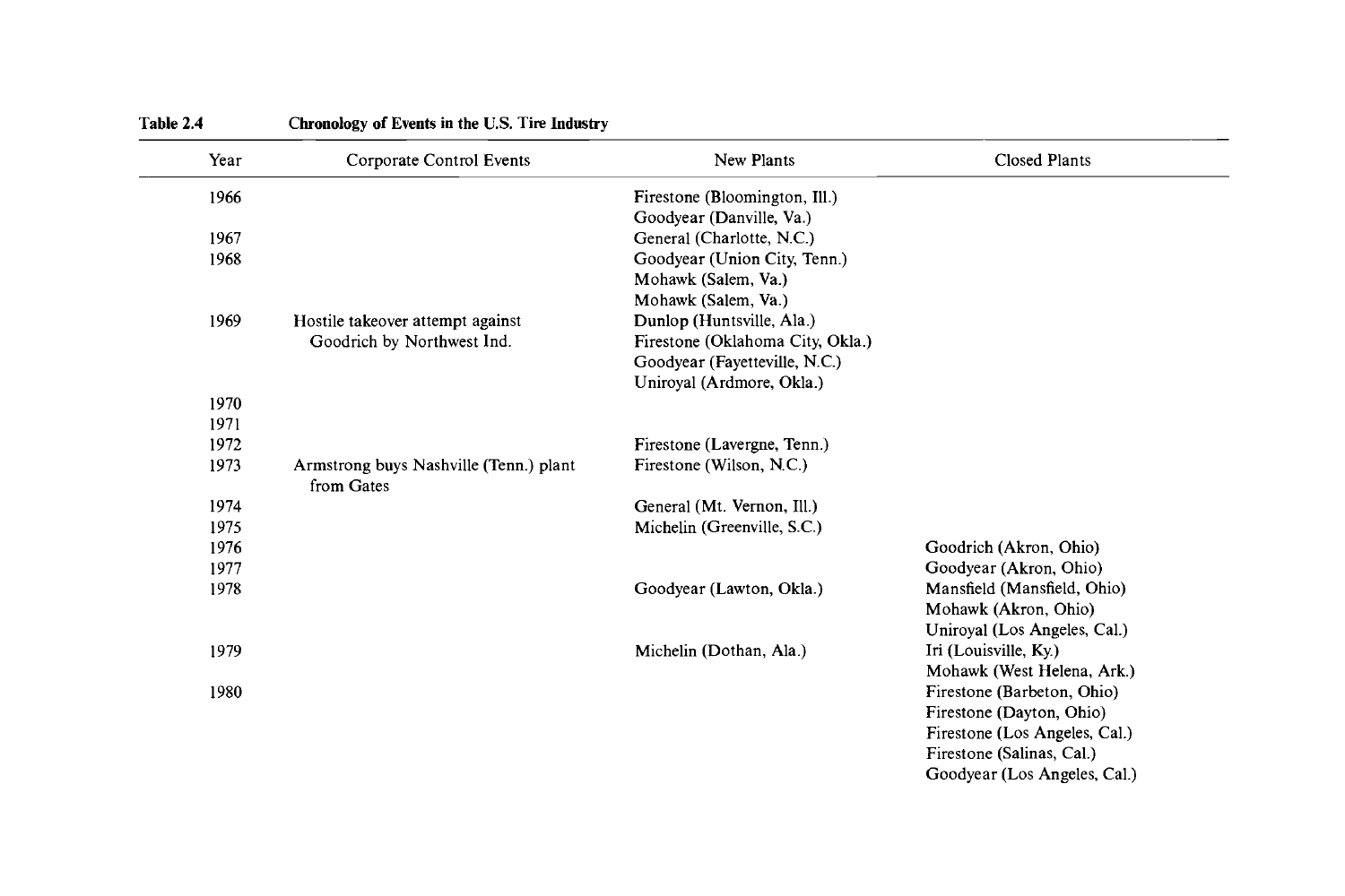**Table 2.4** **Chronology of Events in the U.S. Tire Industry**

| Year | Corporate Control Events | New Plants | Closed Plants |
|---|---|---|---|
| 1966 | | Firestone (Bloomington, Ill.) | |
| | | Goodyear (Danville, Va.) | |
| 1967 | | General (Charlotte, N.C.) | |
| 1968 | | Goodyear (Union City, Tenn.) | |
| | | Mohawk (Salem, Va.) | |
| | | Mohawk (Salem, Va.) | |
| 1969 | Hostile takeover attempt against Goodrich by Northwest Ind. | Dunlop (Huntsville, Ala.) | |
| | | Firestone (Oklahoma City, Okla.) | |
| | | Goodyear (Fayetteville, N.C.) | |
| | | Uniroyal (Ardmore, Okla.) | |
| 1970 | | | |
| 1971 | | | |
| 1972 | | Firestone (Lavergne, Tenn.) | |
| 1973 | Armstrong buys Nashville (Tenn.) plant from Gates | Firestone (Wilson, N.C.) | |
| 1974 | | General (Mt. Vernon, Ill.) | |
| 1975 | | Michelin (Greenville, S.C.) | |
| 1976 | | | Goodrich (Akron, Ohio) |
| 1977 | | | Goodyear (Akron, Ohio) |
| 1978 | | Goodyear (Lawton, Okla.) | Mansfield (Mansfield, Ohio) |
| | | | Mohawk (Akron, Ohio) |
| | | | Uniroyal (Los Angeles, Cal.) |
| 1979 | | Michelin (Dothan, Ala.) | Iri (Louisville, Ky.) |
| | | | Mohawk (West Helena, Ark.) |
| 1980 | | | Firestone (Barbeton, Ohio) |
| | | | Firestone (Dayton, Ohio) |
| | | | Firestone (Los Angeles, Cal.) |
| | | | Firestone (Salinas, Cal.) |
| | | | Goodyear (Los Angeles, Cal.) |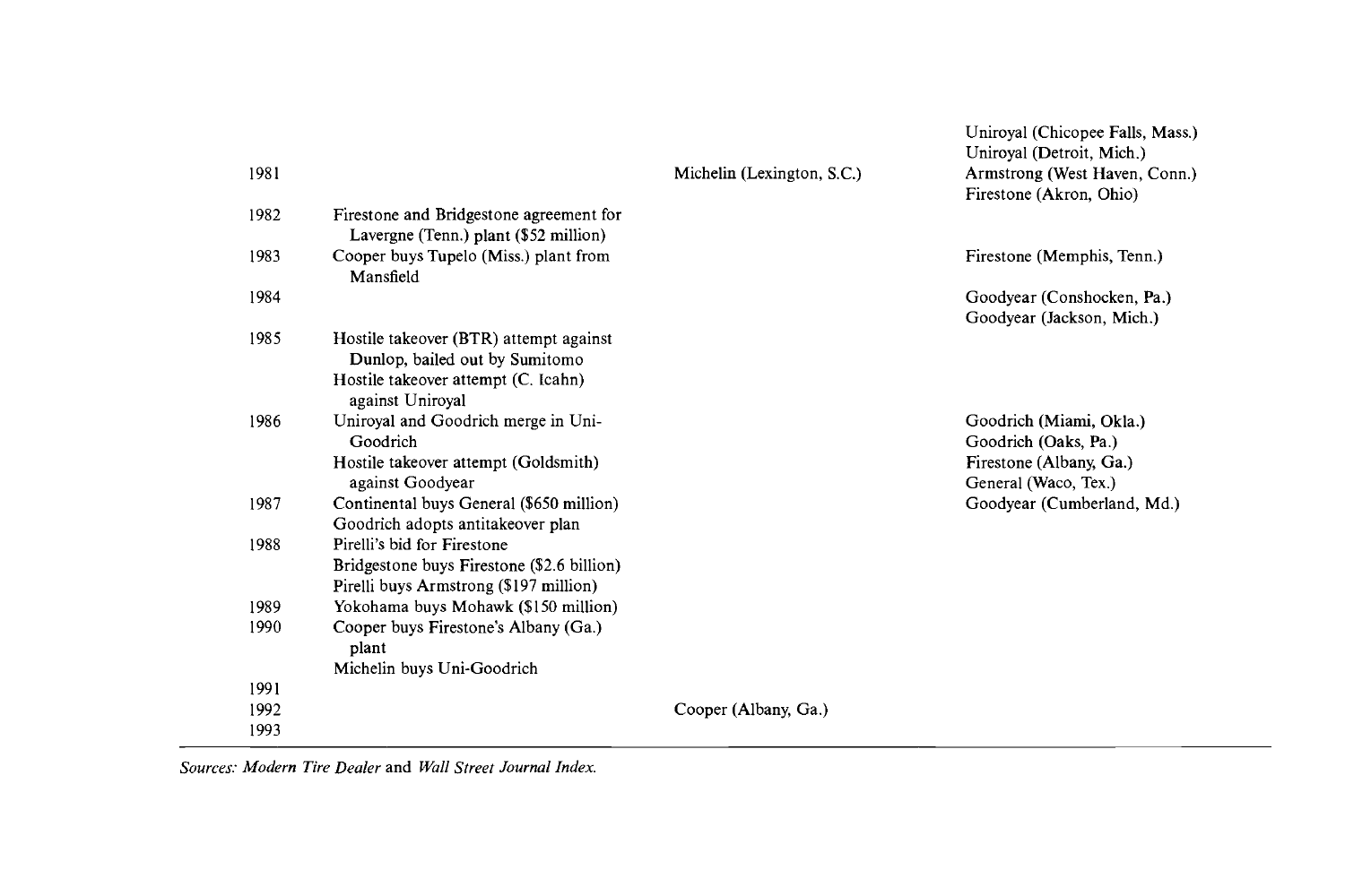| | | | |
|---|---|---|---|
| 1981 | | Michelin (Lexington, S.C.) | Uniroyal (Chicopee Falls, Mass.)<br>Uniroyal (Detroit, Mich.)<br>Armstrong (West Haven, Conn.)<br>Firestone (Akron, Ohio) |
| 1982 | Firestone and Bridgestone agreement for Lavergne (Tenn.) plant ($52 million) | | |
| 1983 | Cooper buys Tupelo (Miss.) plant from Mansfield | | Firestone (Memphis, Tenn.) |
| 1984 | | | Goodyear (Conshocken, Pa.)<br>Goodyear (Jackson, Mich.) |
| 1985 | Hostile takeover (BTR) attempt against Dunlop, bailed out by Sumitomo<br>Hostile takeover attempt (C. Icahn) against Uniroyal | | |
| 1986 | Uniroyal and Goodrich merge in Uni-Goodrich<br>Hostile takeover attempt (Goldsmith) against Goodyear | | Goodrich (Miami, Okla.)<br>Goodrich (Oaks, Pa.)<br>Firestone (Albany, Ga.)<br>General (Waco, Tex.) |
| 1987 | Continental buys General ($650 million)<br>Goodrich adopts antitakeover plan | | Goodyear (Cumberland, Md.) |
| 1988 | Pirelli's bid for Firestone<br>Bridgestone buys Firestone ($2.6 billion)<br>Pirelli buys Armstrong ($197 million) | | |
| 1989 | Yokohama buys Mohawk ($150 million) | | |
| 1990 | Cooper buys Firestone's Albany (Ga.) plant<br>Michelin buys Uni-Goodrich | | |
| 1991 | | | |
| 1992 | | Cooper (Albany, Ga.) | |
| 1993 | | | |

*Sources: Modern Tire Dealer* and *Wall Street Journal Index.*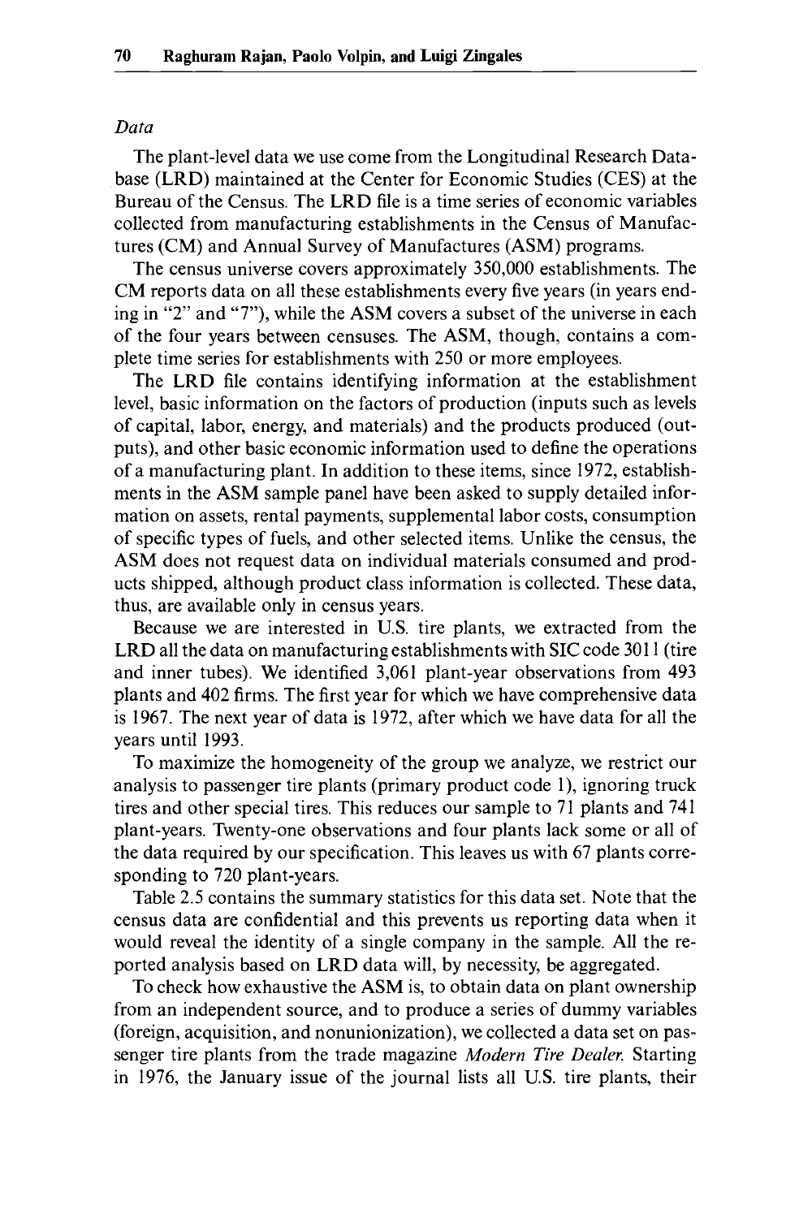*Data*

The plant-level data we use come from the Longitudinal Research Database (LRD) maintained at the Center for Economic Studies (CES) at the Bureau of the Census. The LRD file is a time series of economic variables collected from manufacturing establishments in the Census of Manufactures (CM) and Annual Survey of Manufactures (ASM) programs.

The census universe covers approximately 350,000 establishments. The CM reports data on all these establishments every five years (in years ending in "2" and "7"), while the ASM covers a subset of the universe in each of the four years between censuses. The ASM, though, contains a complete time series for establishments with 250 or more employees.

The LRD file contains identifying information at the establishment level, basic information on the factors of production (inputs such as levels of capital, labor, energy, and materials) and the products produced (outputs), and other basic economic information used to define the operations of a manufacturing plant. In addition to these items, since 1972, establishments in the ASM sample panel have been asked to supply detailed information on assets, rental payments, supplemental labor costs, consumption of specific types of fuels, and other selected items. Unlike the census, the ASM does not request data on individual materials consumed and products shipped, although product class information is collected. These data, thus, are available only in census years.

Because we are interested in U.S. tire plants, we extracted from the LRD all the data on manufacturing establishments with SIC code 3011 (tire and inner tubes). We identified 3,061 plant-year observations from 493 plants and 402 firms. The first year for which we have comprehensive data is 1967. The next year of data is 1972, after which we have data for all the years until 1993.

To maximize the homogeneity of the group we analyze, we restrict our analysis to passenger tire plants (primary product code 1), ignoring truck tires and other special tires. This reduces our sample to 71 plants and 741 plant-years. Twenty-one observations and four plants lack some or all of the data required by our specification. This leaves us with 67 plants corresponding to 720 plant-years.

Table 2.5 contains the summary statistics for this data set. Note that the census data are confidential and this prevents us reporting data when it would reveal the identity of a single company in the sample. All the reported analysis based on LRD data will, by necessity, be aggregated.

To check how exhaustive the ASM is, to obtain data on plant ownership from an independent source, and to produce a series of dummy variables (foreign, acquisition, and nonunionization), we collected a data set on passenger tire plants from the trade magazine *Modern Tire Dealer.* Starting in 1976, the January issue of the journal lists all U.S. tire plants, their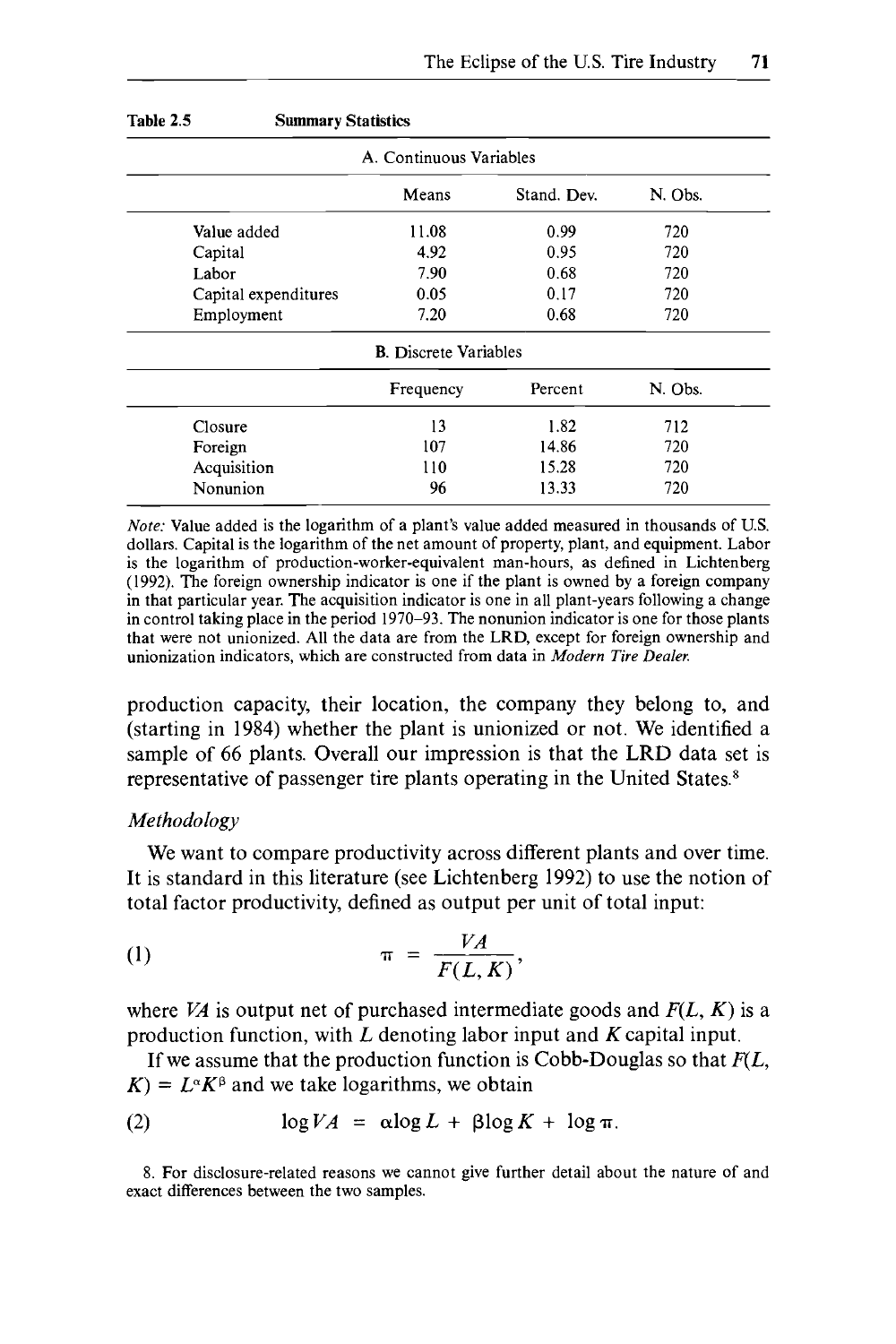**Table 2.5 Summary Statistics**

| A. Continuous Variables | | | |
|---|---|---|---|
| | Means | Stand. Dev. | N. Obs. |
| Value added | 11.08 | 0.99 | 720 |
| Capital | 4.92 | 0.95 | 720 |
| Labor | 7.90 | 0.68 | 720 |
| Capital expenditures | 0.05 | 0.17 | 720 |
| Employment | 7.20 | 0.68 | 720 |

| B. Discrete Variables | | | |
|---|---|---|---|
| | Frequency | Percent | N. Obs. |
| Closure | 13 | 1.82 | 712 |
| Foreign | 107 | 14.86 | 720 |
| Acquisition | 110 | 15.28 | 720 |
| Nonunion | 96 | 13.33 | 720 |

*Note:* Value added is the logarithm of a plant's value added measured in thousands of U.S. dollars. Capital is the logarithm of the net amount of property, plant, and equipment. Labor is the logarithm of production-worker-equivalent man-hours, as defined in Lichtenberg (1992). The foreign ownership indicator is one if the plant is owned by a foreign company in that particular year. The acquisition indicator is one in all plant-years following a change in control taking place in the period 1970–93. The nonunion indicator is one for those plants that were not unionized. All the data are from the LRD, except for foreign ownership and unionization indicators, which are constructed from data in *Modern Tire Dealer.*

production capacity, their location, the company they belong to, and (starting in 1984) whether the plant is unionized or not. We identified a sample of 66 plants. Overall our impression is that the LRD data set is representative of passenger tire plants operating in the United States.[8]

*Methodology*

We want to compare productivity across different plants and over time. It is standard in this literature (see Lichtenberg 1992) to use the notion of total factor productivity, defined as output per unit of total input:

$$\pi = \frac{VA}{F(L, K)}, \tag{1}$$

where $VA$ is output net of purchased intermediate goods and $F(L, K)$ is a production function, with $L$ denoting labor input and $K$ capital input.

If we assume that the production function is Cobb-Douglas so that $F(L, K) = L^{\alpha}K^{\beta}$ and we take logarithms, we obtain

$$\log VA = \alpha \log L + \beta \log K + \log \pi. \tag{2}$$

8. For disclosure-related reasons we cannot give further detail about the nature of and exact differences between the two samples.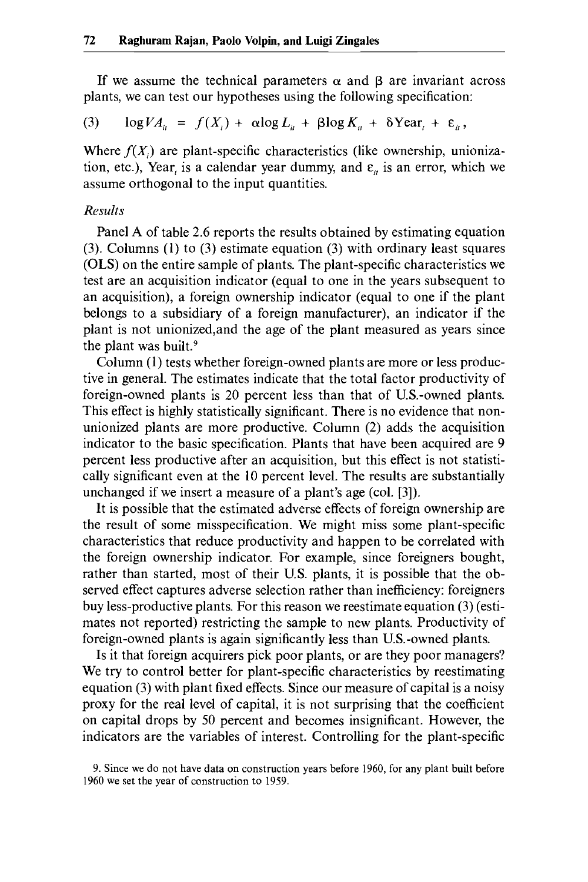If we assume the technical parameters $\alpha$ and $\beta$ are invariant across plants, we can test our hypotheses using the following specification:

$$(3) \quad \log VA_{it} = f(X_i) + \alpha \log L_{it} + \beta \log K_{it} + \delta \text{Year}_t + \varepsilon_{it},$$

Where $f(X_i)$ are plant-specific characteristics (like ownership, unionization, etc.), $\text{Year}_t$ is a calendar year dummy, and $\varepsilon_{it}$ is an error, which we assume orthogonal to the input quantities.

*Results*

Panel A of table 2.6 reports the results obtained by estimating equation (3). Columns (1) to (3) estimate equation (3) with ordinary least squares (OLS) on the entire sample of plants. The plant-specific characteristics we test are an acquisition indicator (equal to one in the years subsequent to an acquisition), a foreign ownership indicator (equal to one if the plant belongs to a subsidiary of a foreign manufacturer), an indicator if the plant is not unionized,and the age of the plant measured as years since the plant was built.[9]

Column (1) tests whether foreign-owned plants are more or less productive in general. The estimates indicate that the total factor productivity of foreign-owned plants is 20 percent less than that of U.S.-owned plants. This effect is highly statistically significant. There is no evidence that non-unionized plants are more productive. Column (2) adds the acquisition indicator to the basic specification. Plants that have been acquired are 9 percent less productive after an acquisition, but this effect is not statistically significant even at the 10 percent level. The results are substantially unchanged if we insert a measure of a plant's age (col. [3]).

It is possible that the estimated adverse effects of foreign ownership are the result of some misspecification. We might miss some plant-specific characteristics that reduce productivity and happen to be correlated with the foreign ownership indicator. For example, since foreigners bought, rather than started, most of their U.S. plants, it is possible that the observed effect captures adverse selection rather than inefficiency: foreigners buy less-productive plants. For this reason we reestimate equation (3) (estimates not reported) restricting the sample to new plants. Productivity of foreign-owned plants is again significantly less than U.S.-owned plants.

Is it that foreign acquirers pick poor plants, or are they poor managers? We try to control better for plant-specific characteristics by reestimating equation (3) with plant fixed effects. Since our measure of capital is a noisy proxy for the real level of capital, it is not surprising that the coefficient on capital drops by 50 percent and becomes insignificant. However, the indicators are the variables of interest. Controlling for the plant-specific

9. Since we do not have data on construction years before 1960, for any plant built before 1960 we set the year of construction to 1959.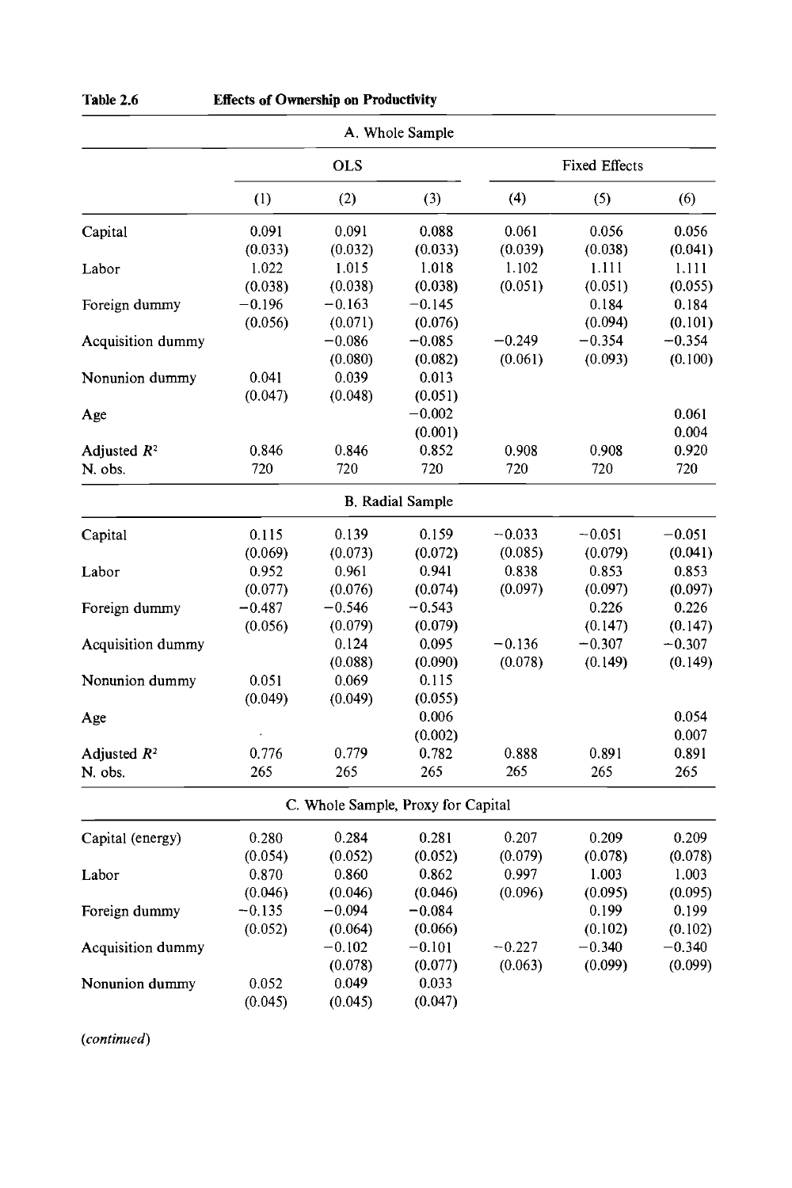**Table 2.6 Effects of Ownership on Productivity**

| | OLS | | | Fixed Effects | | |
|---|---|---|---|---|---|---|
| | (1) | (2) | (3) | (4) | (5) | (6) |
| **A. Whole Sample** | | | | | | |
| Capital | 0.091 | 0.091 | 0.088 | 0.061 | 0.056 | 0.056 |
| | (0.033) | (0.032) | (0.033) | (0.039) | (0.038) | (0.041) |
| Labor | 1.022 | 1.015 | 1.018 | 1.102 | 1.111 | 1.111 |
| | (0.038) | (0.038) | (0.038) | (0.051) | (0.051) | (0.055) |
| Foreign dummy | −0.196 | −0.163 | −0.145 | | 0.184 | 0.184 |
| | (0.056) | (0.071) | (0.076) | | (0.094) | (0.101) |
| Acquisition dummy | | −0.086 | −0.085 | −0.249 | −0.354 | −0.354 |
| | | (0.080) | (0.082) | (0.061) | (0.093) | (0.100) |
| Nonunion dummy | 0.041 | 0.039 | 0.013 | | | |
| | (0.047) | (0.048) | (0.051) | | | |
| Age | | | −0.002 | | | 0.061 |
| | | | (0.001) | | | 0.004 |
| Adjusted $R^2$ | 0.846 | 0.846 | 0.852 | 0.908 | 0.908 | 0.920 |
| N. obs. | 720 | 720 | 720 | 720 | 720 | 720 |
| **B. Radial Sample** | | | | | | |
| Capital | 0.115 | 0.139 | 0.159 | −0.033 | −0.051 | −0.051 |
| | (0.069) | (0.073) | (0.072) | (0.085) | (0.079) | (0.041) |
| Labor | 0.952 | 0.961 | 0.941 | 0.838 | 0.853 | 0.853 |
| | (0.077) | (0.076) | (0.074) | (0.097) | (0.097) | (0.097) |
| Foreign dummy | −0.487 | −0.546 | −0.543 | | 0.226 | 0.226 |
| | (0.056) | (0.079) | (0.079) | | (0.147) | (0.147) |
| Acquisition dummy | | 0.124 | 0.095 | −0.136 | −0.307 | −0.307 |
| | | (0.088) | (0.090) | (0.078) | (0.149) | (0.149) |
| Nonunion dummy | 0.051 | 0.069 | 0.115 | | | |
| | (0.049) | (0.049) | (0.055) | | | |
| Age | | | 0.006 | | | 0.054 |
| | | | (0.002) | | | 0.007 |
| Adjusted $R^2$ | 0.776 | 0.779 | 0.782 | 0.888 | 0.891 | 0.891 |
| N. obs. | 265 | 265 | 265 | 265 | 265 | 265 |
| **C. Whole Sample, Proxy for Capital** | | | | | | |
| Capital (energy) | 0.280 | 0.284 | 0.281 | 0.207 | 0.209 | 0.209 |
| | (0.054) | (0.052) | (0.052) | (0.079) | (0.078) | (0.078) |
| Labor | 0.870 | 0.860 | 0.862 | 0.997 | 1.003 | 1.003 |
| | (0.046) | (0.046) | (0.046) | (0.096) | (0.095) | (0.095) |
| Foreign dummy | −0.135 | −0.094 | −0.084 | | 0.199 | 0.199 |
| | (0.052) | (0.064) | (0.066) | | (0.102) | (0.102) |
| Acquisition dummy | | −0.102 | −0.101 | −0.227 | −0.340 | −0.340 |
| | | (0.078) | (0.077) | (0.063) | (0.099) | (0.099) |
| Nonunion dummy | 0.052 | 0.049 | 0.033 | | | |
| | (0.045) | (0.045) | (0.047) | | | |

*(continued)*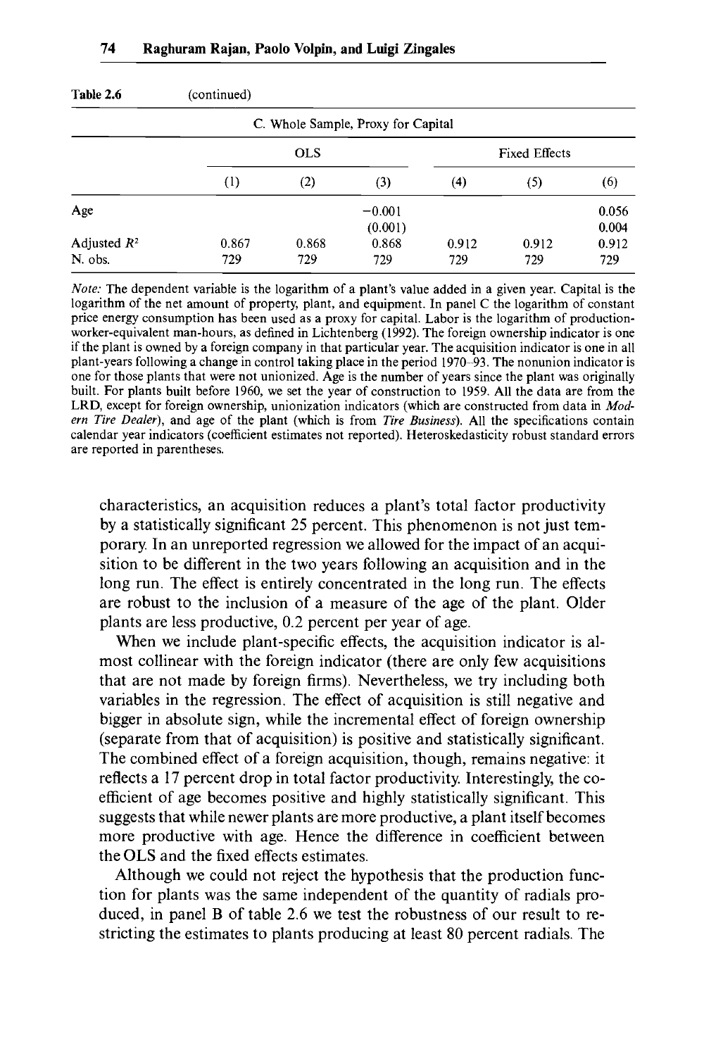Table 2.6 (continued)

| | C. Whole Sample, Proxy for Capital | | | | | |
|---|---|---|---|---|---|---|
| | OLS | | | Fixed Effects | | |
| | (1) | (2) | (3) | (4) | (5) | (6) |
| Age | | | −0.001 | | | 0.056 |
| | | | (0.001) | | | 0.004 |
| Adjusted $R^2$ | 0.867 | 0.868 | 0.868 | 0.912 | 0.912 | 0.912 |
| N. obs. | 729 | 729 | 729 | 729 | 729 | 729 |

*Note:* The dependent variable is the logarithm of a plant's value added in a given year. Capital is the logarithm of the net amount of property, plant, and equipment. In panel C the logarithm of constant price energy consumption has been used as a proxy for capital. Labor is the logarithm of production-worker-equivalent man-hours, as defined in Lichtenberg (1992). The foreign ownership indicator is one if the plant is owned by a foreign company in that particular year. The acquisition indicator is one in all plant-years following a change in control taking place in the period 1970–93. The nonunion indicator is one for those plants that were not unionized. Age is the number of years since the plant was originally built. For plants built before 1960, we set the year of construction to 1959. All the data are from the LRD, except for foreign ownership, unionization indicators (which are constructed from data in *Modern Tire Dealer*), and age of the plant (which is from *Tire Business*). All the specifications contain calendar year indicators (coefficient estimates not reported). Heteroskedasticity robust standard errors are reported in parentheses.

characteristics, an acquisition reduces a plant's total factor productivity by a statistically significant 25 percent. This phenomenon is not just temporary. In an unreported regression we allowed for the impact of an acquisition to be different in the two years following an acquisition and in the long run. The effect is entirely concentrated in the long run. The effects are robust to the inclusion of a measure of the age of the plant. Older plants are less productive, 0.2 percent per year of age.

When we include plant-specific effects, the acquisition indicator is almost collinear with the foreign indicator (there are only few acquisitions that are not made by foreign firms). Nevertheless, we try including both variables in the regression. The effect of acquisition is still negative and bigger in absolute sign, while the incremental effect of foreign ownership (separate from that of acquisition) is positive and statistically significant. The combined effect of a foreign acquisition, though, remains negative: it reflects a 17 percent drop in total factor productivity. Interestingly, the coefficient of age becomes positive and highly statistically significant. This suggests that while newer plants are more productive, a plant itself becomes more productive with age. Hence the difference in coefficient between the OLS and the fixed effects estimates.

Although we could not reject the hypothesis that the production function for plants was the same independent of the quantity of radials produced, in panel B of table 2.6 we test the robustness of our result to restricting the estimates to plants producing at least 80 percent radials. The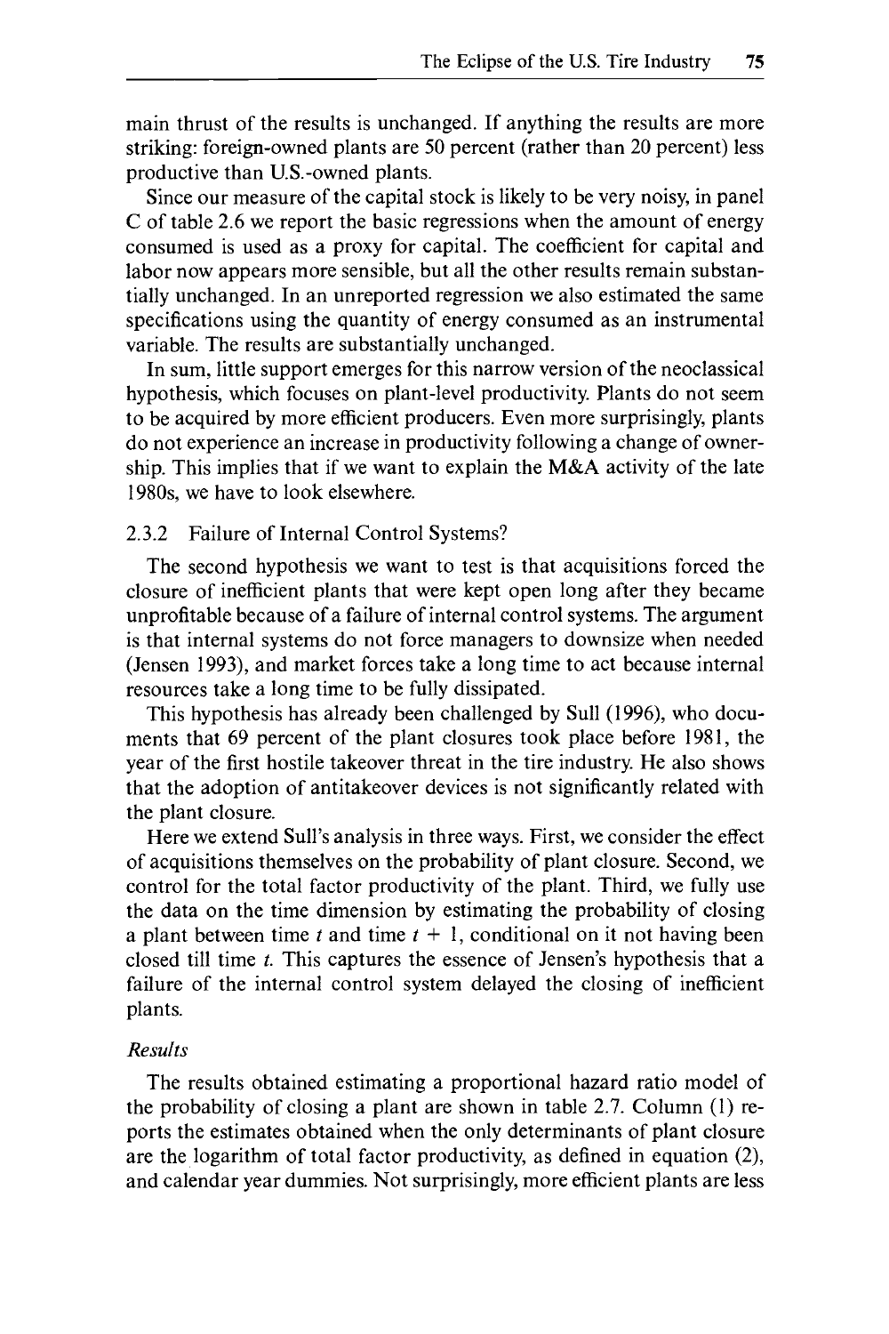main thrust of the results is unchanged. If anything the results are more striking: foreign-owned plants are 50 percent (rather than 20 percent) less productive than U.S.-owned plants.

Since our measure of the capital stock is likely to be very noisy, in panel C of table 2.6 we report the basic regressions when the amount of energy consumed is used as a proxy for capital. The coefficient for capital and labor now appears more sensible, but all the other results remain substantially unchanged. In an unreported regression we also estimated the same specifications using the quantity of energy consumed as an instrumental variable. The results are substantially unchanged.

In sum, little support emerges for this narrow version of the neoclassical hypothesis, which focuses on plant-level productivity. Plants do not seem to be acquired by more efficient producers. Even more surprisingly, plants do not experience an increase in productivity following a change of ownership. This implies that if we want to explain the M&A activity of the late 1980s, we have to look elsewhere.

### 2.3.2 Failure of Internal Control Systems?

The second hypothesis we want to test is that acquisitions forced the closure of inefficient plants that were kept open long after they became unprofitable because of a failure of internal control systems. The argument is that internal systems do not force managers to downsize when needed (Jensen 1993), and market forces take a long time to act because internal resources take a long time to be fully dissipated.

This hypothesis has already been challenged by Sull (1996), who documents that 69 percent of the plant closures took place before 1981, the year of the first hostile takeover threat in the tire industry. He also shows that the adoption of antitakeover devices is not significantly related with the plant closure.

Here we extend Sull's analysis in three ways. First, we consider the effect of acquisitions themselves on the probability of plant closure. Second, we control for the total factor productivity of the plant. Third, we fully use the data on the time dimension by estimating the probability of closing a plant between time $t$ and time $t + 1$, conditional on it not having been closed till time $t$. This captures the essence of Jensen's hypothesis that a failure of the internal control system delayed the closing of inefficient plants.

*Results*

The results obtained estimating a proportional hazard ratio model of the probability of closing a plant are shown in table 2.7. Column (1) reports the estimates obtained when the only determinants of plant closure are the logarithm of total factor productivity, as defined in equation (2), and calendar year dummies. Not surprisingly, more efficient plants are less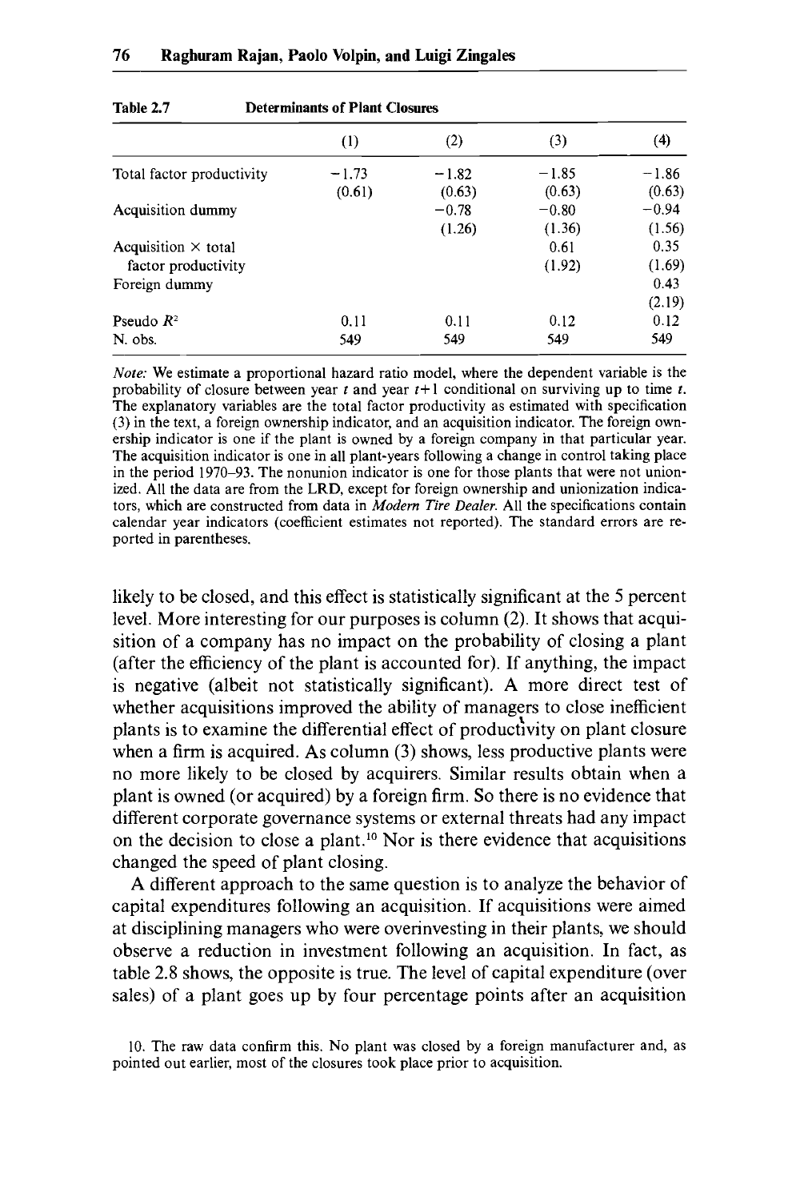Table 2.7 **Determinants of Plant Closures**

| | (1) | (2) | (3) | (4) |
|---|---|---|---|---|
| Total factor productivity | −1.73 | −1.82 | −1.85 | −1.86 |
| | (0.61) | (0.63) | (0.63) | (0.63) |
| Acquisition dummy | | −0.78 | −0.80 | −0.94 |
| | | (1.26) | (1.36) | (1.56) |
| Acquisition × total factor productivity | | | 0.61 | 0.35 |
| | | | (1.92) | (1.69) |
| Foreign dummy | | | | 0.43 |
| | | | | (2.19) |
| Pseudo $R^2$ | 0.11 | 0.11 | 0.12 | 0.12 |
| N. obs. | 549 | 549 | 549 | 549 |

*Note:* We estimate a proportional hazard ratio model, where the dependent variable is the probability of closure between year $t$ and year $t+1$ conditional on surviving up to time $t$. The explanatory variables are the total factor productivity as estimated with specification (3) in the text, a foreign ownership indicator, and an acquisition indicator. The foreign ownership indicator is one if the plant is owned by a foreign company in that particular year. The acquisition indicator is one in all plant-years following a change in control taking place in the period 1970–93. The nonunion indicator is one for those plants that were not unionized. All the data are from the LRD, except for foreign ownership and unionization indicators, which are constructed from data in *Modern Tire Dealer*. All the specifications contain calendar year indicators (coefficient estimates not reported). The standard errors are reported in parentheses.

likely to be closed, and this effect is statistically significant at the 5 percent level. More interesting for our purposes is column (2). It shows that acquisition of a company has no impact on the probability of closing a plant (after the efficiency of the plant is accounted for). If anything, the impact is negative (albeit not statistically significant). A more direct test of whether acquisitions improved the ability of managers to close inefficient plants is to examine the differential effect of productivity on plant closure when a firm is acquired. As column (3) shows, less productive plants were no more likely to be closed by acquirers. Similar results obtain when a plant is owned (or acquired) by a foreign firm. So there is no evidence that different corporate governance systems or external threats had any impact on the decision to close a plant.[10] Nor is there evidence that acquisitions changed the speed of plant closing.

A different approach to the same question is to analyze the behavior of capital expenditures following an acquisition. If acquisitions were aimed at disciplining managers who were overinvesting in their plants, we should observe a reduction in investment following an acquisition. In fact, as table 2.8 shows, the opposite is true. The level of capital expenditure (over sales) of a plant goes up by four percentage points after an acquisition

10. The raw data confirm this. No plant was closed by a foreign manufacturer and, as pointed out earlier, most of the closures took place prior to acquisition.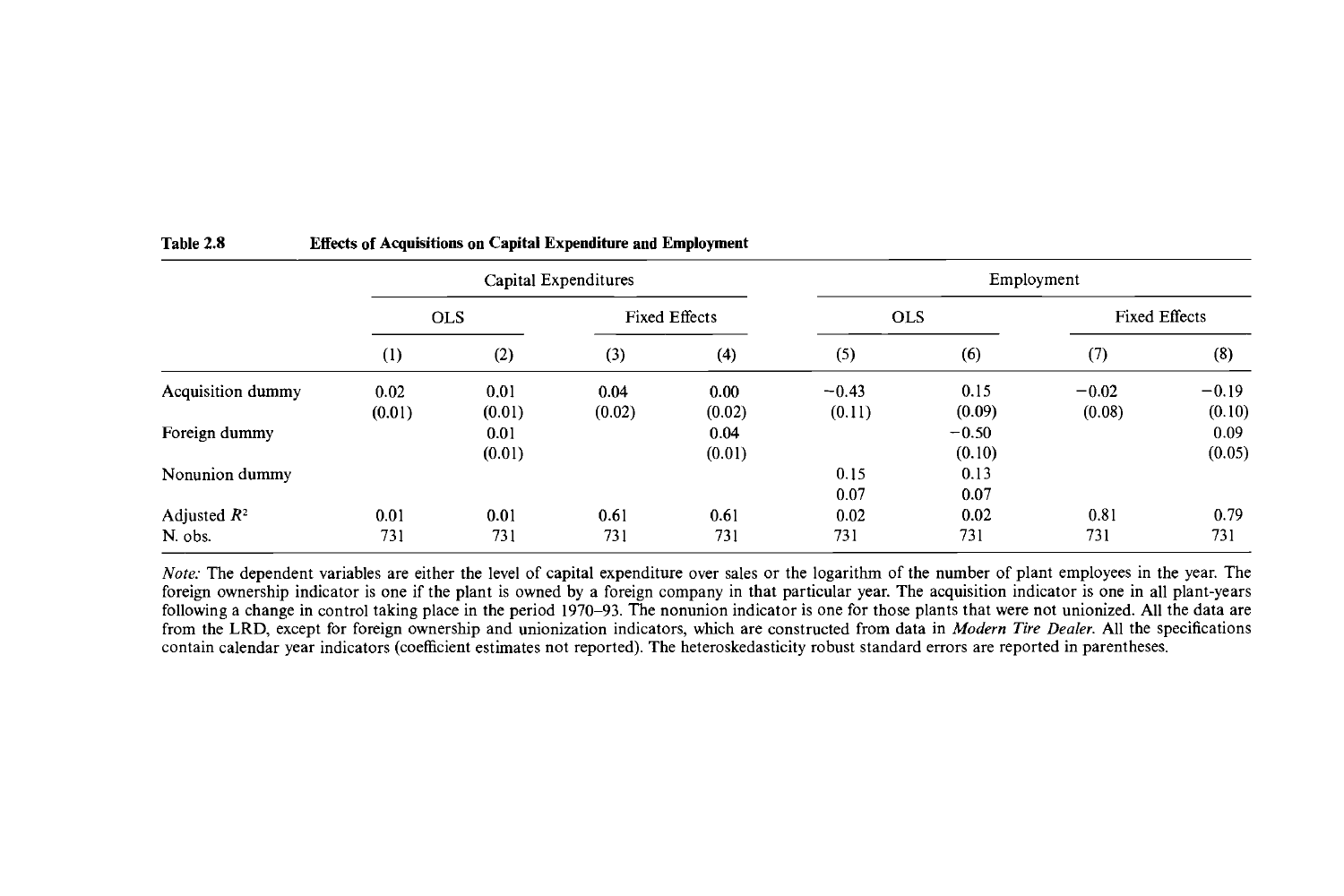**Table 2.8 Effects of Acquisitions on Capital Expenditure and Employment**

| | Capital Expenditures | | | | Employment | | | |
|---|---|---|---|---|---|---|---|---|
| | OLS | | Fixed Effects | | OLS | | Fixed Effects | |
| | (1) | (2) | (3) | (4) | (5) | (6) | (7) | (8) |
| Acquisition dummy | 0.02 | 0.01 | 0.04 | 0.00 | −0.43 | 0.15 | −0.02 | −0.19 |
| | (0.01) | (0.01) | (0.02) | (0.02) | (0.11) | (0.09) | (0.08) | (0.10) |
| Foreign dummy | | 0.01 | | 0.04 | | −0.50 | | 0.09 |
| | | (0.01) | | (0.01) | | (0.10) | | (0.05) |
| Nonunion dummy | | | | | 0.15 | 0.13 | | |
| | | | | | 0.07 | 0.07 | | |
| Adjusted $R^2$ | 0.01 | 0.01 | 0.61 | 0.61 | 0.02 | 0.02 | 0.81 | 0.79 |
| N. obs. | 731 | 731 | 731 | 731 | 731 | 731 | 731 | 731 |

*Note:* The dependent variables are either the level of capital expenditure over sales or the logarithm of the number of plant employees in the year. The foreign ownership indicator is one if the plant is owned by a foreign company in that particular year. The acquisition indicator is one in all plant-years following a change in control taking place in the period 1970–93. The nonunion indicator is one for those plants that were not unionized. All the data are from the LRD, except for foreign ownership and unionization indicators, which are constructed from data in *Modern Tire Dealer*. All the specifications contain calendar year indicators (coefficient estimates not reported). The heteroskedasticity robust standard errors are reported in parentheses.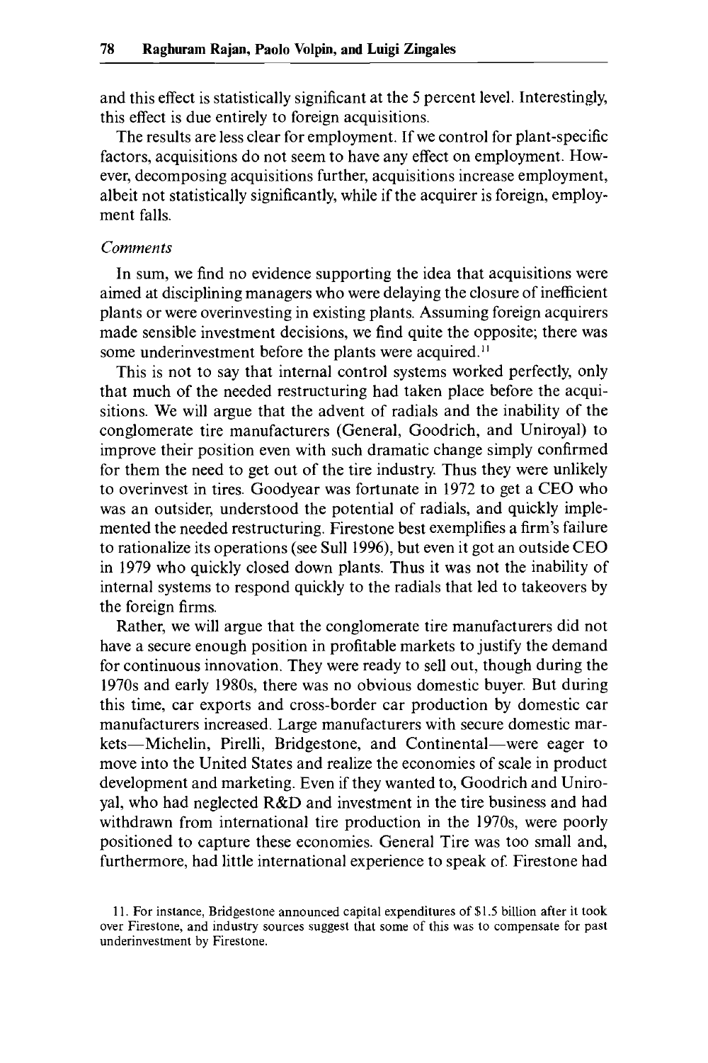and this effect is statistically significant at the 5 percent level. Interestingly, this effect is due entirely to foreign acquisitions.

The results are less clear for employment. If we control for plant-specific factors, acquisitions do not seem to have any effect on employment. However, decomposing acquisitions further, acquisitions increase employment, albeit not statistically significantly, while if the acquirer is foreign, employment falls.

*Comments*

In sum, we find no evidence supporting the idea that acquisitions were aimed at disciplining managers who were delaying the closure of inefficient plants or were overinvesting in existing plants. Assuming foreign acquirers made sensible investment decisions, we find quite the opposite; there was some underinvestment before the plants were acquired.[11]

This is not to say that internal control systems worked perfectly, only that much of the needed restructuring had taken place before the acquisitions. We will argue that the advent of radials and the inability of the conglomerate tire manufacturers (General, Goodrich, and Uniroyal) to improve their position even with such dramatic change simply confirmed for them the need to get out of the tire industry. Thus they were unlikely to overinvest in tires. Goodyear was fortunate in 1972 to get a CEO who was an outsider, understood the potential of radials, and quickly implemented the needed restructuring. Firestone best exemplifies a firm's failure to rationalize its operations (see Sull 1996), but even it got an outside CEO in 1979 who quickly closed down plants. Thus it was not the inability of internal systems to respond quickly to the radials that led to takeovers by the foreign firms.

Rather, we will argue that the conglomerate tire manufacturers did not have a secure enough position in profitable markets to justify the demand for continuous innovation. They were ready to sell out, though during the 1970s and early 1980s, there was no obvious domestic buyer. But during this time, car exports and cross-border car production by domestic car manufacturers increased. Large manufacturers with secure domestic markets—Michelin, Pirelli, Bridgestone, and Continental—were eager to move into the United States and realize the economies of scale in product development and marketing. Even if they wanted to, Goodrich and Uniroyal, who had neglected R&D and investment in the tire business and had withdrawn from international tire production in the 1970s, were poorly positioned to capture these economies. General Tire was too small and, furthermore, had little international experience to speak of. Firestone had

11. For instance, Bridgestone announced capital expenditures of $1.5 billion after it took over Firestone, and industry sources suggest that some of this was to compensate for past underinvestment by Firestone.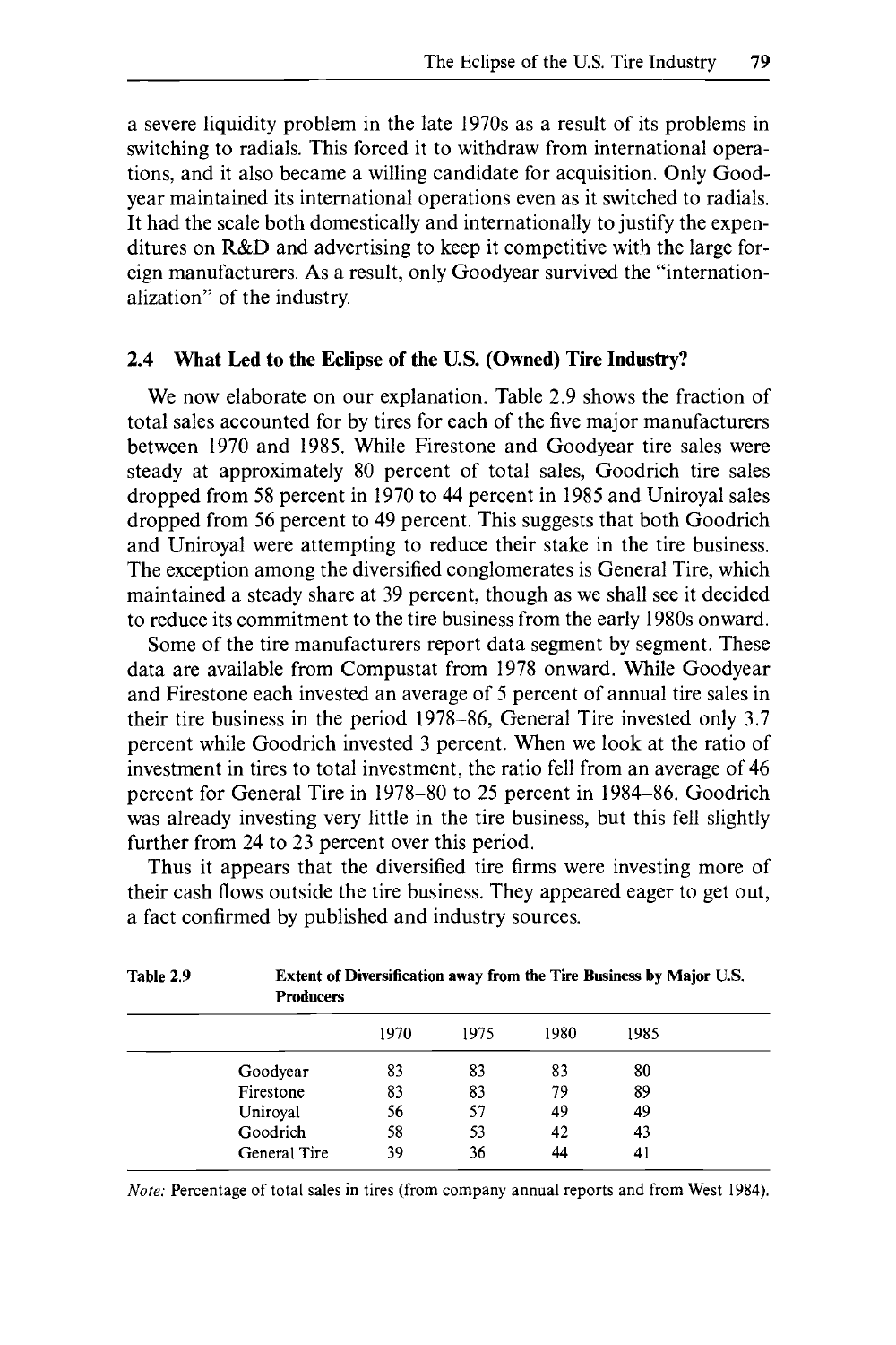a severe liquidity problem in the late 1970s as a result of its problems in switching to radials. This forced it to withdraw from international operations, and it also became a willing candidate for acquisition. Only Goodyear maintained its international operations even as it switched to radials. It had the scale both domestically and internationally to justify the expenditures on R&D and advertising to keep it competitive with the large foreign manufacturers. As a result, only Goodyear survived the "internationalization" of the industry.

### 2.4 What Led to the Eclipse of the U.S. (Owned) Tire Industry?

We now elaborate on our explanation. Table 2.9 shows the fraction of total sales accounted for by tires for each of the five major manufacturers between 1970 and 1985. While Firestone and Goodyear tire sales were steady at approximately 80 percent of total sales, Goodrich tire sales dropped from 58 percent in 1970 to 44 percent in 1985 and Uniroyal sales dropped from 56 percent to 49 percent. This suggests that both Goodrich and Uniroyal were attempting to reduce their stake in the tire business. The exception among the diversified conglomerates is General Tire, which maintained a steady share at 39 percent, though as we shall see it decided to reduce its commitment to the tire business from the early 1980s onward.

Some of the tire manufacturers report data segment by segment. These data are available from Compustat from 1978 onward. While Goodyear and Firestone each invested an average of 5 percent of annual tire sales in their tire business in the period 1978–86, General Tire invested only 3.7 percent while Goodrich invested 3 percent. When we look at the ratio of investment in tires to total investment, the ratio fell from an average of 46 percent for General Tire in 1978–80 to 25 percent in 1984–86. Goodrich was already investing very little in the tire business, but this fell slightly further from 24 to 23 percent over this period.

Thus it appears that the diversified tire firms were investing more of their cash flows outside the tire business. They appeared eager to get out, a fact confirmed by published and industry sources.

**Table 2.9 Extent of Diversification away from the Tire Business by Major U.S. Producers**

| | 1970 | 1975 | 1980 | 1985 |
|---|---|---|---|---|
| Goodyear | 83 | 83 | 83 | 80 |
| Firestone | 83 | 83 | 79 | 89 |
| Uniroyal | 56 | 57 | 49 | 49 |
| Goodrich | 58 | 53 | 42 | 43 |
| General Tire | 39 | 36 | 44 | 41 |

*Note:* Percentage of total sales in tires (from company annual reports and from West 1984).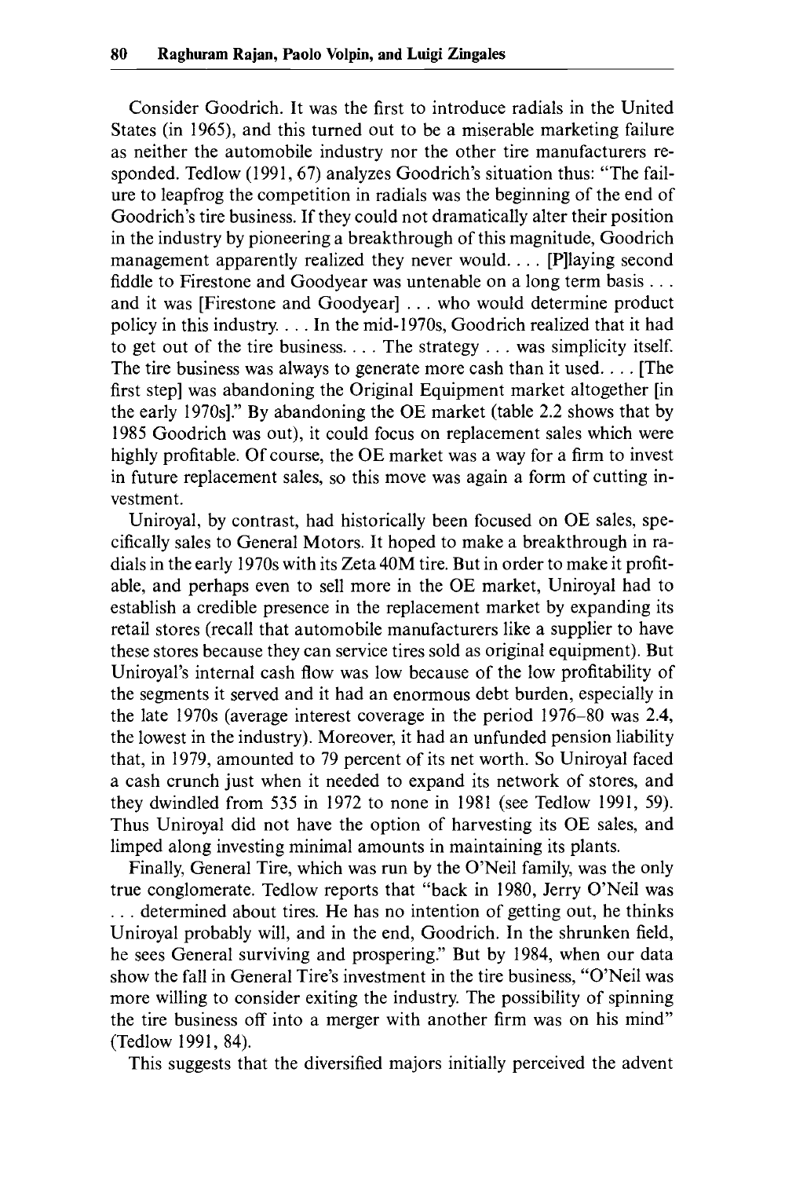Consider Goodrich. It was the first to introduce radials in the United States (in 1965), and this turned out to be a miserable marketing failure as neither the automobile industry nor the other tire manufacturers responded. Tedlow (1991, 67) analyzes Goodrich's situation thus: "The failure to leapfrog the competition in radials was the beginning of the end of Goodrich's tire business. If they could not dramatically alter their position in the industry by pioneering a breakthrough of this magnitude, Goodrich management apparently realized they never would. . . . [P]laying second fiddle to Firestone and Goodyear was untenable on a long term basis . . . and it was [Firestone and Goodyear] . . . who would determine product policy in this industry. . . . In the mid-1970s, Goodrich realized that it had to get out of the tire business. . . . The strategy . . . was simplicity itself. The tire business was always to generate more cash than it used. . . . [The first step] was abandoning the Original Equipment market altogether [in the early 1970s]." By abandoning the OE market (table 2.2 shows that by 1985 Goodrich was out), it could focus on replacement sales which were highly profitable. Of course, the OE market was a way for a firm to invest in future replacement sales, so this move was again a form of cutting investment.

Uniroyal, by contrast, had historically been focused on OE sales, specifically sales to General Motors. It hoped to make a breakthrough in radials in the early 1970s with its Zeta 40M tire. But in order to make it profitable, and perhaps even to sell more in the OE market, Uniroyal had to establish a credible presence in the replacement market by expanding its retail stores (recall that automobile manufacturers like a supplier to have these stores because they can service tires sold as original equipment). But Uniroyal's internal cash flow was low because of the low profitability of the segments it served and it had an enormous debt burden, especially in the late 1970s (average interest coverage in the period 1976–80 was 2.4, the lowest in the industry). Moreover, it had an unfunded pension liability that, in 1979, amounted to 79 percent of its net worth. So Uniroyal faced a cash crunch just when it needed to expand its network of stores, and they dwindled from 535 in 1972 to none in 1981 (see Tedlow 1991, 59). Thus Uniroyal did not have the option of harvesting its OE sales, and limped along investing minimal amounts in maintaining its plants.

Finally, General Tire, which was run by the O'Neil family, was the only true conglomerate. Tedlow reports that "back in 1980, Jerry O'Neil was . . . determined about tires. He has no intention of getting out, he thinks Uniroyal probably will, and in the end, Goodrich. In the shrunken field, he sees General surviving and prospering." But by 1984, when our data show the fall in General Tire's investment in the tire business, "O'Neil was more willing to consider exiting the industry. The possibility of spinning the tire business off into a merger with another firm was on his mind" (Tedlow 1991, 84).

This suggests that the diversified majors initially perceived the advent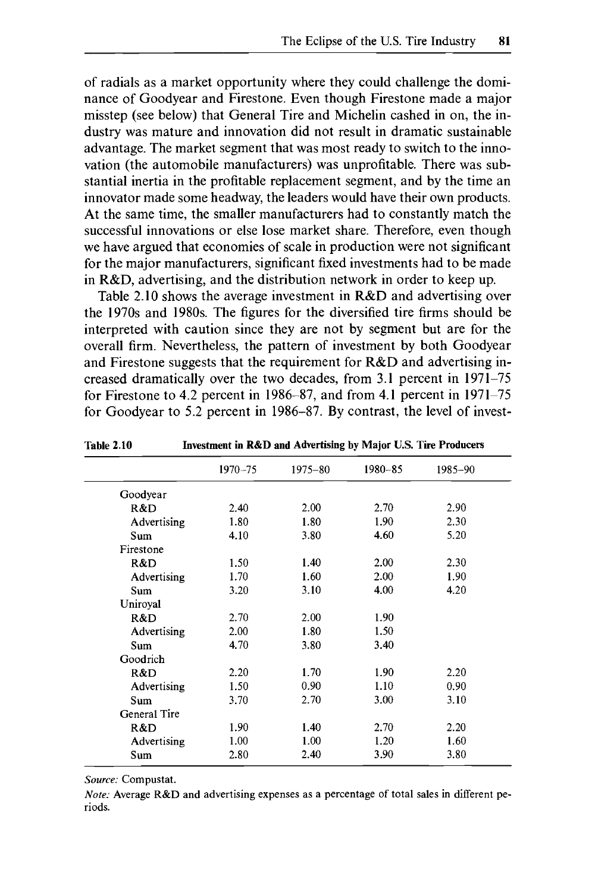of radials as a market opportunity where they could challenge the dominance of Goodyear and Firestone. Even though Firestone made a major misstep (see below) that General Tire and Michelin cashed in on, the industry was mature and innovation did not result in dramatic sustainable advantage. The market segment that was most ready to switch to the innovation (the automobile manufacturers) was unprofitable. There was substantial inertia in the profitable replacement segment, and by the time an innovator made some headway, the leaders would have their own products. At the same time, the smaller manufacturers had to constantly match the successful innovations or else lose market share. Therefore, even though we have argued that economies of scale in production were not significant for the major manufacturers, significant fixed investments had to be made in R&D, advertising, and the distribution network in order to keep up.

Table 2.10 shows the average investment in R&D and advertising over the 1970s and 1980s. The figures for the diversified tire firms should be interpreted with caution since they are not by segment but are for the overall firm. Nevertheless, the pattern of investment by both Goodyear and Firestone suggests that the requirement for R&D and advertising increased dramatically over the two decades, from 3.1 percent in 1971–75 for Firestone to 4.2 percent in 1986–87, and from 4.1 percent in 1971–75 for Goodyear to 5.2 percent in 1986–87. By contrast, the level of invest-

**Table 2.10 Investment in R&D and Advertising by Major U.S. Tire Producers**

| | 1970–75 | 1975–80 | 1980–85 | 1985–90 |
|---|---|---|---|---|
| Goodyear | | | | |
| R&D | 2.40 | 2.00 | 2.70 | 2.90 |
| Advertising | 1.80 | 1.80 | 1.90 | 2.30 |
| Sum | 4.10 | 3.80 | 4.60 | 5.20 |
| Firestone | | | | |
| R&D | 1.50 | 1.40 | 2.00 | 2.30 |
| Advertising | 1.70 | 1.60 | 2.00 | 1.90 |
| Sum | 3.20 | 3.10 | 4.00 | 4.20 |
| Uniroyal | | | | |
| R&D | 2.70 | 2.00 | 1.90 | |
| Advertising | 2.00 | 1.80 | 1.50 | |
| Sum | 4.70 | 3.80 | 3.40 | |
| Goodrich | | | | |
| R&D | 2.20 | 1.70 | 1.90 | 2.20 |
| Advertising | 1.50 | 0.90 | 1.10 | 0.90 |
| Sum | 3.70 | 2.70 | 3.00 | 3.10 |
| General Tire | | | | |
| R&D | 1.90 | 1.40 | 2.70 | 2.20 |
| Advertising | 1.00 | 1.00 | 1.20 | 1.60 |
| Sum | 2.80 | 2.40 | 3.90 | 3.80 |

*Source:* Compustat.

*Note:* Average R&D and advertising expenses as a percentage of total sales in different periods.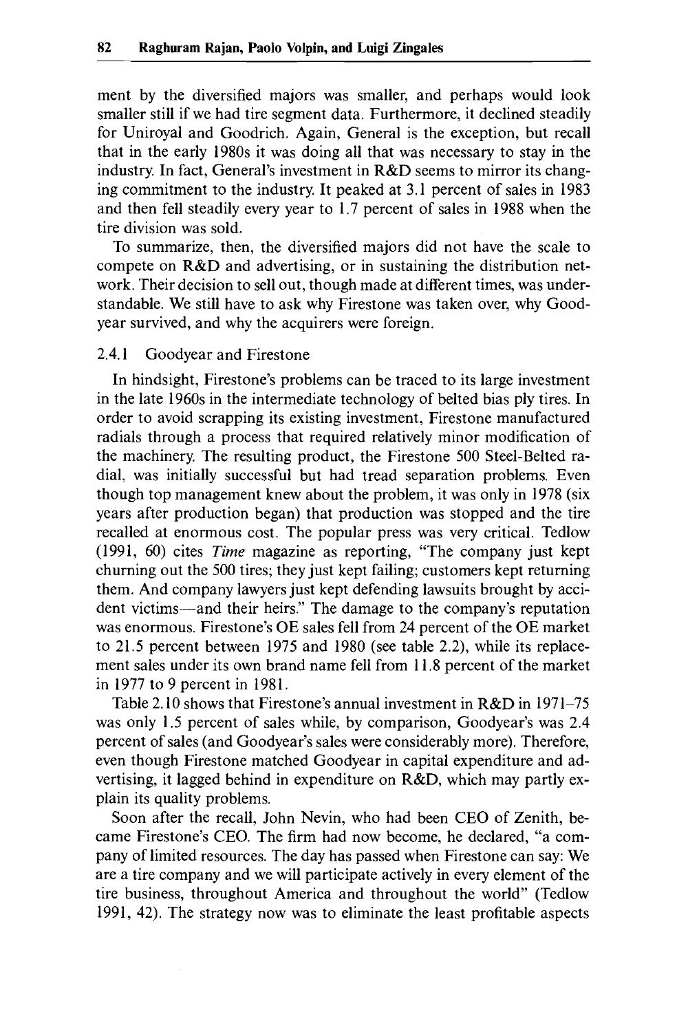ment by the diversified majors was smaller, and perhaps would look smaller still if we had tire segment data. Furthermore, it declined steadily for Uniroyal and Goodrich. Again, General is the exception, but recall that in the early 1980s it was doing all that was necessary to stay in the industry. In fact, General's investment in R&D seems to mirror its changing commitment to the industry. It peaked at 3.1 percent of sales in 1983 and then fell steadily every year to 1.7 percent of sales in 1988 when the tire division was sold.

To summarize, then, the diversified majors did not have the scale to compete on R&D and advertising, or in sustaining the distribution network. Their decision to sell out, though made at different times, was understandable. We still have to ask why Firestone was taken over, why Goodyear survived, and why the acquirers were foreign.

### 2.4.1 Goodyear and Firestone

In hindsight, Firestone's problems can be traced to its large investment in the late 1960s in the intermediate technology of belted bias ply tires. In order to avoid scrapping its existing investment, Firestone manufactured radials through a process that required relatively minor modification of the machinery. The resulting product, the Firestone 500 Steel-Belted radial, was initially successful but had tread separation problems. Even though top management knew about the problem, it was only in 1978 (six years after production began) that production was stopped and the tire recalled at enormous cost. The popular press was very critical. Tedlow (1991, 60) cites *Time* magazine as reporting, "The company just kept churning out the 500 tires; they just kept failing; customers kept returning them. And company lawyers just kept defending lawsuits brought by accident victims—and their heirs." The damage to the company's reputation was enormous. Firestone's OE sales fell from 24 percent of the OE market to 21.5 percent between 1975 and 1980 (see table 2.2), while its replacement sales under its own brand name fell from 11.8 percent of the market in 1977 to 9 percent in 1981.

Table 2.10 shows that Firestone's annual investment in R&D in 1971–75 was only 1.5 percent of sales while, by comparison, Goodyear's was 2.4 percent of sales (and Goodyear's sales were considerably more). Therefore, even though Firestone matched Goodyear in capital expenditure and advertising, it lagged behind in expenditure on R&D, which may partly explain its quality problems.

Soon after the recall, John Nevin, who had been CEO of Zenith, became Firestone's CEO. The firm had now become, he declared, "a company of limited resources. The day has passed when Firestone can say: We are a tire company and we will participate actively in every element of the tire business, throughout America and throughout the world" (Tedlow 1991, 42). The strategy now was to eliminate the least profitable aspects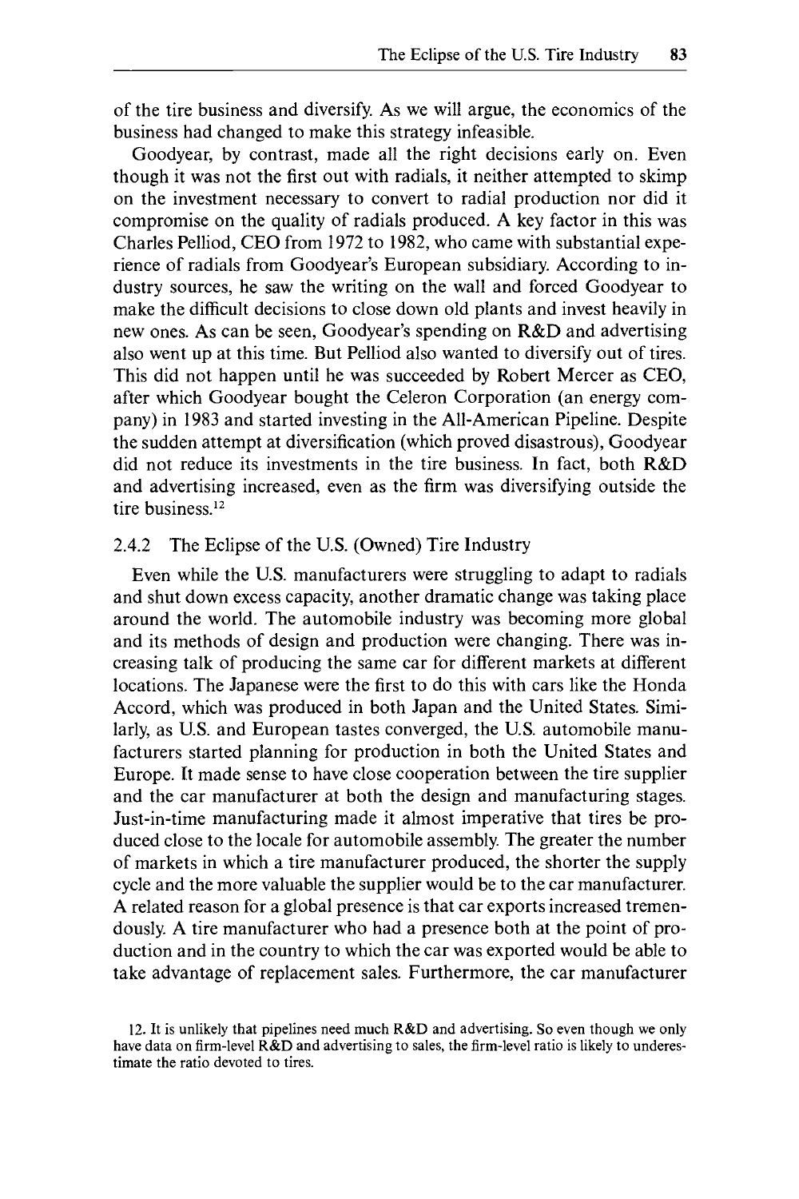of the tire business and diversify. As we will argue, the economics of the business had changed to make this strategy infeasible.

Goodyear, by contrast, made all the right decisions early on. Even though it was not the first out with radials, it neither attempted to skimp on the investment necessary to convert to radial production nor did it compromise on the quality of radials produced. A key factor in this was Charles Pelliod, CEO from 1972 to 1982, who came with substantial experience of radials from Goodyear's European subsidiary. According to industry sources, he saw the writing on the wall and forced Goodyear to make the difficult decisions to close down old plants and invest heavily in new ones. As can be seen, Goodyear's spending on R&D and advertising also went up at this time. But Pelliod also wanted to diversify out of tires. This did not happen until he was succeeded by Robert Mercer as CEO, after which Goodyear bought the Celeron Corporation (an energy company) in 1983 and started investing in the All-American Pipeline. Despite the sudden attempt at diversification (which proved disastrous), Goodyear did not reduce its investments in the tire business. In fact, both R&D and advertising increased, even as the firm was diversifying outside the tire business.[12]

### 2.4.2 The Eclipse of the U.S. (Owned) Tire Industry

Even while the U.S. manufacturers were struggling to adapt to radials and shut down excess capacity, another dramatic change was taking place around the world. The automobile industry was becoming more global and its methods of design and production were changing. There was increasing talk of producing the same car for different markets at different locations. The Japanese were the first to do this with cars like the Honda Accord, which was produced in both Japan and the United States. Similarly, as U.S. and European tastes converged, the U.S. automobile manufacturers started planning for production in both the United States and Europe. It made sense to have close cooperation between the tire supplier and the car manufacturer at both the design and manufacturing stages. Just-in-time manufacturing made it almost imperative that tires be produced close to the locale for automobile assembly. The greater the number of markets in which a tire manufacturer produced, the shorter the supply cycle and the more valuable the supplier would be to the car manufacturer. A related reason for a global presence is that car exports increased tremendously. A tire manufacturer who had a presence both at the point of production and in the country to which the car was exported would be able to take advantage of replacement sales. Furthermore, the car manufacturer

12. It is unlikely that pipelines need much R&D and advertising. So even though we only have data on firm-level R&D and advertising to sales, the firm-level ratio is likely to underestimate the ratio devoted to tires.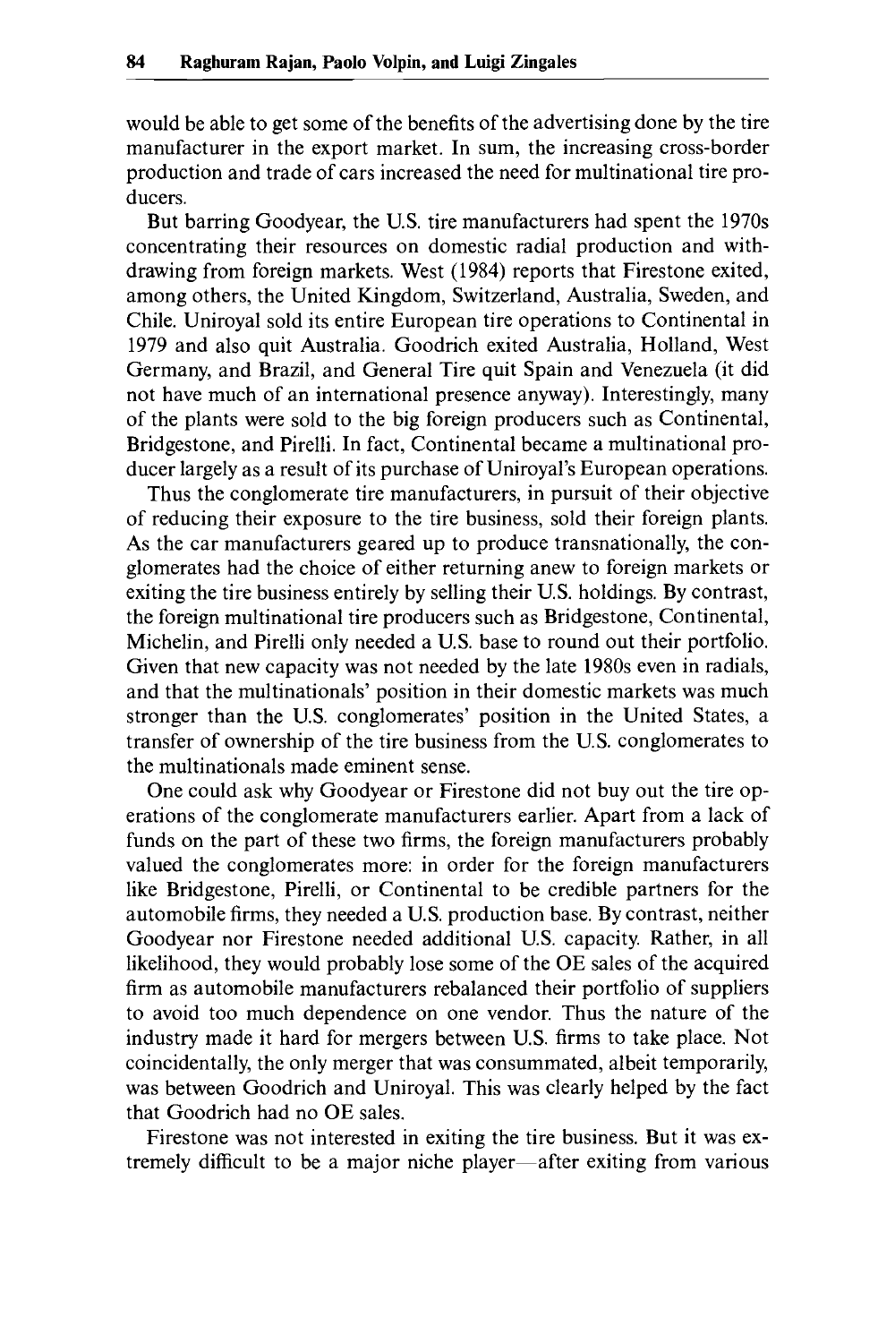would be able to get some of the benefits of the advertising done by the tire manufacturer in the export market. In sum, the increasing cross-border production and trade of cars increased the need for multinational tire producers.

But barring Goodyear, the U.S. tire manufacturers had spent the 1970s concentrating their resources on domestic radial production and withdrawing from foreign markets. West (1984) reports that Firestone exited, among others, the United Kingdom, Switzerland, Australia, Sweden, and Chile. Uniroyal sold its entire European tire operations to Continental in 1979 and also quit Australia. Goodrich exited Australia, Holland, West Germany, and Brazil, and General Tire quit Spain and Venezuela (it did not have much of an international presence anyway). Interestingly, many of the plants were sold to the big foreign producers such as Continental, Bridgestone, and Pirelli. In fact, Continental became a multinational producer largely as a result of its purchase of Uniroyal's European operations.

Thus the conglomerate tire manufacturers, in pursuit of their objective of reducing their exposure to the tire business, sold their foreign plants. As the car manufacturers geared up to produce transnationally, the conglomerates had the choice of either returning anew to foreign markets or exiting the tire business entirely by selling their U.S. holdings. By contrast, the foreign multinational tire producers such as Bridgestone, Continental, Michelin, and Pirelli only needed a U.S. base to round out their portfolio. Given that new capacity was not needed by the late 1980s even in radials, and that the multinationals' position in their domestic markets was much stronger than the U.S. conglomerates' position in the United States, a transfer of ownership of the tire business from the U.S. conglomerates to the multinationals made eminent sense.

One could ask why Goodyear or Firestone did not buy out the tire operations of the conglomerate manufacturers earlier. Apart from a lack of funds on the part of these two firms, the foreign manufacturers probably valued the conglomerates more: in order for the foreign manufacturers like Bridgestone, Pirelli, or Continental to be credible partners for the automobile firms, they needed a U.S. production base. By contrast, neither Goodyear nor Firestone needed additional U.S. capacity. Rather, in all likelihood, they would probably lose some of the OE sales of the acquired firm as automobile manufacturers rebalanced their portfolio of suppliers to avoid too much dependence on one vendor. Thus the nature of the industry made it hard for mergers between U.S. firms to take place. Not coincidentally, the only merger that was consummated, albeit temporarily, was between Goodrich and Uniroyal. This was clearly helped by the fact that Goodrich had no OE sales.

Firestone was not interested in exiting the tire business. But it was extremely difficult to be a major niche player—after exiting from various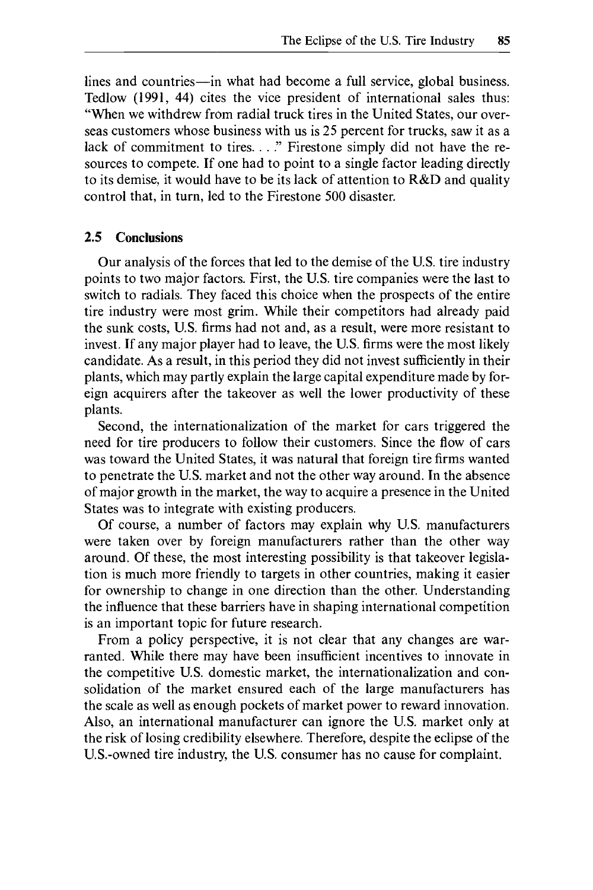lines and countries—in what had become a full service, global business. Tedlow (1991, 44) cites the vice president of international sales thus: "When we withdrew from radial truck tires in the United States, our overseas customers whose business with us is 25 percent for trucks, saw it as a lack of commitment to tires. . . ." Firestone simply did not have the resources to compete. If one had to point to a single factor leading directly to its demise, it would have to be its lack of attention to R&D and quality control that, in turn, led to the Firestone 500 disaster.

## 2.5 Conclusions

Our analysis of the forces that led to the demise of the U.S. tire industry points to two major factors. First, the U.S. tire companies were the last to switch to radials. They faced this choice when the prospects of the entire tire industry were most grim. While their competitors had already paid the sunk costs, U.S. firms had not and, as a result, were more resistant to invest. If any major player had to leave, the U.S. firms were the most likely candidate. As a result, in this period they did not invest sufficiently in their plants, which may partly explain the large capital expenditure made by foreign acquirers after the takeover as well the lower productivity of these plants.

Second, the internationalization of the market for cars triggered the need for tire producers to follow their customers. Since the flow of cars was toward the United States, it was natural that foreign tire firms wanted to penetrate the U.S. market and not the other way around. In the absence of major growth in the market, the way to acquire a presence in the United States was to integrate with existing producers.

Of course, a number of factors may explain why U.S. manufacturers were taken over by foreign manufacturers rather than the other way around. Of these, the most interesting possibility is that takeover legislation is much more friendly to targets in other countries, making it easier for ownership to change in one direction than the other. Understanding the influence that these barriers have in shaping international competition is an important topic for future research.

From a policy perspective, it is not clear that any changes are warranted. While there may have been insufficient incentives to innovate in the competitive U.S. domestic market, the internationalization and consolidation of the market ensured each of the large manufacturers has the scale as well as enough pockets of market power to reward innovation. Also, an international manufacturer can ignore the U.S. market only at the risk of losing credibility elsewhere. Therefore, despite the eclipse of the U.S.-owned tire industry, the U.S. consumer has no cause for complaint.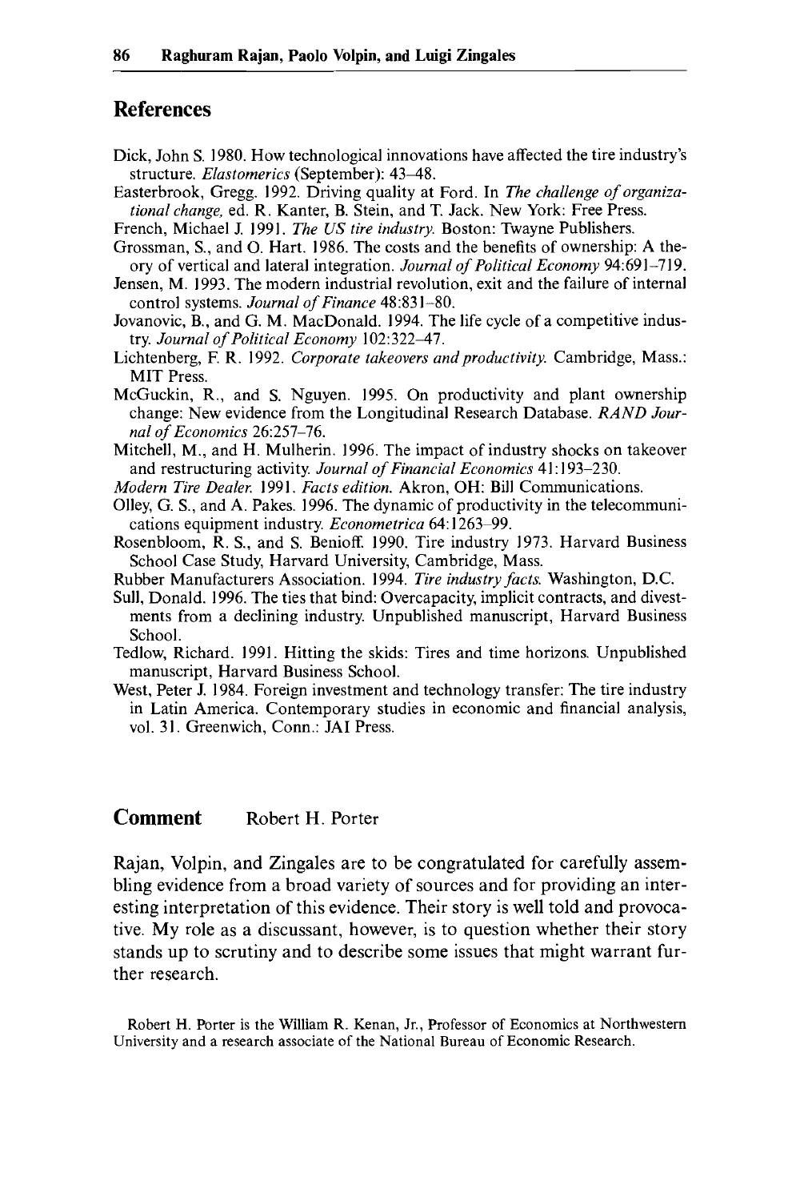## References

Dick, John S. 1980. How technological innovations have affected the tire industry's structure. *Elastomerics* (September): 43–48.

Easterbrook, Gregg. 1992. Driving quality at Ford. In *The challenge of organizational change,* ed. R. Kanter, B. Stein, and T. Jack. New York: Free Press.

French, Michael J. 1991. *The US tire industry.* Boston: Twayne Publishers.

Grossman, S., and O. Hart. 1986. The costs and the benefits of ownership: A theory of vertical and lateral integration. *Journal of Political Economy* 94:691–719.

Jensen, M. 1993. The modern industrial revolution, exit and the failure of internal control systems. *Journal of Finance* 48:831–80.

Jovanovic, B., and G. M. MacDonald. 1994. The life cycle of a competitive industry. *Journal of Political Economy* 102:322–47.

Lichtenberg, F. R. 1992. *Corporate takeovers and productivity.* Cambridge, Mass.: MIT Press.

McGuckin, R., and S. Nguyen. 1995. On productivity and plant ownership change: New evidence from the Longitudinal Research Database. *RAND Journal of Economics* 26:257–76.

Mitchell, M., and H. Mulherin. 1996. The impact of industry shocks on takeover and restructuring activity. *Journal of Financial Economics* 41:193–230.

*Modern Tire Dealer.* 1991. *Facts edition.* Akron, OH: Bill Communications.

Olley, G. S., and A. Pakes. 1996. The dynamic of productivity in the telecommunications equipment industry. *Econometrica* 64:1263–99.

Rosenbloom, R. S., and S. Benioff. 1990. Tire industry 1973. Harvard Business School Case Study, Harvard University, Cambridge, Mass.

Rubber Manufacturers Association. 1994. *Tire industry facts.* Washington, D.C.

Sull, Donald. 1996. The ties that bind: Overcapacity, implicit contracts, and divestments from a declining industry. Unpublished manuscript, Harvard Business School.

Tedlow, Richard. 1991. Hitting the skids: Tires and time horizons. Unpublished manuscript, Harvard Business School.

West, Peter J. 1984. Foreign investment and technology transfer: The tire industry in Latin America. Contemporary studies in economic and financial analysis, vol. 31. Greenwich, Conn.: JAI Press.

## Comment    Robert H. Porter

Rajan, Volpin, and Zingales are to be congratulated for carefully assembling evidence from a broad variety of sources and for providing an interesting interpretation of this evidence. Their story is well told and provocative. My role as a discussant, however, is to question whether their story stands up to scrutiny and to describe some issues that might warrant further research.

Robert H. Porter is the William R. Kenan, Jr., Professor of Economics at Northwestern University and a research associate of the National Bureau of Economic Research.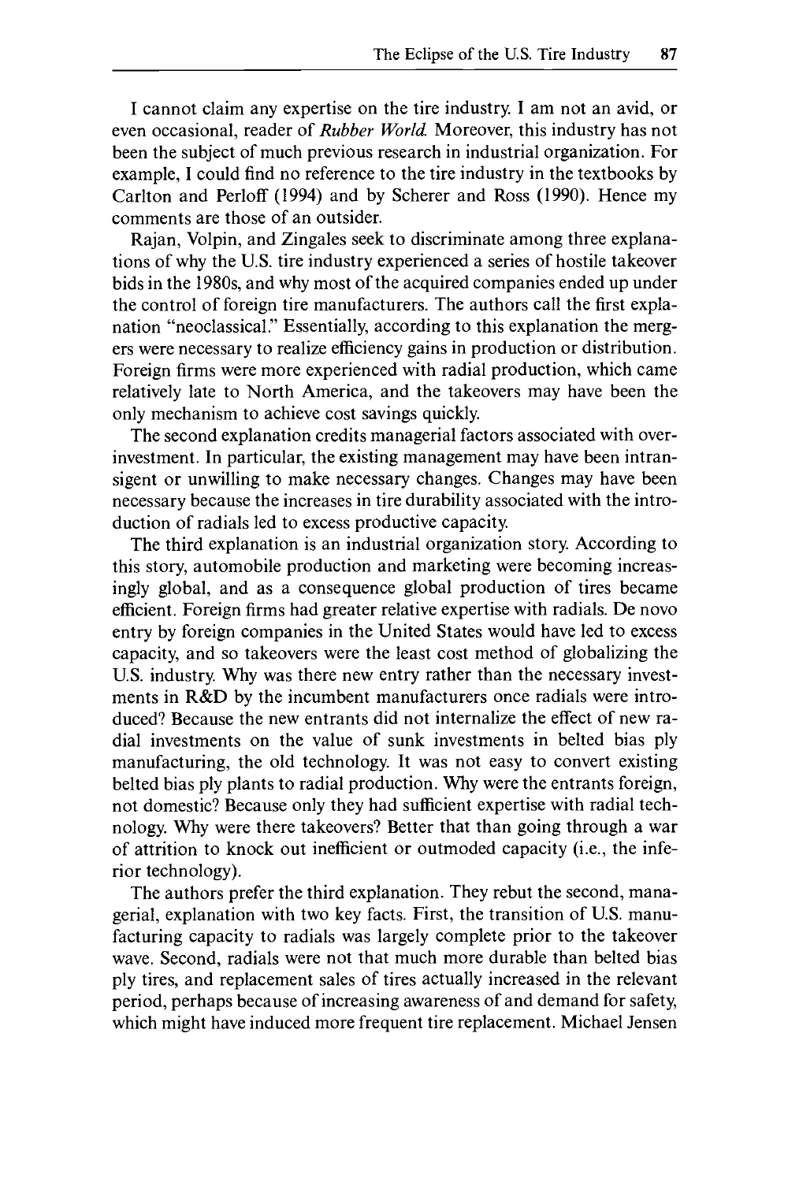I cannot claim any expertise on the tire industry. I am not an avid, or even occasional, reader of *Rubber World.* Moreover, this industry has not been the subject of much previous research in industrial organization. For example, I could find no reference to the tire industry in the textbooks by Carlton and Perloff (1994) and by Scherer and Ross (1990). Hence my comments are those of an outsider.

Rajan, Volpin, and Zingales seek to discriminate among three explanations of why the U.S. tire industry experienced a series of hostile takeover bids in the 1980s, and why most of the acquired companies ended up under the control of foreign tire manufacturers. The authors call the first explanation "neoclassical." Essentially, according to this explanation the mergers were necessary to realize efficiency gains in production or distribution. Foreign firms were more experienced with radial production, which came relatively late to North America, and the takeovers may have been the only mechanism to achieve cost savings quickly.

The second explanation credits managerial factors associated with overinvestment. In particular, the existing management may have been intransigent or unwilling to make necessary changes. Changes may have been necessary because the increases in tire durability associated with the introduction of radials led to excess productive capacity.

The third explanation is an industrial organization story. According to this story, automobile production and marketing were becoming increasingly global, and as a consequence global production of tires became efficient. Foreign firms had greater relative expertise with radials. De novo entry by foreign companies in the United States would have led to excess capacity, and so takeovers were the least cost method of globalizing the U.S. industry. Why was there new entry rather than the necessary investments in R&D by the incumbent manufacturers once radials were introduced? Because the new entrants did not internalize the effect of new radial investments on the value of sunk investments in belted bias ply manufacturing, the old technology. It was not easy to convert existing belted bias ply plants to radial production. Why were the entrants foreign, not domestic? Because only they had sufficient expertise with radial technology. Why were there takeovers? Better that than going through a war of attrition to knock out inefficient or outmoded capacity (i.e., the inferior technology).

The authors prefer the third explanation. They rebut the second, managerial, explanation with two key facts. First, the transition of U.S. manufacturing capacity to radials was largely complete prior to the takeover wave. Second, radials were not that much more durable than belted bias ply tires, and replacement sales of tires actually increased in the relevant period, perhaps because of increasing awareness of and demand for safety, which might have induced more frequent tire replacement. Michael Jensen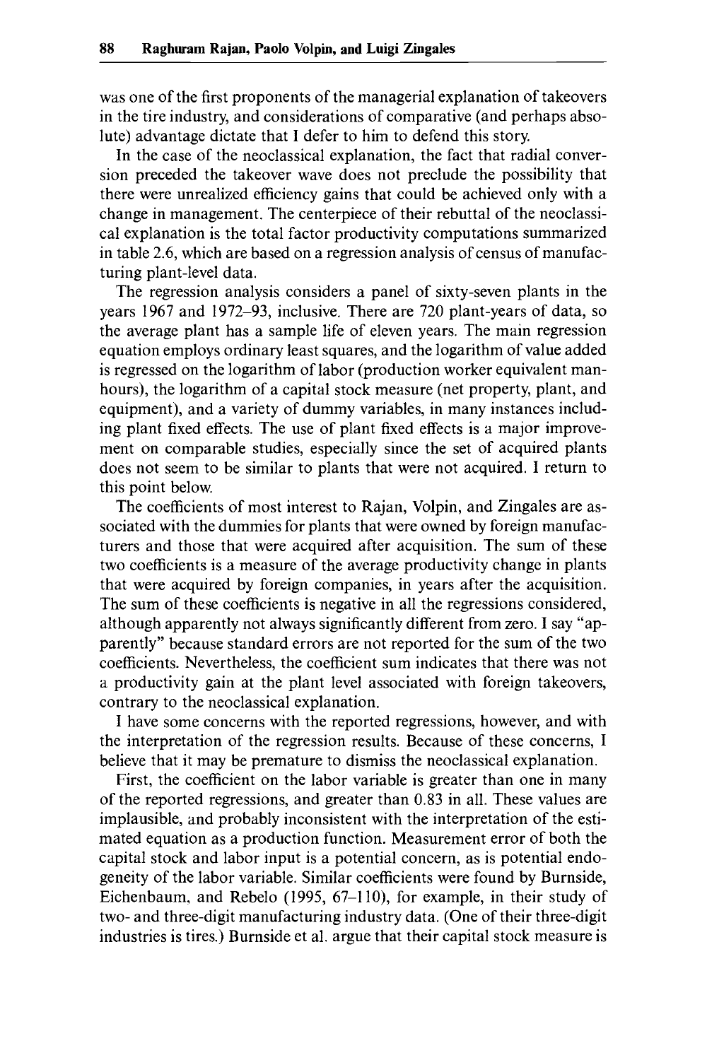was one of the first proponents of the managerial explanation of takeovers in the tire industry, and considerations of comparative (and perhaps absolute) advantage dictate that I defer to him to defend this story.

In the case of the neoclassical explanation, the fact that radial conversion preceded the takeover wave does not preclude the possibility that there were unrealized efficiency gains that could be achieved only with a change in management. The centerpiece of their rebuttal of the neoclassical explanation is the total factor productivity computations summarized in table 2.6, which are based on a regression analysis of census of manufacturing plant-level data.

The regression analysis considers a panel of sixty-seven plants in the years 1967 and 1972–93, inclusive. There are 720 plant-years of data, so the average plant has a sample life of eleven years. The main regression equation employs ordinary least squares, and the logarithm of value added is regressed on the logarithm of labor (production worker equivalent manhours), the logarithm of a capital stock measure (net property, plant, and equipment), and a variety of dummy variables, in many instances including plant fixed effects. The use of plant fixed effects is a major improvement on comparable studies, especially since the set of acquired plants does not seem to be similar to plants that were not acquired. I return to this point below.

The coefficients of most interest to Rajan, Volpin, and Zingales are associated with the dummies for plants that were owned by foreign manufacturers and those that were acquired after acquisition. The sum of these two coefficients is a measure of the average productivity change in plants that were acquired by foreign companies, in years after the acquisition. The sum of these coefficients is negative in all the regressions considered, although apparently not always significantly different from zero. I say "apparently" because standard errors are not reported for the sum of the two coefficients. Nevertheless, the coefficient sum indicates that there was not a productivity gain at the plant level associated with foreign takeovers, contrary to the neoclassical explanation.

I have some concerns with the reported regressions, however, and with the interpretation of the regression results. Because of these concerns, I believe that it may be premature to dismiss the neoclassical explanation.

First, the coefficient on the labor variable is greater than one in many of the reported regressions, and greater than 0.83 in all. These values are implausible, and probably inconsistent with the interpretation of the estimated equation as a production function. Measurement error of both the capital stock and labor input is a potential concern, as is potential endogeneity of the labor variable. Similar coefficients were found by Burnside, Eichenbaum, and Rebelo (1995, 67–110), for example, in their study of two- and three-digit manufacturing industry data. (One of their three-digit industries is tires.) Burnside et al. argue that their capital stock measure is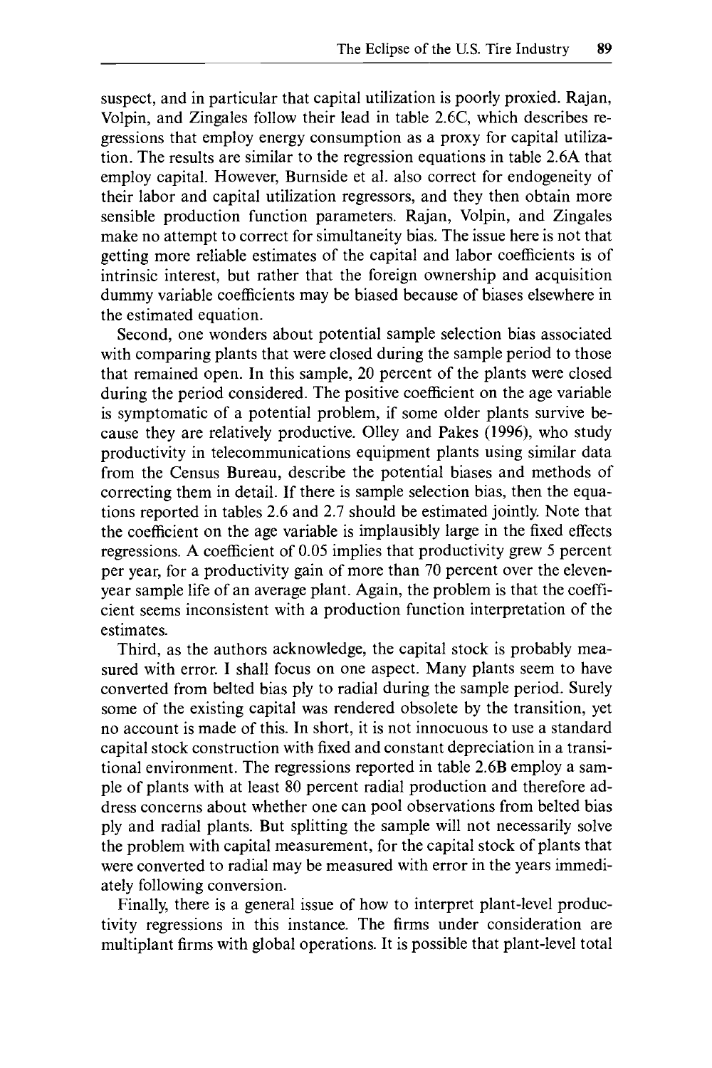suspect, and in particular that capital utilization is poorly proxied. Rajan, Volpin, and Zingales follow their lead in table 2.6C, which describes regressions that employ energy consumption as a proxy for capital utilization. The results are similar to the regression equations in table 2.6A that employ capital. However, Burnside et al. also correct for endogeneity of their labor and capital utilization regressors, and they then obtain more sensible production function parameters. Rajan, Volpin, and Zingales make no attempt to correct for simultaneity bias. The issue here is not that getting more reliable estimates of the capital and labor coefficients is of intrinsic interest, but rather that the foreign ownership and acquisition dummy variable coefficients may be biased because of biases elsewhere in the estimated equation.

Second, one wonders about potential sample selection bias associated with comparing plants that were closed during the sample period to those that remained open. In this sample, 20 percent of the plants were closed during the period considered. The positive coefficient on the age variable is symptomatic of a potential problem, if some older plants survive because they are relatively productive. Olley and Pakes (1996), who study productivity in telecommunications equipment plants using similar data from the Census Bureau, describe the potential biases and methods of correcting them in detail. If there is sample selection bias, then the equations reported in tables 2.6 and 2.7 should be estimated jointly. Note that the coefficient on the age variable is implausibly large in the fixed effects regressions. A coefficient of 0.05 implies that productivity grew 5 percent per year, for a productivity gain of more than 70 percent over the eleven-year sample life of an average plant. Again, the problem is that the coefficient seems inconsistent with a production function interpretation of the estimates.

Third, as the authors acknowledge, the capital stock is probably measured with error. I shall focus on one aspect. Many plants seem to have converted from belted bias ply to radial during the sample period. Surely some of the existing capital was rendered obsolete by the transition, yet no account is made of this. In short, it is not innocuous to use a standard capital stock construction with fixed and constant depreciation in a transitional environment. The regressions reported in table 2.6B employ a sample of plants with at least 80 percent radial production and therefore address concerns about whether one can pool observations from belted bias ply and radial plants. But splitting the sample will not necessarily solve the problem with capital measurement, for the capital stock of plants that were converted to radial may be measured with error in the years immediately following conversion.

Finally, there is a general issue of how to interpret plant-level productivity regressions in this instance. The firms under consideration are multiplant firms with global operations. It is possible that plant-level total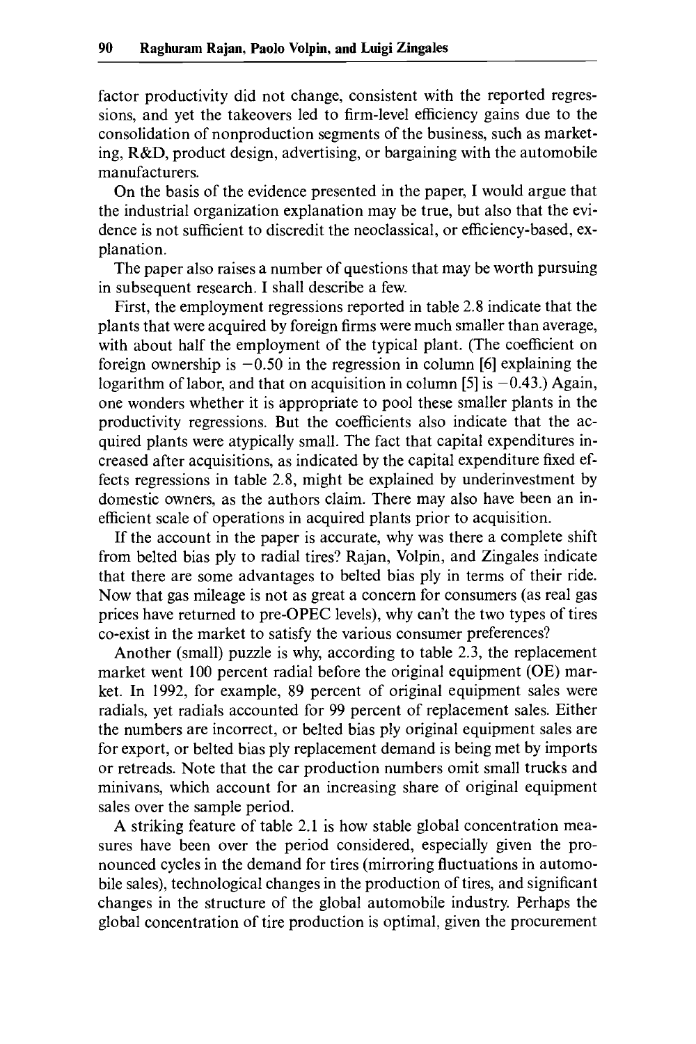factor productivity did not change, consistent with the reported regressions, and yet the takeovers led to firm-level efficiency gains due to the consolidation of nonproduction segments of the business, such as marketing, R&D, product design, advertising, or bargaining with the automobile manufacturers.

On the basis of the evidence presented in the paper, I would argue that the industrial organization explanation may be true, but also that the evidence is not sufficient to discredit the neoclassical, or efficiency-based, explanation.

The paper also raises a number of questions that may be worth pursuing in subsequent research. I shall describe a few.

First, the employment regressions reported in table 2.8 indicate that the plants that were acquired by foreign firms were much smaller than average, with about half the employment of the typical plant. (The coefficient on foreign ownership is −0.50 in the regression in column [6] explaining the logarithm of labor, and that on acquisition in column [5] is −0.43.) Again, one wonders whether it is appropriate to pool these smaller plants in the productivity regressions. But the coefficients also indicate that the acquired plants were atypically small. The fact that capital expenditures increased after acquisitions, as indicated by the capital expenditure fixed effects regressions in table 2.8, might be explained by underinvestment by domestic owners, as the authors claim. There may also have been an inefficient scale of operations in acquired plants prior to acquisition.

If the account in the paper is accurate, why was there a complete shift from belted bias ply to radial tires? Rajan, Volpin, and Zingales indicate that there are some advantages to belted bias ply in terms of their ride. Now that gas mileage is not as great a concern for consumers (as real gas prices have returned to pre-OPEC levels), why can't the two types of tires co-exist in the market to satisfy the various consumer preferences?

Another (small) puzzle is why, according to table 2.3, the replacement market went 100 percent radial before the original equipment (OE) market. In 1992, for example, 89 percent of original equipment sales were radials, yet radials accounted for 99 percent of replacement sales. Either the numbers are incorrect, or belted bias ply original equipment sales are for export, or belted bias ply replacement demand is being met by imports or retreads. Note that the car production numbers omit small trucks and minivans, which account for an increasing share of original equipment sales over the sample period.

A striking feature of table 2.1 is how stable global concentration measures have been over the period considered, especially given the pronounced cycles in the demand for tires (mirroring fluctuations in automobile sales), technological changes in the production of tires, and significant changes in the structure of the global automobile industry. Perhaps the global concentration of tire production is optimal, given the procurement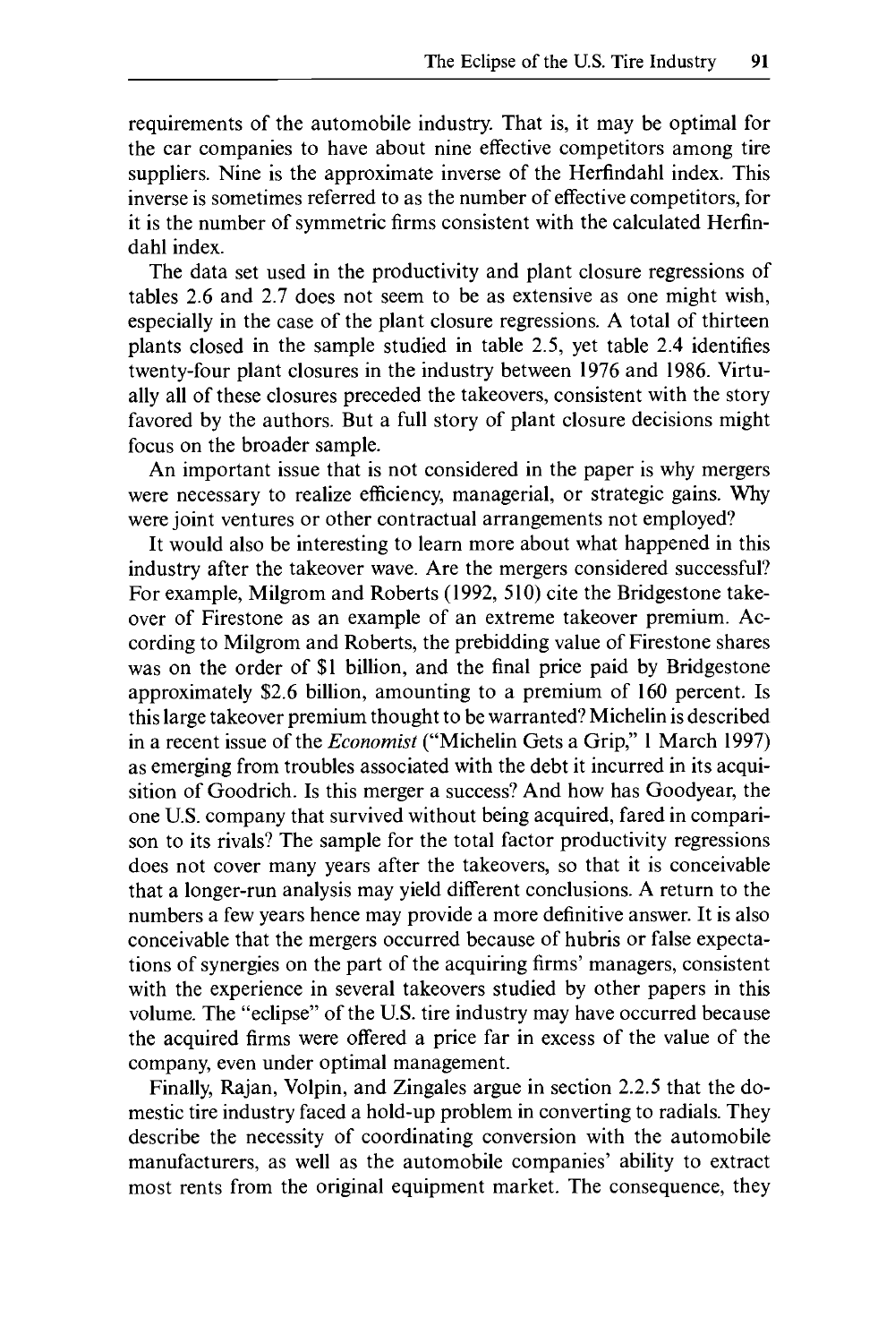requirements of the automobile industry. That is, it may be optimal for the car companies to have about nine effective competitors among tire suppliers. Nine is the approximate inverse of the Herfindahl index. This inverse is sometimes referred to as the number of effective competitors, for it is the number of symmetric firms consistent with the calculated Herfindahl index.

The data set used in the productivity and plant closure regressions of tables 2.6 and 2.7 does not seem to be as extensive as one might wish, especially in the case of the plant closure regressions. A total of thirteen plants closed in the sample studied in table 2.5, yet table 2.4 identifies twenty-four plant closures in the industry between 1976 and 1986. Virtually all of these closures preceded the takeovers, consistent with the story favored by the authors. But a full story of plant closure decisions might focus on the broader sample.

An important issue that is not considered in the paper is why mergers were necessary to realize efficiency, managerial, or strategic gains. Why were joint ventures or other contractual arrangements not employed?

It would also be interesting to learn more about what happened in this industry after the takeover wave. Are the mergers considered successful? For example, Milgrom and Roberts (1992, 510) cite the Bridgestone takeover of Firestone as an example of an extreme takeover premium. According to Milgrom and Roberts, the prebidding value of Firestone shares was on the order of $1 billion, and the final price paid by Bridgestone approximately $2.6 billion, amounting to a premium of 160 percent. Is this large takeover premium thought to be warranted? Michelin is described in a recent issue of the *Economist* ("Michelin Gets a Grip," 1 March 1997) as emerging from troubles associated with the debt it incurred in its acquisition of Goodrich. Is this merger a success? And how has Goodyear, the one U.S. company that survived without being acquired, fared in comparison to its rivals? The sample for the total factor productivity regressions does not cover many years after the takeovers, so that it is conceivable that a longer-run analysis may yield different conclusions. A return to the numbers a few years hence may provide a more definitive answer. It is also conceivable that the mergers occurred because of hubris or false expectations of synergies on the part of the acquiring firms' managers, consistent with the experience in several takeovers studied by other papers in this volume. The "eclipse" of the U.S. tire industry may have occurred because the acquired firms were offered a price far in excess of the value of the company, even under optimal management.

Finally, Rajan, Volpin, and Zingales argue in section 2.2.5 that the domestic tire industry faced a hold-up problem in converting to radials. They describe the necessity of coordinating conversion with the automobile manufacturers, as well as the automobile companies' ability to extract most rents from the original equipment market. The consequence, they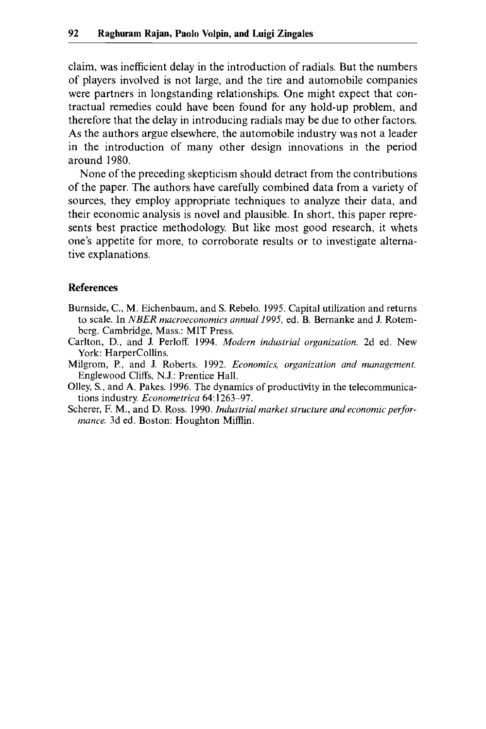claim, was inefficient delay in the introduction of radials. But the numbers of players involved is not large, and the tire and automobile companies were partners in longstanding relationships. One might expect that contractual remedies could have been found for any hold-up problem, and therefore that the delay in introducing radials may be due to other factors. As the authors argue elsewhere, the automobile industry was not a leader in the introduction of many other design innovations in the period around 1980.

None of the preceding skepticism should detract from the contributions of the paper. The authors have carefully combined data from a variety of sources, they employ appropriate techniques to analyze their data, and their economic analysis is novel and plausible. In short, this paper represents best practice methodology. But like most good research, it whets one's appetite for more, to corroborate results or to investigate alternative explanations.

## References

Burnside, C., M. Eichenbaum, and S. Rebelo. 1995. Capital utilization and returns to scale. In *NBER macroeconomics annual 1995*, ed. B. Bernanke and J. Rotemberg. Cambridge, Mass.: MIT Press.

Carlton, D., and J. Perloff. 1994. *Modern industrial organization*. 2d ed. New York: HarperCollins.

Milgrom, P., and J. Roberts. 1992. *Economics, organization and management*. Englewood Cliffs, N.J.: Prentice Hall.

Olley, S., and A. Pakes. 1996. The dynamics of productivity in the telecommunications industry. *Econometrica* 64:1263–97.

Scherer, F. M., and D. Ross. 1990. *Industrial market structure and economic performance*. 3d ed. Boston: Houghton Mifflin.